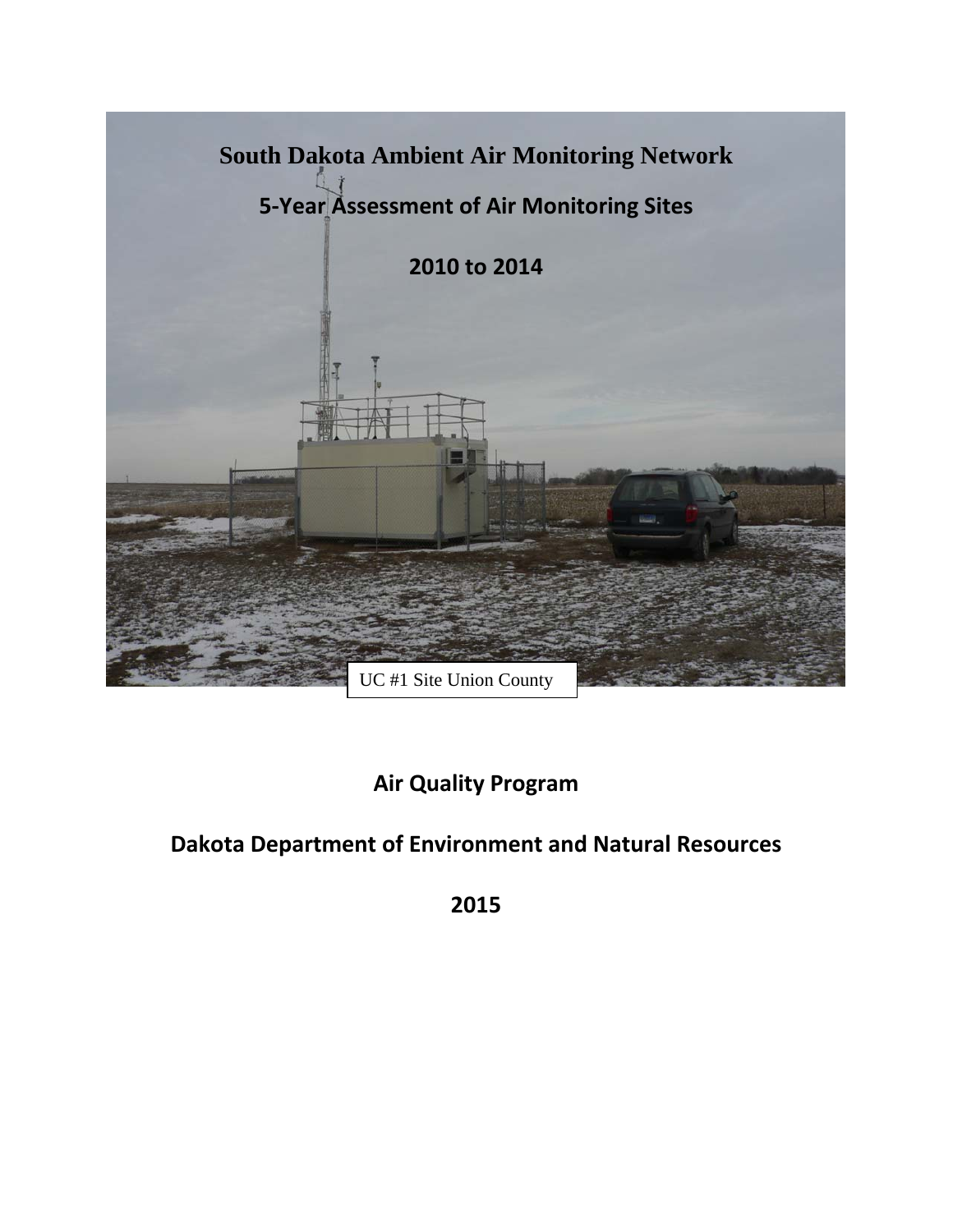# South Dakota Ambient Air Monitoring Network

## 5-Year Assessment of Air Monitoring Sites

## 2010 to 2014

UC #1 Site Union County

**Air Quality Program**

**Dakota Department of Environment and Natural Resources**

**2015**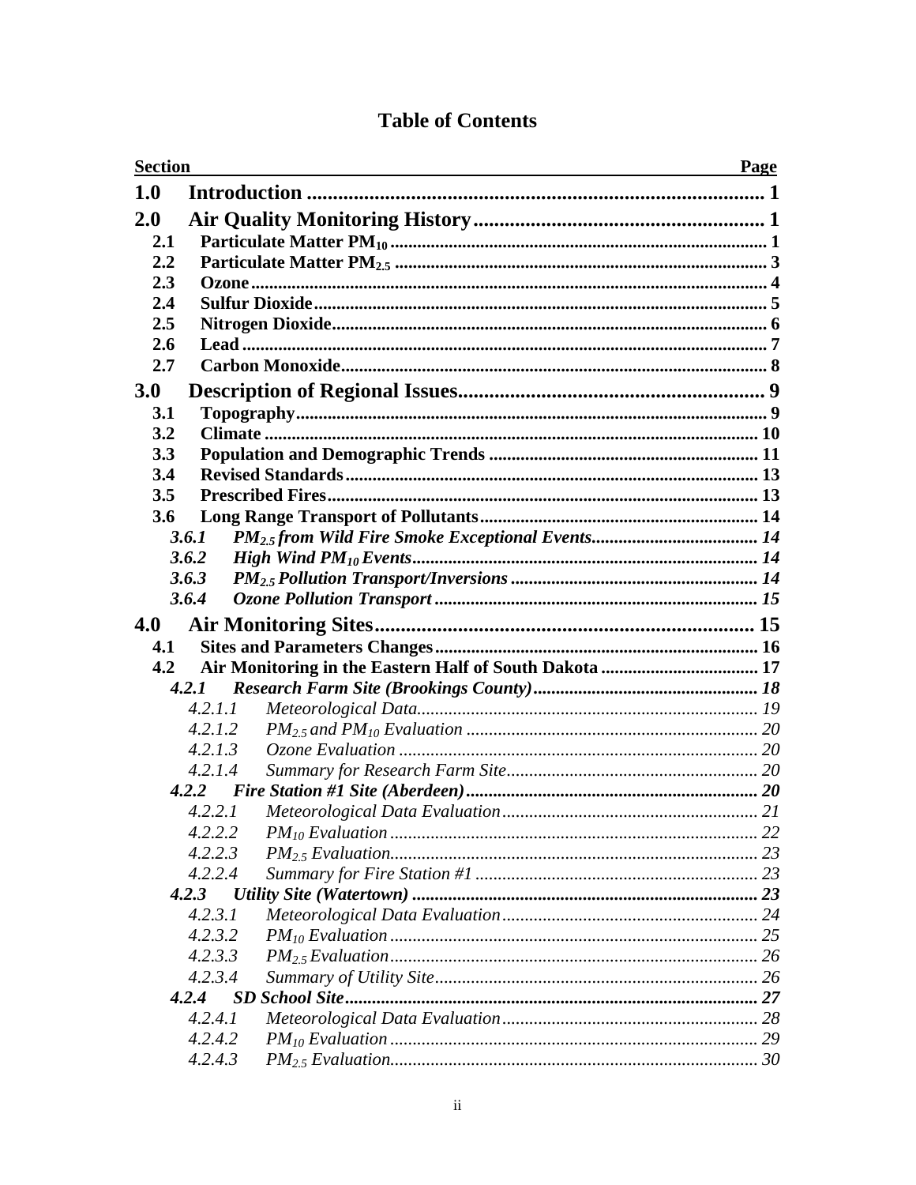# Table of Contents

| Section | | Page |
|---|---|---|
| **1.0** | **Introduction** | **1** |
| **2.0** | **Air Quality Monitoring History** | **1** |
| **2.1** | **Particulate Matter $PM_{10}$** | **1** |
| **2.2** | **Particulate Matter $PM_{2.5}$** | **3** |
| **2.3** | **Ozone** | **4** |
| **2.4** | **Sulfur Dioxide** | **5** |
| **2.5** | **Nitrogen Dioxide** | **6** |
| **2.6** | **Lead** | **7** |
| **2.7** | **Carbon Monoxide** | **8** |
| **3.0** | **Description of Regional Issues** | **9** |
| **3.1** | **Topography** | **9** |
| **3.2** | **Climate** | **10** |
| **3.3** | **Population and Demographic Trends** | **11** |
| **3.4** | **Revised Standards** | **13** |
| **3.5** | **Prescribed Fires** | **13** |
| **3.6** | **Long Range Transport of Pollutants** | **14** |
| ***3.6.1*** | ***$PM_{2.5}$ from Wild Fire Smoke Exceptional Events*** | ***14*** |
| ***3.6.2*** | ***High Wind $PM_{10}$ Events*** | ***14*** |
| ***3.6.3*** | ***$PM_{2.5}$ Pollution Transport/Inversions*** | ***14*** |
| ***3.6.4*** | ***Ozone Pollution Transport*** | ***15*** |
| **4.0** | **Air Monitoring Sites** | **15** |
| **4.1** | **Sites and Parameters Changes** | **16** |
| **4.2** | **Air Monitoring in the Eastern Half of South Dakota** | **17** |
| ***4.2.1*** | ***Research Farm Site (Brookings County)*** | ***18*** |
| *4.2.1.1* | *Meteorological Data* | *19* |
| *4.2.1.2* | *$PM_{2.5}$ and $PM_{10}$ Evaluation* | *20* |
| *4.2.1.3* | *Ozone Evaluation* | *20* |
| *4.2.1.4* | *Summary for Research Farm Site* | *20* |
| ***4.2.2*** | ***Fire Station #1 Site (Aberdeen)*** | ***20*** |
| *4.2.2.1* | *Meteorological Data Evaluation* | *21* |
| *4.2.2.2* | *$PM_{10}$ Evaluation* | *22* |
| *4.2.2.3* | *$PM_{2.5}$ Evaluation* | *23* |
| *4.2.2.4* | *Summary for Fire Station #1* | *23* |
| ***4.2.3*** | ***Utility Site (Watertown)*** | ***23*** |
| *4.2.3.1* | *Meteorological Data Evaluation* | *24* |
| *4.2.3.2* | *$PM_{10}$ Evaluation* | *25* |
| *4.2.3.3* | *$PM_{2.5}$ Evaluation* | *26* |
| *4.2.3.4* | *Summary of Utility Site* | *26* |
| ***4.2.4*** | ***SD School Site*** | ***27*** |
| *4.2.4.1* | *Meteorological Data Evaluation* | *28* |
| *4.2.4.2* | *$PM_{10}$ Evaluation* | *29* |
| *4.2.4.3* | *$PM_{2.5}$ Evaluation* | *30* |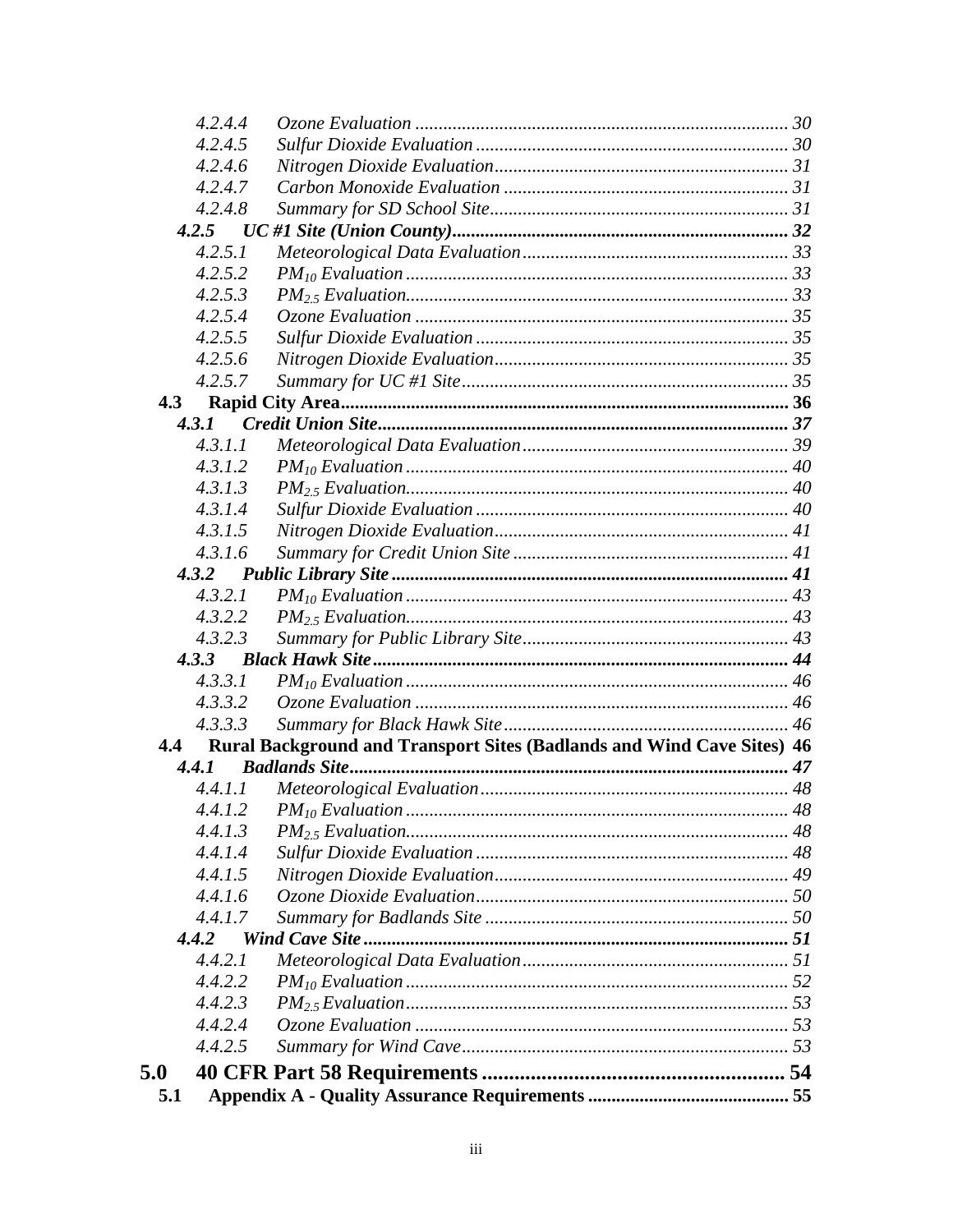4.2.4.4 Ozone Evaluation ..... 30
4.2.4.5 Sulfur Dioxide Evaluation ..... 30
4.2.4.6 Nitrogen Dioxide Evaluation ..... 31
4.2.4.7 Carbon Monoxide Evaluation ..... 31
4.2.4.8 Summary for SD School Site ..... 31

**4.2.5 UC #1 Site (Union County) ..... 32**

4.2.5.1 Meteorological Data Evaluation ..... 33
4.2.5.2 $PM_{10}$ Evaluation ..... 33
4.2.5.3 $PM_{2.5}$ Evaluation ..... 33
4.2.5.4 Ozone Evaluation ..... 35
4.2.5.5 Sulfur Dioxide Evaluation ..... 35
4.2.5.6 Nitrogen Dioxide Evaluation ..... 35
4.2.5.7 Summary for UC #1 Site ..... 35

**4.3 Rapid City Area ..... 36**

**4.3.1 Credit Union Site ..... 37**

4.3.1.1 Meteorological Data Evaluation ..... 39
4.3.1.2 $PM_{10}$ Evaluation ..... 40
4.3.1.3 $PM_{2.5}$ Evaluation ..... 40
4.3.1.4 Sulfur Dioxide Evaluation ..... 40
4.3.1.5 Nitrogen Dioxide Evaluation ..... 41
4.3.1.6 Summary for Credit Union Site ..... 41

**4.3.2 Public Library Site ..... 41**

4.3.2.1 $PM_{10}$ Evaluation ..... 43
4.3.2.2 $PM_{2.5}$ Evaluation ..... 43
4.3.2.3 Summary for Public Library Site ..... 43

**4.3.3 Black Hawk Site ..... 44**

4.3.3.1 $PM_{10}$ Evaluation ..... 46
4.3.3.2 Ozone Evaluation ..... 46
4.3.3.3 Summary for Black Hawk Site ..... 46

**4.4 Rural Background and Transport Sites (Badlands and Wind Cave Sites) 46**

**4.4.1 Badlands Site ..... 47**

4.4.1.1 Meteorological Evaluation ..... 48
4.4.1.2 $PM_{10}$ Evaluation ..... 48
4.4.1.3 $PM_{2.5}$ Evaluation ..... 48
4.4.1.4 Sulfur Dioxide Evaluation ..... 48
4.4.1.5 Nitrogen Dioxide Evaluation ..... 49
4.4.1.6 Ozone Dioxide Evaluation ..... 50
4.4.1.7 Summary for Badlands Site ..... 50

**4.4.2 Wind Cave Site ..... 51**

4.4.2.1 Meteorological Data Evaluation ..... 51
4.4.2.2 $PM_{10}$ Evaluation ..... 52
4.4.2.3 $PM_{2.5}$ Evaluation ..... 53
4.4.2.4 Ozone Evaluation ..... 53
4.4.2.5 Summary for Wind Cave ..... 53

**5.0 40 CFR Part 58 Requirements ..... 54**

**5.1 Appendix A - Quality Assurance Requirements ..... 55**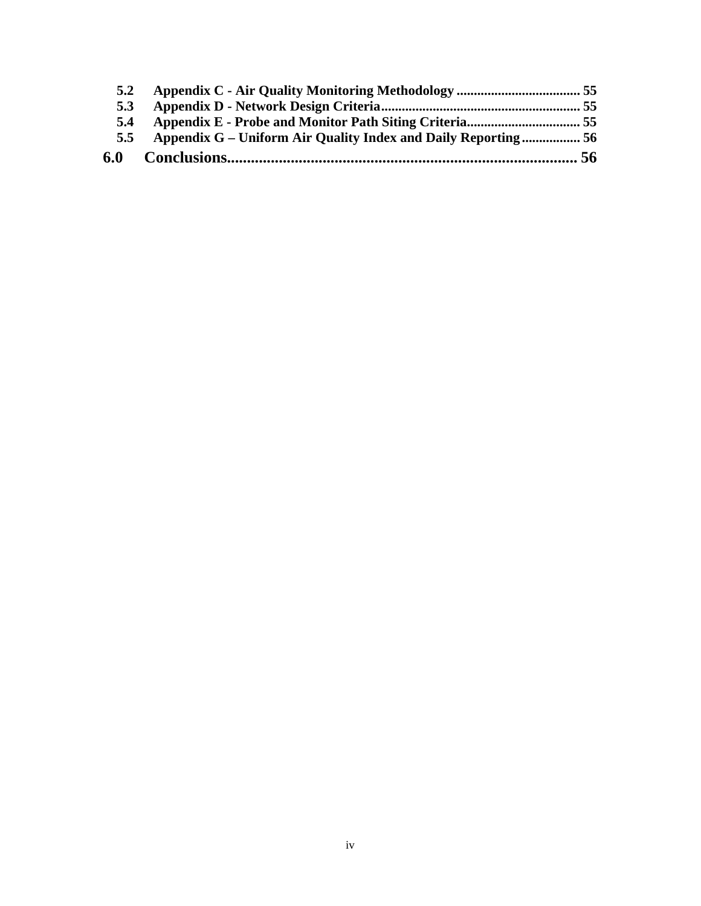**5.2 Appendix C - Air Quality Monitoring Methodology .................................... 55**

**5.3 Appendix D - Network Design Criteria.......................................................... 55**

**5.4 Appendix E - Probe and Monitor Path Siting Criteria................................. 55**

**5.5 Appendix G – Uniform Air Quality Index and Daily Reporting ................. 56**

**6.0 Conclusions....................................................................................... 56**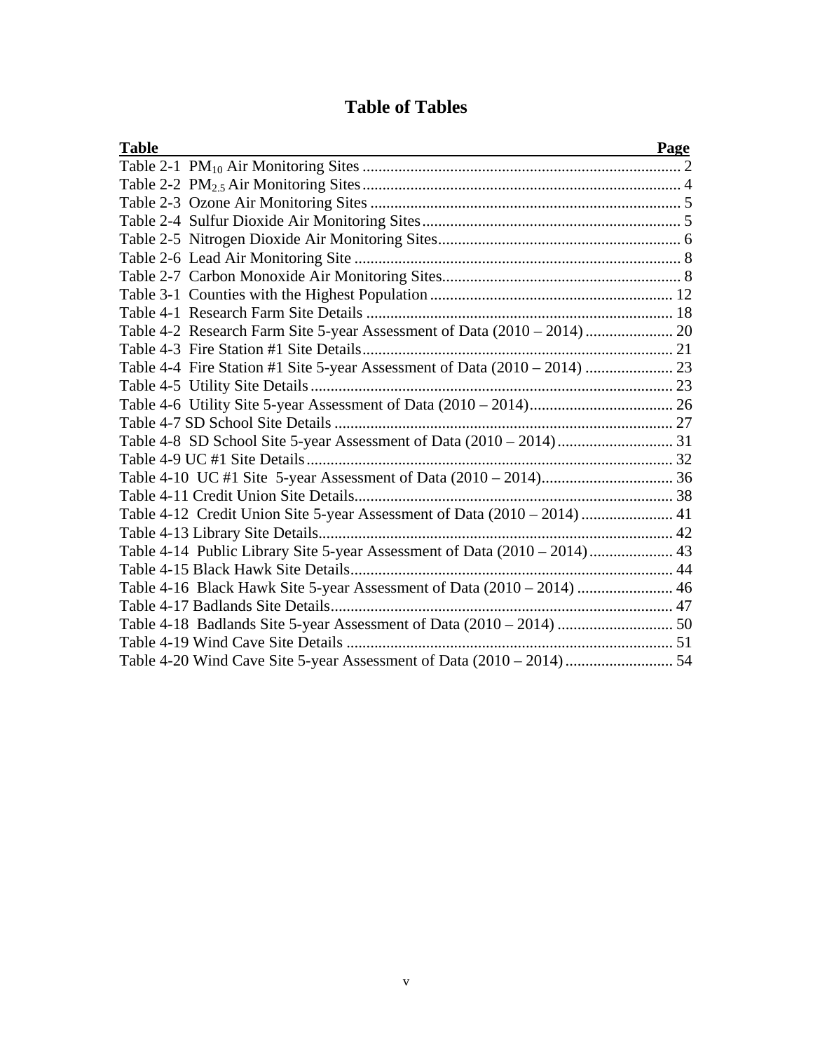# Table of Tables

| Table | Page |
|---|---|
| Table 2-1 $PM_{10}$ Air Monitoring Sites | 2 |
| Table 2-2 $PM_{2.5}$ Air Monitoring Sites | 4 |
| Table 2-3 Ozone Air Monitoring Sites | 5 |
| Table 2-4 Sulfur Dioxide Air Monitoring Sites | 5 |
| Table 2-5 Nitrogen Dioxide Air Monitoring Sites | 6 |
| Table 2-6 Lead Air Monitoring Site | 8 |
| Table 2-7 Carbon Monoxide Air Monitoring Sites | 8 |
| Table 3-1 Counties with the Highest Population | 12 |
| Table 4-1 Research Farm Site Details | 18 |
| Table 4-2 Research Farm Site 5-year Assessment of Data (2010 – 2014) | 20 |
| Table 4-3 Fire Station #1 Site Details | 21 |
| Table 4-4 Fire Station #1 Site 5-year Assessment of Data (2010 – 2014) | 23 |
| Table 4-5 Utility Site Details | 23 |
| Table 4-6 Utility Site 5-year Assessment of Data (2010 – 2014) | 26 |
| Table 4-7 SD School Site Details | 27 |
| Table 4-8 SD School Site 5-year Assessment of Data (2010 – 2014) | 31 |
| Table 4-9 UC #1 Site Details | 32 |
| Table 4-10 UC #1 Site 5-year Assessment of Data (2010 – 2014) | 36 |
| Table 4-11 Credit Union Site Details | 38 |
| Table 4-12 Credit Union Site 5-year Assessment of Data (2010 – 2014) | 41 |
| Table 4-13 Library Site Details | 42 |
| Table 4-14 Public Library Site 5-year Assessment of Data (2010 – 2014) | 43 |
| Table 4-15 Black Hawk Site Details | 44 |
| Table 4-16 Black Hawk Site 5-year Assessment of Data (2010 – 2014) | 46 |
| Table 4-17 Badlands Site Details | 47 |
| Table 4-18 Badlands Site 5-year Assessment of Data (2010 – 2014) | 50 |
| Table 4-19 Wind Cave Site Details | 51 |
| Table 4-20 Wind Cave Site 5-year Assessment of Data (2010 – 2014) | 54 |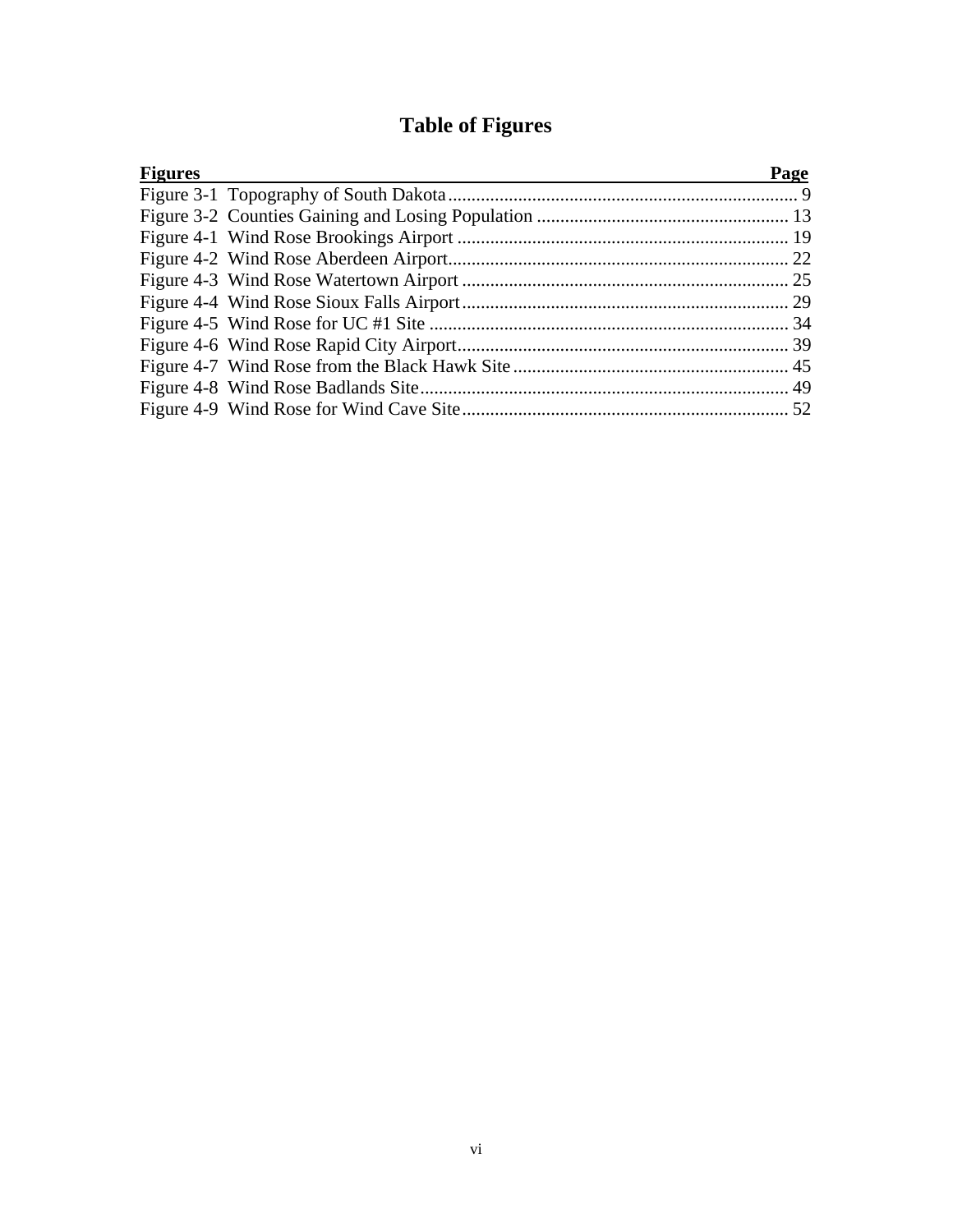# Table of Figures

| Figures | Page |
|---|---|
| Figure 3-1 Topography of South Dakota | 9 |
| Figure 3-2 Counties Gaining and Losing Population | 13 |
| Figure 4-1 Wind Rose Brookings Airport | 19 |
| Figure 4-2 Wind Rose Aberdeen Airport | 22 |
| Figure 4-3 Wind Rose Watertown Airport | 25 |
| Figure 4-4 Wind Rose Sioux Falls Airport | 29 |
| Figure 4-5 Wind Rose for UC #1 Site | 34 |
| Figure 4-6 Wind Rose Rapid City Airport | 39 |
| Figure 4-7 Wind Rose from the Black Hawk Site | 45 |
| Figure 4-8 Wind Rose Badlands Site | 49 |
| Figure 4-9 Wind Rose for Wind Cave Site | 52 |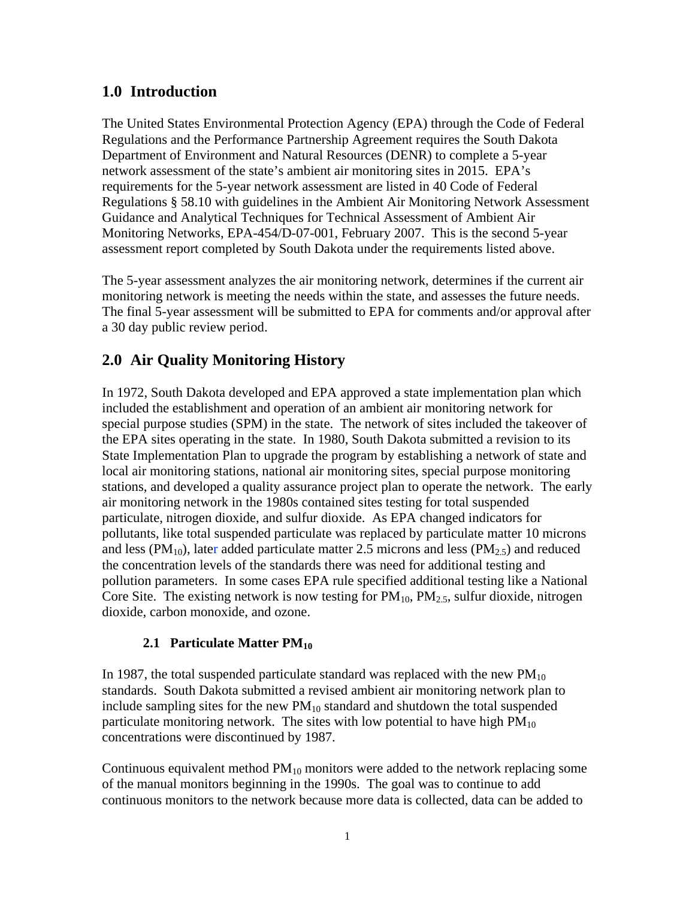## 1.0 Introduction

The United States Environmental Protection Agency (EPA) through the Code of Federal Regulations and the Performance Partnership Agreement requires the South Dakota Department of Environment and Natural Resources (DENR) to complete a 5-year network assessment of the state's ambient air monitoring sites in 2015. EPA's requirements for the 5-year network assessment are listed in 40 Code of Federal Regulations § 58.10 with guidelines in the Ambient Air Monitoring Network Assessment Guidance and Analytical Techniques for Technical Assessment of Ambient Air Monitoring Networks, EPA-454/D-07-001, February 2007. This is the second 5-year assessment report completed by South Dakota under the requirements listed above.

The 5-year assessment analyzes the air monitoring network, determines if the current air monitoring network is meeting the needs within the state, and assesses the future needs. The final 5-year assessment will be submitted to EPA for comments and/or approval after a 30 day public review period.

## 2.0 Air Quality Monitoring History

In 1972, South Dakota developed and EPA approved a state implementation plan which included the establishment and operation of an ambient air monitoring network for special purpose studies (SPM) in the state. The network of sites included the takeover of the EPA sites operating in the state. In 1980, South Dakota submitted a revision to its State Implementation Plan to upgrade the program by establishing a network of state and local air monitoring stations, national air monitoring sites, special purpose monitoring stations, and developed a quality assurance project plan to operate the network. The early air monitoring network in the 1980s contained sites testing for total suspended particulate, nitrogen dioxide, and sulfur dioxide. As EPA changed indicators for pollutants, like total suspended particulate was replaced by particulate matter 10 microns and less ($PM_{10}$), later added particulate matter 2.5 microns and less ($PM_{2.5}$) and reduced the concentration levels of the standards there was need for additional testing and pollution parameters. In some cases EPA rule specified additional testing like a National Core Site. The existing network is now testing for $PM_{10}$, $PM_{2.5}$, sulfur dioxide, nitrogen dioxide, carbon monoxide, and ozone.

### 2.1 Particulate Matter $PM_{10}$

In 1987, the total suspended particulate standard was replaced with the new $PM_{10}$ standards. South Dakota submitted a revised ambient air monitoring network plan to include sampling sites for the new $PM_{10}$ standard and shutdown the total suspended particulate monitoring network. The sites with low potential to have high $PM_{10}$ concentrations were discontinued by 1987.

Continuous equivalent method $PM_{10}$ monitors were added to the network replacing some of the manual monitors beginning in the 1990s. The goal was to continue to add continuous monitors to the network because more data is collected, data can be added to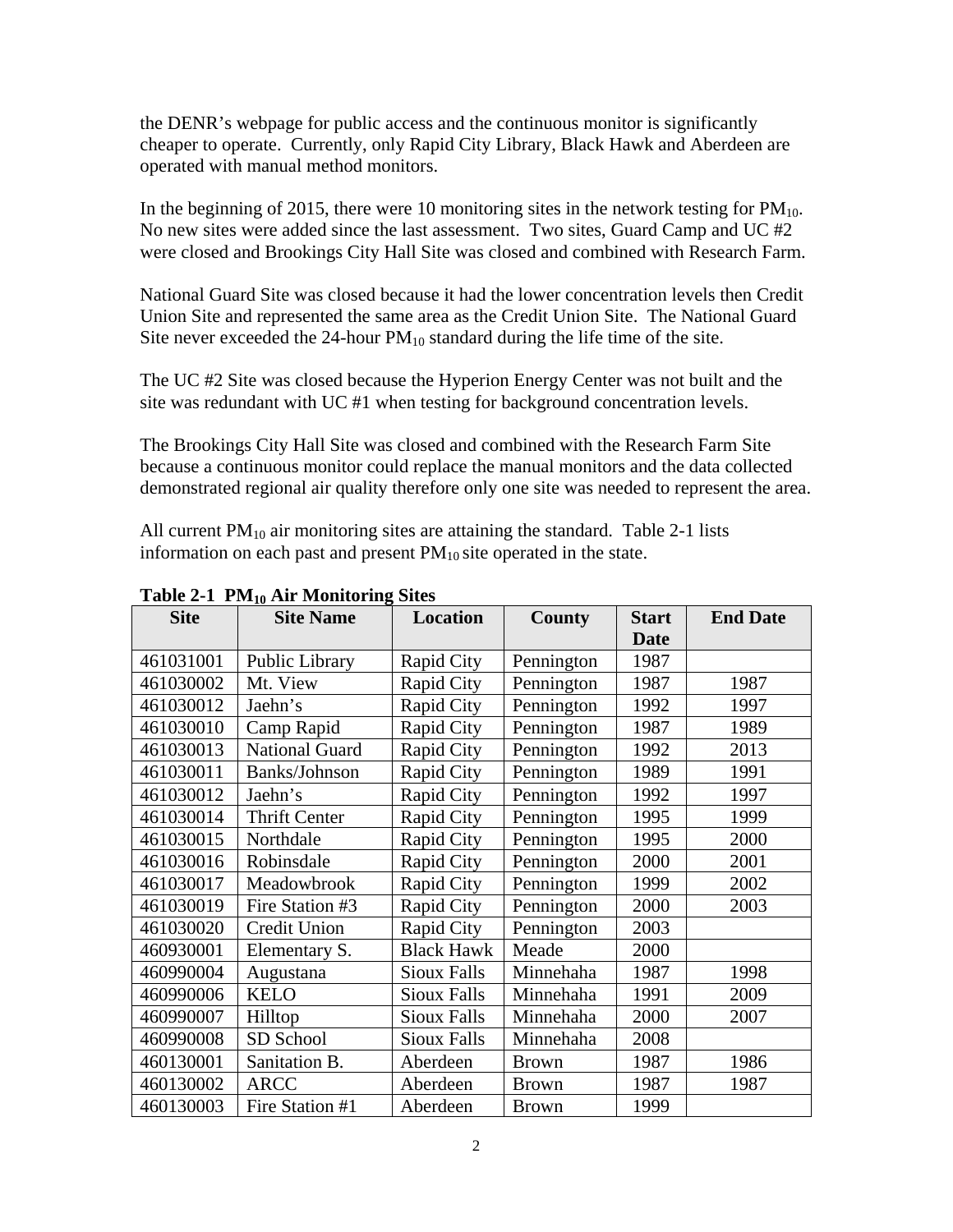the DENR's webpage for public access and the continuous monitor is significantly cheaper to operate. Currently, only Rapid City Library, Black Hawk and Aberdeen are operated with manual method monitors.

In the beginning of 2015, there were 10 monitoring sites in the network testing for $PM_{10}$. No new sites were added since the last assessment. Two sites, Guard Camp and UC #2 were closed and Brookings City Hall Site was closed and combined with Research Farm.

National Guard Site was closed because it had the lower concentration levels then Credit Union Site and represented the same area as the Credit Union Site. The National Guard Site never exceeded the 24-hour $PM_{10}$ standard during the life time of the site.

The UC #2 Site was closed because the Hyperion Energy Center was not built and the site was redundant with UC #1 when testing for background concentration levels.

The Brookings City Hall Site was closed and combined with the Research Farm Site because a continuous monitor could replace the manual monitors and the data collected demonstrated regional air quality therefore only one site was needed to represent the area.

All current $PM_{10}$ air monitoring sites are attaining the standard. Table 2-1 lists information on each past and present $PM_{10}$ site operated in the state.

**Table 2-1 $PM_{10}$ Air Monitoring Sites**

| Site | Site Name | Location | County | Start Date | End Date |
|---|---|---|---|---|---|
| 461031001 | Public Library | Rapid City | Pennington | 1987 | |
| 461030002 | Mt. View | Rapid City | Pennington | 1987 | 1987 |
| 461030012 | Jaehn's | Rapid City | Pennington | 1992 | 1997 |
| 461030010 | Camp Rapid | Rapid City | Pennington | 1987 | 1989 |
| 461030013 | National Guard | Rapid City | Pennington | 1992 | 2013 |
| 461030011 | Banks/Johnson | Rapid City | Pennington | 1989 | 1991 |
| 461030012 | Jaehn's | Rapid City | Pennington | 1992 | 1997 |
| 461030014 | Thrift Center | Rapid City | Pennington | 1995 | 1999 |
| 461030015 | Northdale | Rapid City | Pennington | 1995 | 2000 |
| 461030016 | Robinsdale | Rapid City | Pennington | 2000 | 2001 |
| 461030017 | Meadowbrook | Rapid City | Pennington | 1999 | 2002 |
| 461030019 | Fire Station #3 | Rapid City | Pennington | 2000 | 2003 |
| 461030020 | Credit Union | Rapid City | Pennington | 2003 | |
| 460930001 | Elementary S. | Black Hawk | Meade | 2000 | |
| 460990004 | Augustana | Sioux Falls | Minnehaha | 1987 | 1998 |
| 460990006 | KELO | Sioux Falls | Minnehaha | 1991 | 2009 |
| 460990007 | Hilltop | Sioux Falls | Minnehaha | 2000 | 2007 |
| 460990008 | SD School | Sioux Falls | Minnehaha | 2008 | |
| 460130001 | Sanitation B. | Aberdeen | Brown | 1987 | 1986 |
| 460130002 | ARCC | Aberdeen | Brown | 1987 | 1987 |
| 460130003 | Fire Station #1 | Aberdeen | Brown | 1999 | |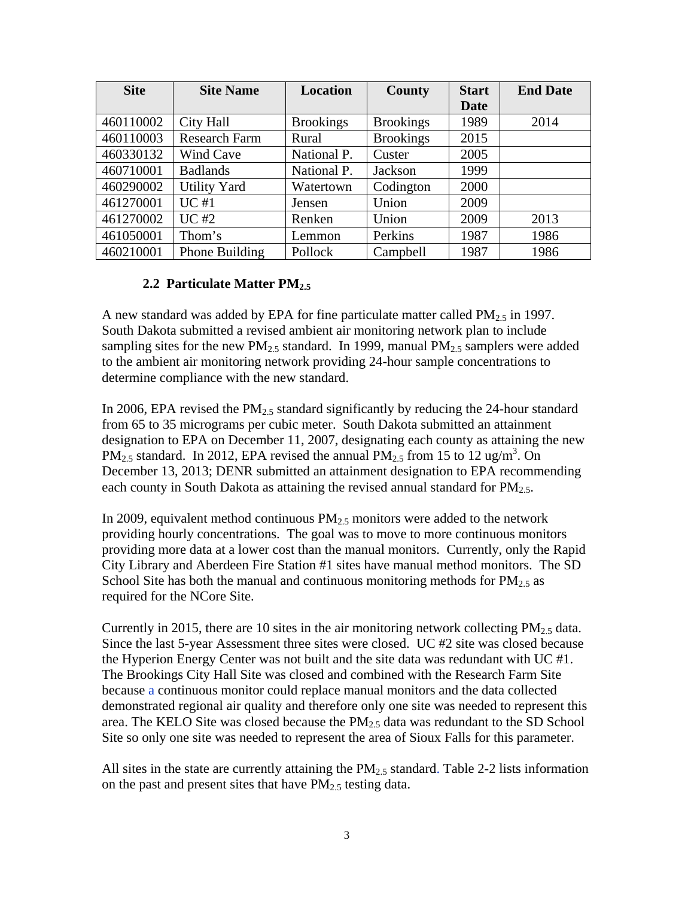| Site | Site Name | Location | County | Start Date | End Date |
|---|---|---|---|---|---|
| 460110002 | City Hall | Brookings | Brookings | 1989 | 2014 |
| 460110003 | Research Farm | Rural | Brookings | 2015 | |
| 460330132 | Wind Cave | National P. | Custer | 2005 | |
| 460710001 | Badlands | National P. | Jackson | 1999 | |
| 460290002 | Utility Yard | Watertown | Codington | 2000 | |
| 461270001 | UC #1 | Jensen | Union | 2009 | |
| 461270002 | UC #2 | Renken | Union | 2009 | 2013 |
| 461050001 | Thom's | Lemmon | Perkins | 1987 | 1986 |
| 460210001 | Phone Building | Pollock | Campbell | 1987 | 1986 |

### 2.2 Particulate Matter $PM_{2.5}$

A new standard was added by EPA for fine particulate matter called $PM_{2.5}$ in 1997. South Dakota submitted a revised ambient air monitoring network plan to include sampling sites for the new $PM_{2.5}$ standard. In 1999, manual $PM_{2.5}$ samplers were added to the ambient air monitoring network providing 24-hour sample concentrations to determine compliance with the new standard.

In 2006, EPA revised the $PM_{2.5}$ standard significantly by reducing the 24-hour standard from 65 to 35 micrograms per cubic meter. South Dakota submitted an attainment designation to EPA on December 11, 2007, designating each county as attaining the new $PM_{2.5}$ standard. In 2012, EPA revised the annual $PM_{2.5}$ from 15 to 12 ug/m$^3$. On December 13, 2013; DENR submitted an attainment designation to EPA recommending each county in South Dakota as attaining the revised annual standard for $PM_{2.5}$.

In 2009, equivalent method continuous $PM_{2.5}$ monitors were added to the network providing hourly concentrations. The goal was to move to more continuous monitors providing more data at a lower cost than the manual monitors. Currently, only the Rapid City Library and Aberdeen Fire Station #1 sites have manual method monitors. The SD School Site has both the manual and continuous monitoring methods for $PM_{2.5}$ as required for the NCore Site.

Currently in 2015, there are 10 sites in the air monitoring network collecting $PM_{2.5}$ data. Since the last 5-year Assessment three sites were closed. UC #2 site was closed because the Hyperion Energy Center was not built and the site data was redundant with UC #1. The Brookings City Hall Site was closed and combined with the Research Farm Site because a continuous monitor could replace manual monitors and the data collected demonstrated regional air quality and therefore only one site was needed to represent this area. The KELO Site was closed because the $PM_{2.5}$ data was redundant to the SD School Site so only one site was needed to represent the area of Sioux Falls for this parameter.

All sites in the state are currently attaining the $PM_{2.5}$ standard. Table 2-2 lists information on the past and present sites that have $PM_{2.5}$ testing data.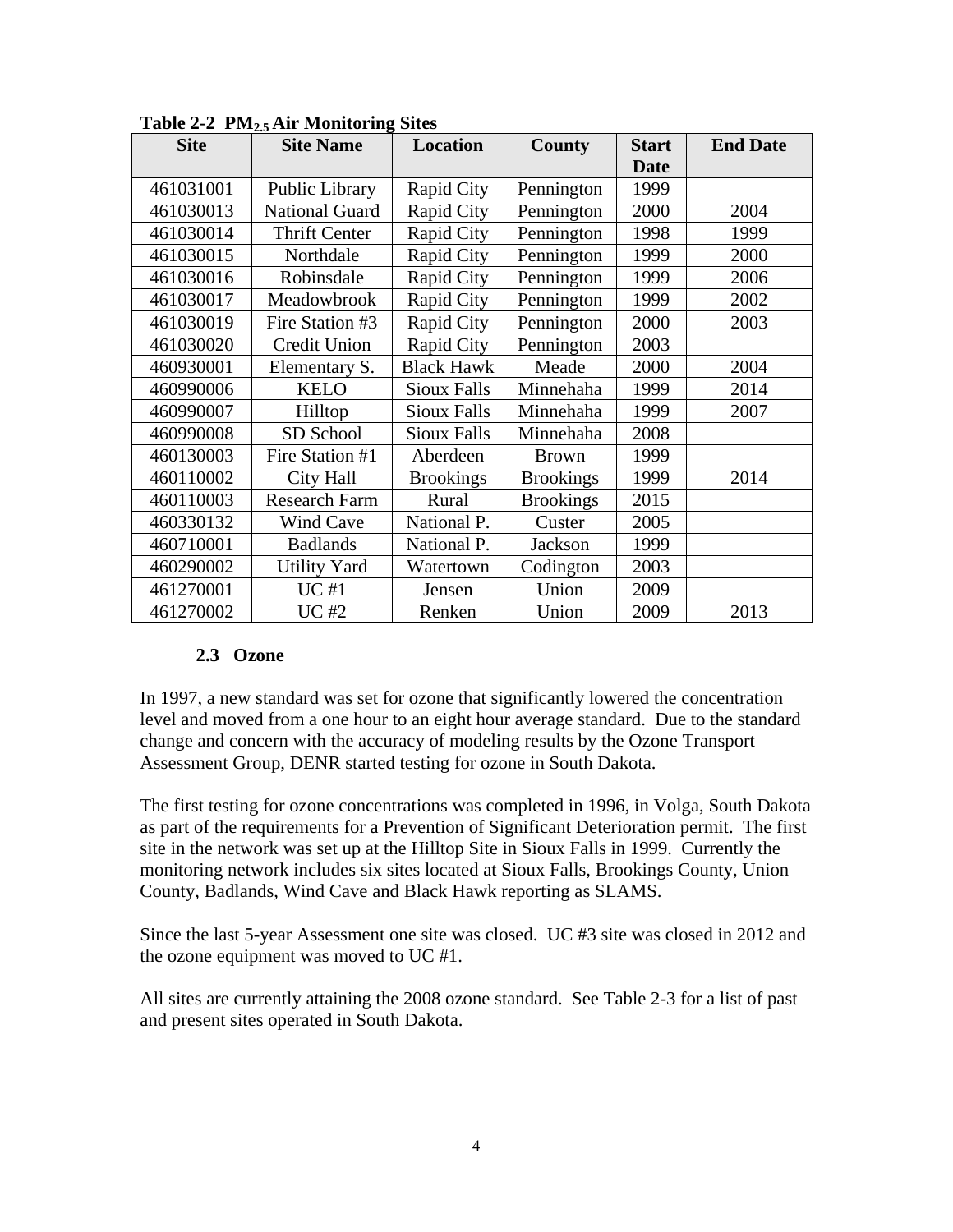**Table 2-2 $PM_{2.5}$ Air Monitoring Sites**

| Site | Site Name | Location | County | Start Date | End Date |
|---|---|---|---|---|---|
| 461031001 | Public Library | Rapid City | Pennington | 1999 | |
| 461030013 | National Guard | Rapid City | Pennington | 2000 | 2004 |
| 461030014 | Thrift Center | Rapid City | Pennington | 1998 | 1999 |
| 461030015 | Northdale | Rapid City | Pennington | 1999 | 2000 |
| 461030016 | Robinsdale | Rapid City | Pennington | 1999 | 2006 |
| 461030017 | Meadowbrook | Rapid City | Pennington | 1999 | 2002 |
| 461030019 | Fire Station #3 | Rapid City | Pennington | 2000 | 2003 |
| 461030020 | Credit Union | Rapid City | Pennington | 2003 | |
| 460930001 | Elementary S. | Black Hawk | Meade | 2000 | 2004 |
| 460990006 | KELO | Sioux Falls | Minnehaha | 1999 | 2014 |
| 460990007 | Hilltop | Sioux Falls | Minnehaha | 1999 | 2007 |
| 460990008 | SD School | Sioux Falls | Minnehaha | 2008 | |
| 460130003 | Fire Station #1 | Aberdeen | Brown | 1999 | |
| 460110002 | City Hall | Brookings | Brookings | 1999 | 2014 |
| 460110003 | Research Farm | Rural | Brookings | 2015 | |
| 460330132 | Wind Cave | National P. | Custer | 2005 | |
| 460710001 | Badlands | National P. | Jackson | 1999 | |
| 460290002 | Utility Yard | Watertown | Codington | 2003 | |
| 461270001 | UC #1 | Jensen | Union | 2009 | |
| 461270002 | UC #2 | Renken | Union | 2009 | 2013 |

### 2.3 Ozone

In 1997, a new standard was set for ozone that significantly lowered the concentration level and moved from a one hour to an eight hour average standard. Due to the standard change and concern with the accuracy of modeling results by the Ozone Transport Assessment Group, DENR started testing for ozone in South Dakota.

The first testing for ozone concentrations was completed in 1996, in Volga, South Dakota as part of the requirements for a Prevention of Significant Deterioration permit. The first site in the network was set up at the Hilltop Site in Sioux Falls in 1999. Currently the monitoring network includes six sites located at Sioux Falls, Brookings County, Union County, Badlands, Wind Cave and Black Hawk reporting as SLAMS.

Since the last 5-year Assessment one site was closed. UC #3 site was closed in 2012 and the ozone equipment was moved to UC #1.

All sites are currently attaining the 2008 ozone standard. See Table 2-3 for a list of past and present sites operated in South Dakota.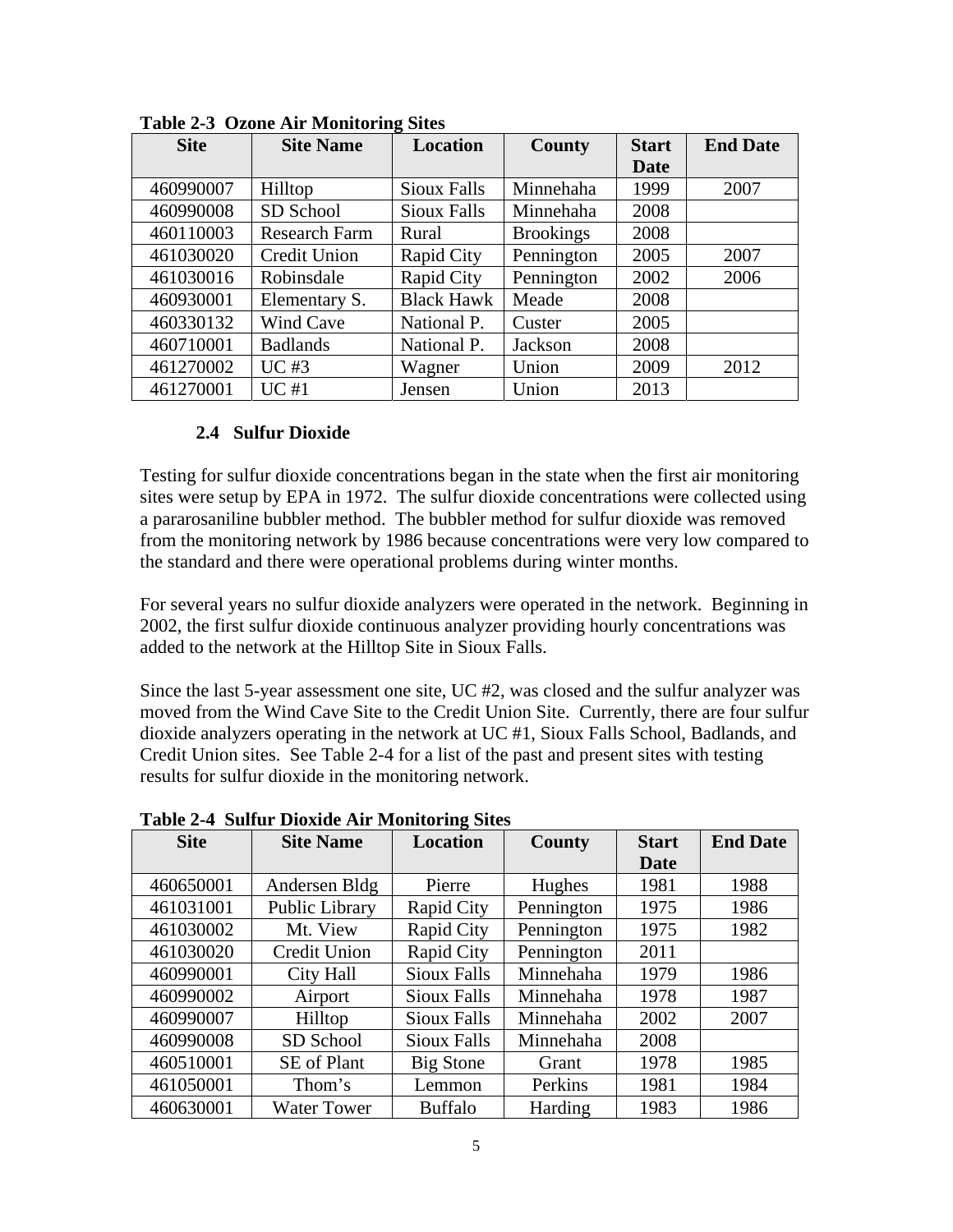**Table 2-3 Ozone Air Monitoring Sites**

| Site | Site Name | Location | County | Start Date | End Date |
|---|---|---|---|---|---|
| 460990007 | Hilltop | Sioux Falls | Minnehaha | 1999 | 2007 |
| 460990008 | SD School | Sioux Falls | Minnehaha | 2008 | |
| 460110003 | Research Farm | Rural | Brookings | 2008 | |
| 461030020 | Credit Union | Rapid City | Pennington | 2005 | 2007 |
| 461030016 | Robinsdale | Rapid City | Pennington | 2002 | 2006 |
| 460930001 | Elementary S. | Black Hawk | Meade | 2008 | |
| 460330132 | Wind Cave | National P. | Custer | 2005 | |
| 460710001 | Badlands | National P. | Jackson | 2008 | |
| 461270002 | UC #3 | Wagner | Union | 2009 | 2012 |
| 461270001 | UC #1 | Jensen | Union | 2013 | |

### 2.4 Sulfur Dioxide

Testing for sulfur dioxide concentrations began in the state when the first air monitoring sites were setup by EPA in 1972. The sulfur dioxide concentrations were collected using a pararosaniline bubbler method. The bubbler method for sulfur dioxide was removed from the monitoring network by 1986 because concentrations were very low compared to the standard and there were operational problems during winter months.

For several years no sulfur dioxide analyzers were operated in the network. Beginning in 2002, the first sulfur dioxide continuous analyzer providing hourly concentrations was added to the network at the Hilltop Site in Sioux Falls.

Since the last 5-year assessment one site, UC #2, was closed and the sulfur analyzer was moved from the Wind Cave Site to the Credit Union Site. Currently, there are four sulfur dioxide analyzers operating in the network at UC #1, Sioux Falls School, Badlands, and Credit Union sites. See Table 2-4 for a list of the past and present sites with testing results for sulfur dioxide in the monitoring network.

**Table 2-4 Sulfur Dioxide Air Monitoring Sites**

| Site | Site Name | Location | County | Start Date | End Date |
|---|---|---|---|---|---|
| 460650001 | Andersen Bldg | Pierre | Hughes | 1981 | 1988 |
| 461031001 | Public Library | Rapid City | Pennington | 1975 | 1986 |
| 461030002 | Mt. View | Rapid City | Pennington | 1975 | 1982 |
| 461030020 | Credit Union | Rapid City | Pennington | 2011 | |
| 460990001 | City Hall | Sioux Falls | Minnehaha | 1979 | 1986 |
| 460990002 | Airport | Sioux Falls | Minnehaha | 1978 | 1987 |
| 460990007 | Hilltop | Sioux Falls | Minnehaha | 2002 | 2007 |
| 460990008 | SD School | Sioux Falls | Minnehaha | 2008 | |
| 460510001 | SE of Plant | Big Stone | Grant | 1978 | 1985 |
| 461050001 | Thom's | Lemmon | Perkins | 1981 | 1984 |
| 460630001 | Water Tower | Buffalo | Harding | 1983 | 1986 |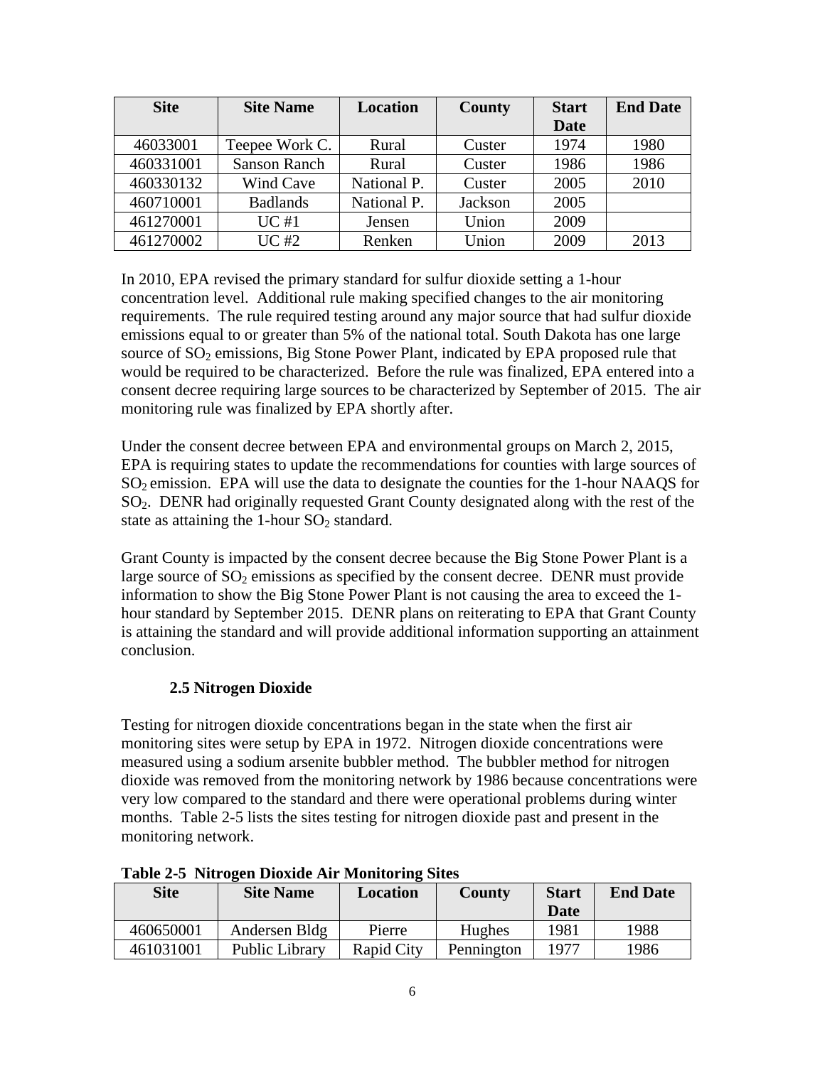| Site | Site Name | Location | County | Start Date | End Date |
|---|---|---|---|---|---|
| 46033001 | Teepee Work C. | Rural | Custer | 1974 | 1980 |
| 460331001 | Sanson Ranch | Rural | Custer | 1986 | 1986 |
| 460330132 | Wind Cave | National P. | Custer | 2005 | 2010 |
| 460710001 | Badlands | National P. | Jackson | 2005 | |
| 461270001 | UC #1 | Jensen | Union | 2009 | |
| 461270002 | UC #2 | Renken | Union | 2009 | 2013 |

In 2010, EPA revised the primary standard for sulfur dioxide setting a 1-hour concentration level. Additional rule making specified changes to the air monitoring requirements. The rule required testing around any major source that had sulfur dioxide emissions equal to or greater than 5% of the national total. South Dakota has one large source of $SO_2$ emissions, Big Stone Power Plant, indicated by EPA proposed rule that would be required to be characterized. Before the rule was finalized, EPA entered into a consent decree requiring large sources to be characterized by September of 2015. The air monitoring rule was finalized by EPA shortly after.

Under the consent decree between EPA and environmental groups on March 2, 2015, EPA is requiring states to update the recommendations for counties with large sources of $SO_2$ emission. EPA will use the data to designate the counties for the 1-hour NAAQS for $SO_2$. DENR had originally requested Grant County designated along with the rest of the state as attaining the 1-hour $SO_2$ standard.

Grant County is impacted by the consent decree because the Big Stone Power Plant is a large source of $SO_2$ emissions as specified by the consent decree. DENR must provide information to show the Big Stone Power Plant is not causing the area to exceed the 1-hour standard by September 2015. DENR plans on reiterating to EPA that Grant County is attaining the standard and will provide additional information supporting an attainment conclusion.

### 2.5 Nitrogen Dioxide

Testing for nitrogen dioxide concentrations began in the state when the first air monitoring sites were setup by EPA in 1972. Nitrogen dioxide concentrations were measured using a sodium arsenite bubbler method. The bubbler method for nitrogen dioxide was removed from the monitoring network by 1986 because concentrations were very low compared to the standard and there were operational problems during winter months. Table 2-5 lists the sites testing for nitrogen dioxide past and present in the monitoring network.

**Table 2-5 Nitrogen Dioxide Air Monitoring Sites**

| Site | Site Name | Location | County | Start Date | End Date |
|---|---|---|---|---|---|
| 460650001 | Andersen Bldg | Pierre | Hughes | 1981 | 1988 |
| 461031001 | Public Library | Rapid City | Pennington | 1977 | 1986 |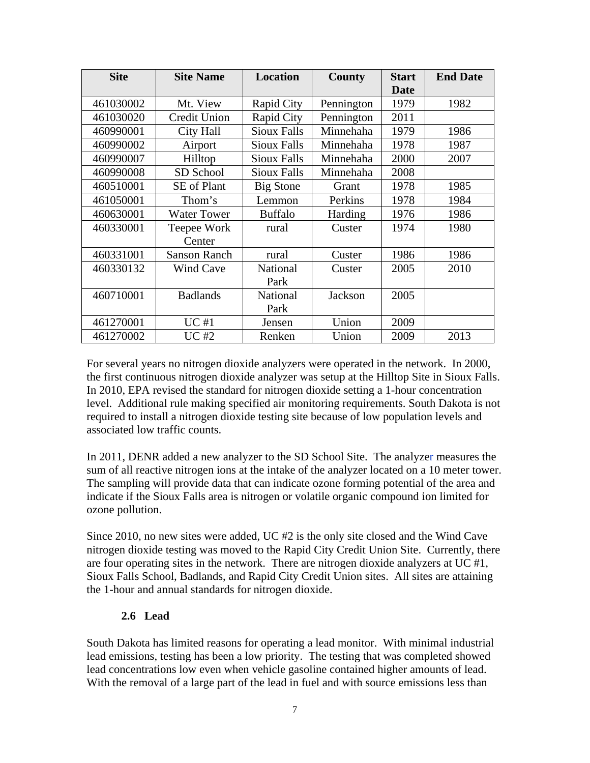| Site | Site Name | Location | County | Start Date | End Date |
|---|---|---|---|---|---|
| 461030002 | Mt. View | Rapid City | Pennington | 1979 | 1982 |
| 461030020 | Credit Union | Rapid City | Pennington | 2011 | |
| 460990001 | City Hall | Sioux Falls | Minnehaha | 1979 | 1986 |
| 460990002 | Airport | Sioux Falls | Minnehaha | 1978 | 1987 |
| 460990007 | Hilltop | Sioux Falls | Minnehaha | 2000 | 2007 |
| 460990008 | SD School | Sioux Falls | Minnehaha | 2008 | |
| 460510001 | SE of Plant | Big Stone | Grant | 1978 | 1985 |
| 461050001 | Thom's | Lemmon | Perkins | 1978 | 1984 |
| 460630001 | Water Tower | Buffalo | Harding | 1976 | 1986 |
| 460330001 | Teepee Work Center | rural | Custer | 1974 | 1980 |
| 460331001 | Sanson Ranch | rural | Custer | 1986 | 1986 |
| 460330132 | Wind Cave | National Park | Custer | 2005 | 2010 |
| 460710001 | Badlands | National Park | Jackson | 2005 | |
| 461270001 | UC #1 | Jensen | Union | 2009 | |
| 461270002 | UC #2 | Renken | Union | 2009 | 2013 |

For several years no nitrogen dioxide analyzers were operated in the network. In 2000, the first continuous nitrogen dioxide analyzer was setup at the Hilltop Site in Sioux Falls. In 2010, EPA revised the standard for nitrogen dioxide setting a 1-hour concentration level. Additional rule making specified air monitoring requirements. South Dakota is not required to install a nitrogen dioxide testing site because of low population levels and associated low traffic counts.

In 2011, DENR added a new analyzer to the SD School Site. The analyzer measures the sum of all reactive nitrogen ions at the intake of the analyzer located on a 10 meter tower. The sampling will provide data that can indicate ozone forming potential of the area and indicate if the Sioux Falls area is nitrogen or volatile organic compound ion limited for ozone pollution.

Since 2010, no new sites were added, UC #2 is the only site closed and the Wind Cave nitrogen dioxide testing was moved to the Rapid City Credit Union Site. Currently, there are four operating sites in the network. There are nitrogen dioxide analyzers at UC #1, Sioux Falls School, Badlands, and Rapid City Credit Union sites. All sites are attaining the 1-hour and annual standards for nitrogen dioxide.

### 2.6 Lead

South Dakota has limited reasons for operating a lead monitor. With minimal industrial lead emissions, testing has been a low priority. The testing that was completed showed lead concentrations low even when vehicle gasoline contained higher amounts of lead. With the removal of a large part of the lead in fuel and with source emissions less than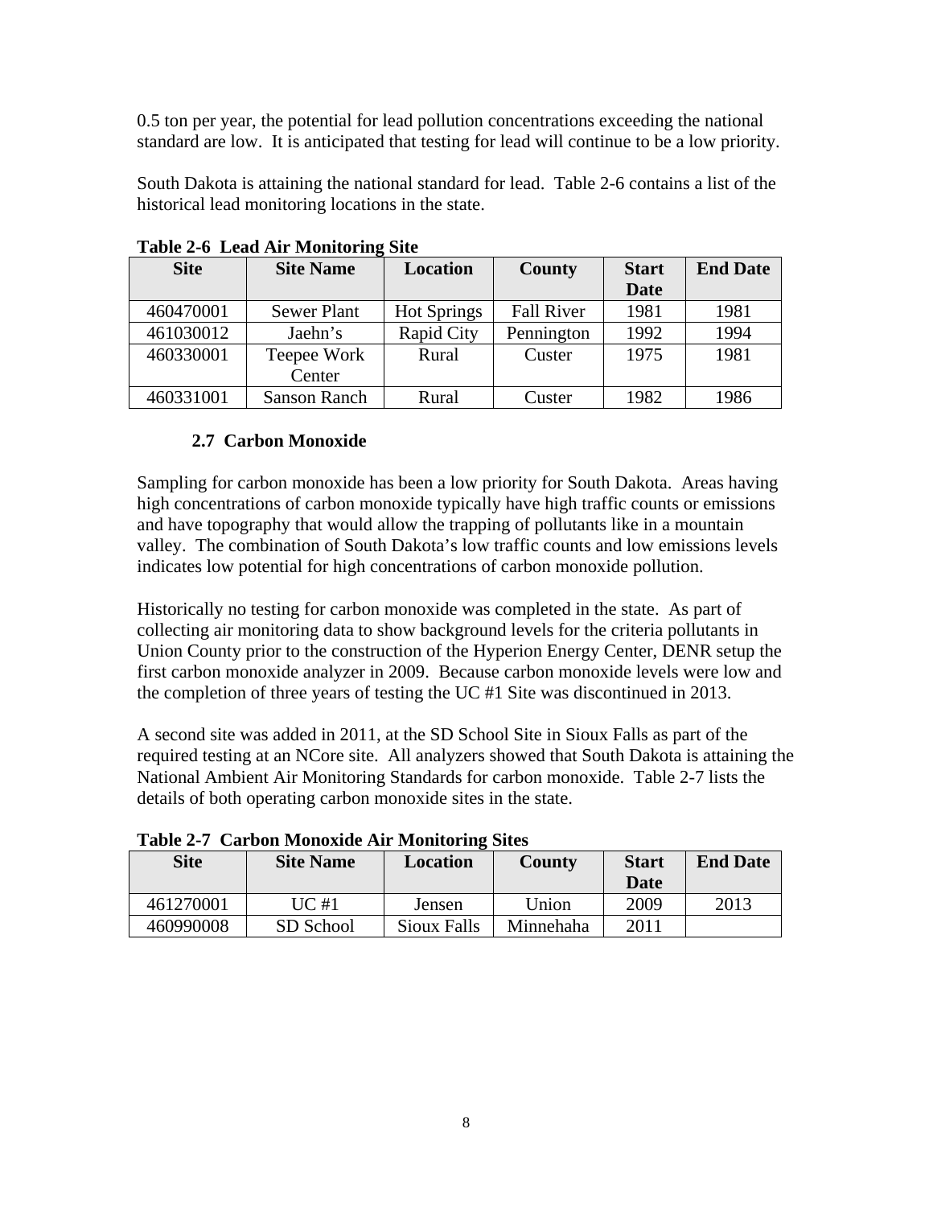0.5 ton per year, the potential for lead pollution concentrations exceeding the national standard are low. It is anticipated that testing for lead will continue to be a low priority.

South Dakota is attaining the national standard for lead. Table 2-6 contains a list of the historical lead monitoring locations in the state.

**Table 2-6 Lead Air Monitoring Site**

| Site | Site Name | Location | County | Start Date | End Date |
|---|---|---|---|---|---|
| 460470001 | Sewer Plant | Hot Springs | Fall River | 1981 | 1981 |
| 461030012 | Jaehn's | Rapid City | Pennington | 1992 | 1994 |
| 460330001 | Teepee Work Center | Rural | Custer | 1975 | 1981 |
| 460331001 | Sanson Ranch | Rural | Custer | 1982 | 1986 |

### 2.7 Carbon Monoxide

Sampling for carbon monoxide has been a low priority for South Dakota. Areas having high concentrations of carbon monoxide typically have high traffic counts or emissions and have topography that would allow the trapping of pollutants like in a mountain valley. The combination of South Dakota's low traffic counts and low emissions levels indicates low potential for high concentrations of carbon monoxide pollution.

Historically no testing for carbon monoxide was completed in the state. As part of collecting air monitoring data to show background levels for the criteria pollutants in Union County prior to the construction of the Hyperion Energy Center, DENR setup the first carbon monoxide analyzer in 2009. Because carbon monoxide levels were low and the completion of three years of testing the UC #1 Site was discontinued in 2013.

A second site was added in 2011, at the SD School Site in Sioux Falls as part of the required testing at an NCore site. All analyzers showed that South Dakota is attaining the National Ambient Air Monitoring Standards for carbon monoxide. Table 2-7 lists the details of both operating carbon monoxide sites in the state.

**Table 2-7 Carbon Monoxide Air Monitoring Sites**

| Site | Site Name | Location | County | Start Date | End Date |
|---|---|---|---|---|---|
| 461270001 | UC #1 | Jensen | Union | 2009 | 2013 |
| 460990008 | SD School | Sioux Falls | Minnehaha | 2011 | |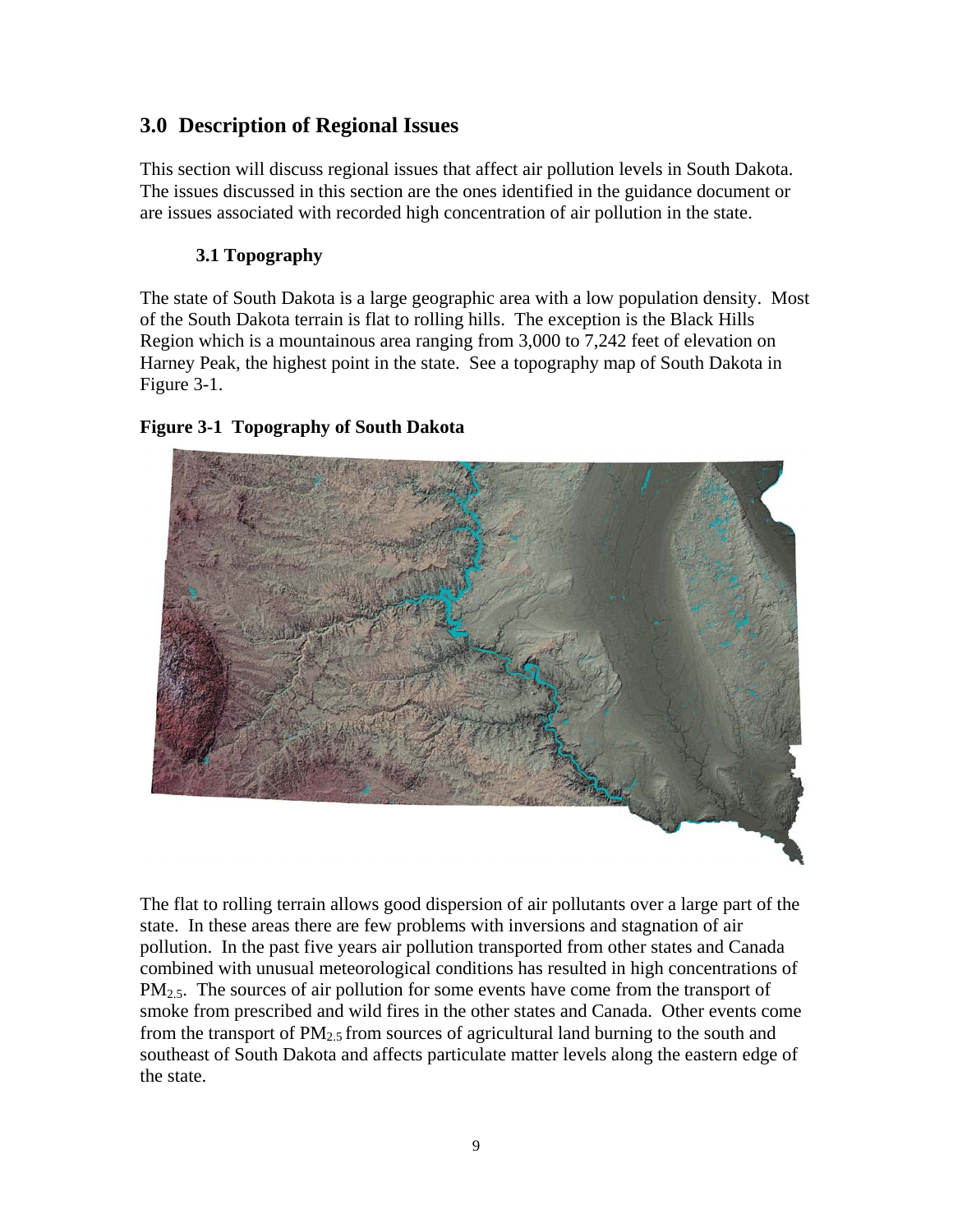## 3.0 Description of Regional Issues

This section will discuss regional issues that affect air pollution levels in South Dakota. The issues discussed in this section are the ones identified in the guidance document or are issues associated with recorded high concentration of air pollution in the state.

### 3.1 Topography

The state of South Dakota is a large geographic area with a low population density. Most of the South Dakota terrain is flat to rolling hills. The exception is the Black Hills Region which is a mountainous area ranging from 3,000 to 7,242 feet of elevation on Harney Peak, the highest point in the state. See a topography map of South Dakota in Figure 3-1.

**Figure 3-1 Topography of South Dakota**

The flat to rolling terrain allows good dispersion of air pollutants over a large part of the state. In these areas there are few problems with inversions and stagnation of air pollution. In the past five years air pollution transported from other states and Canada combined with unusual meteorological conditions has resulted in high concentrations of $PM_{2.5}$. The sources of air pollution for some events have come from the transport of smoke from prescribed and wild fires in the other states and Canada. Other events come from the transport of $PM_{2.5}$ from sources of agricultural land burning to the south and southeast of South Dakota and affects particulate matter levels along the eastern edge of the state.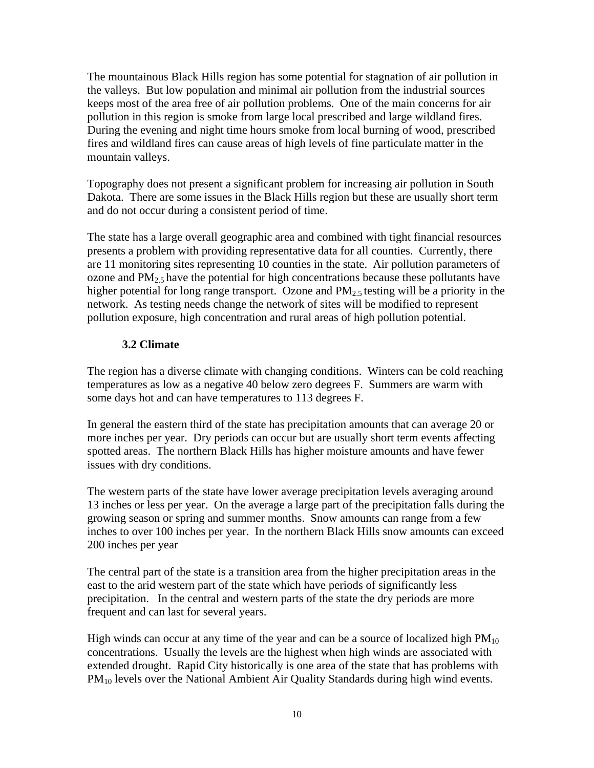The mountainous Black Hills region has some potential for stagnation of air pollution in the valleys. But low population and minimal air pollution from the industrial sources keeps most of the area free of air pollution problems. One of the main concerns for air pollution in this region is smoke from large local prescribed and large wildland fires. During the evening and night time hours smoke from local burning of wood, prescribed fires and wildland fires can cause areas of high levels of fine particulate matter in the mountain valleys.

Topography does not present a significant problem for increasing air pollution in South Dakota. There are some issues in the Black Hills region but these are usually short term and do not occur during a consistent period of time.

The state has a large overall geographic area and combined with tight financial resources presents a problem with providing representative data for all counties. Currently, there are 11 monitoring sites representing 10 counties in the state. Air pollution parameters of ozone and $PM_{2.5}$ have the potential for high concentrations because these pollutants have higher potential for long range transport. Ozone and $PM_{2.5}$ testing will be a priority in the network. As testing needs change the network of sites will be modified to represent pollution exposure, high concentration and rural areas of high pollution potential.

### 3.2 Climate

The region has a diverse climate with changing conditions. Winters can be cold reaching temperatures as low as a negative 40 below zero degrees F. Summers are warm with some days hot and can have temperatures to 113 degrees F.

In general the eastern third of the state has precipitation amounts that can average 20 or more inches per year. Dry periods can occur but are usually short term events affecting spotted areas. The northern Black Hills has higher moisture amounts and have fewer issues with dry conditions.

The western parts of the state have lower average precipitation levels averaging around 13 inches or less per year. On the average a large part of the precipitation falls during the growing season or spring and summer months. Snow amounts can range from a few inches to over 100 inches per year. In the northern Black Hills snow amounts can exceed 200 inches per year

The central part of the state is a transition area from the higher precipitation areas in the east to the arid western part of the state which have periods of significantly less precipitation. In the central and western parts of the state the dry periods are more frequent and can last for several years.

High winds can occur at any time of the year and can be a source of localized high $PM_{10}$ concentrations. Usually the levels are the highest when high winds are associated with extended drought. Rapid City historically is one area of the state that has problems with $PM_{10}$ levels over the National Ambient Air Quality Standards during high wind events.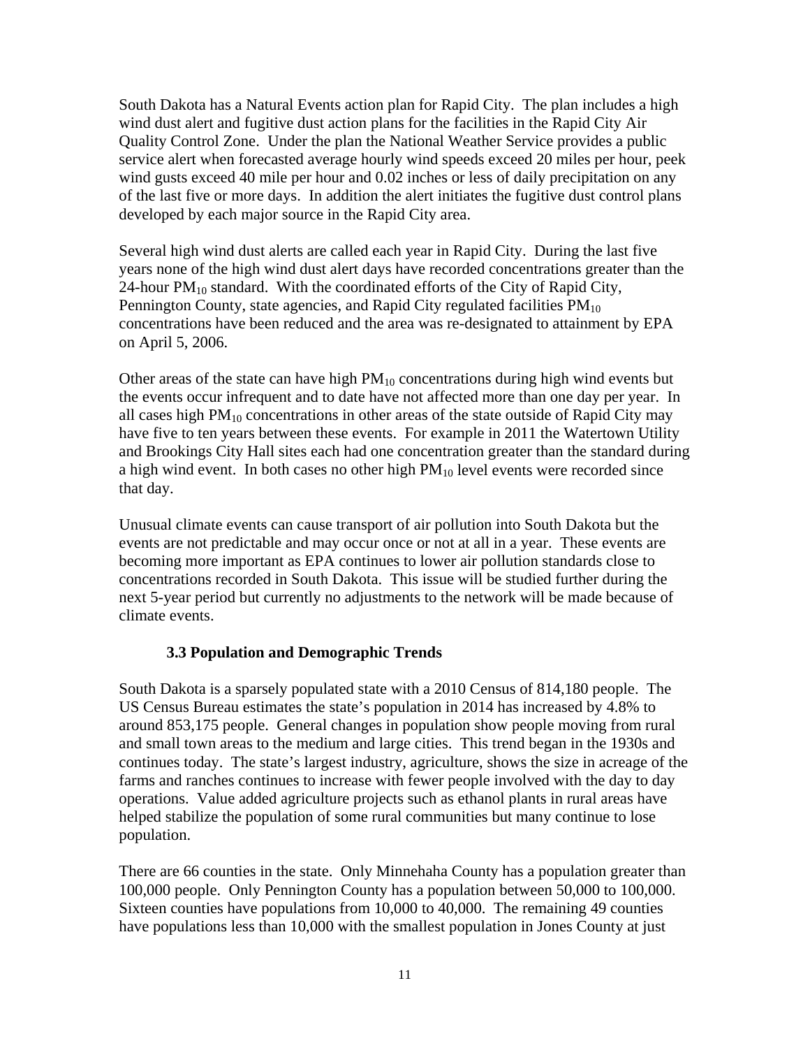South Dakota has a Natural Events action plan for Rapid City. The plan includes a high wind dust alert and fugitive dust action plans for the facilities in the Rapid City Air Quality Control Zone. Under the plan the National Weather Service provides a public service alert when forecasted average hourly wind speeds exceed 20 miles per hour, peek wind gusts exceed 40 mile per hour and 0.02 inches or less of daily precipitation on any of the last five or more days. In addition the alert initiates the fugitive dust control plans developed by each major source in the Rapid City area.

Several high wind dust alerts are called each year in Rapid City. During the last five years none of the high wind dust alert days have recorded concentrations greater than the 24-hour $PM_{10}$ standard. With the coordinated efforts of the City of Rapid City, Pennington County, state agencies, and Rapid City regulated facilities $PM_{10}$ concentrations have been reduced and the area was re-designated to attainment by EPA on April 5, 2006.

Other areas of the state can have high $PM_{10}$ concentrations during high wind events but the events occur infrequent and to date have not affected more than one day per year. In all cases high $PM_{10}$ concentrations in other areas of the state outside of Rapid City may have five to ten years between these events. For example in 2011 the Watertown Utility and Brookings City Hall sites each had one concentration greater than the standard during a high wind event. In both cases no other high $PM_{10}$ level events were recorded since that day.

Unusual climate events can cause transport of air pollution into South Dakota but the events are not predictable and may occur once or not at all in a year. These events are becoming more important as EPA continues to lower air pollution standards close to concentrations recorded in South Dakota. This issue will be studied further during the next 5-year period but currently no adjustments to the network will be made because of climate events.

### 3.3 Population and Demographic Trends

South Dakota is a sparsely populated state with a 2010 Census of 814,180 people. The US Census Bureau estimates the state's population in 2014 has increased by 4.8% to around 853,175 people. General changes in population show people moving from rural and small town areas to the medium and large cities. This trend began in the 1930s and continues today. The state's largest industry, agriculture, shows the size in acreage of the farms and ranches continues to increase with fewer people involved with the day to day operations. Value added agriculture projects such as ethanol plants in rural areas have helped stabilize the population of some rural communities but many continue to lose population.

There are 66 counties in the state. Only Minnehaha County has a population greater than 100,000 people. Only Pennington County has a population between 50,000 to 100,000. Sixteen counties have populations from 10,000 to 40,000. The remaining 49 counties have populations less than 10,000 with the smallest population in Jones County at just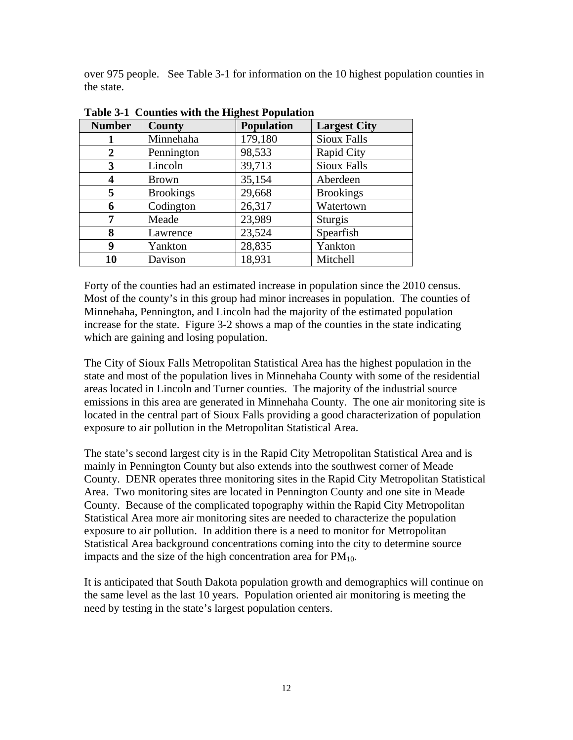over 975 people. See Table 3-1 for information on the 10 highest population counties in the state.

**Table 3-1 Counties with the Highest Population**

| Number | County | Population | Largest City |
|---|---|---|---|
| **1** | Minnehaha | 179,180 | Sioux Falls |
| **2** | Pennington | 98,533 | Rapid City |
| **3** | Lincoln | 39,713 | Sioux Falls |
| **4** | Brown | 35,154 | Aberdeen |
| **5** | Brookings | 29,668 | Brookings |
| **6** | Codington | 26,317 | Watertown |
| **7** | Meade | 23,989 | Sturgis |
| **8** | Lawrence | 23,524 | Spearfish |
| **9** | Yankton | 28,835 | Yankton |
| **10** | Davison | 18,931 | Mitchell |

Forty of the counties had an estimated increase in population since the 2010 census. Most of the county's in this group had minor increases in population. The counties of Minnehaha, Pennington, and Lincoln had the majority of the estimated population increase for the state. Figure 3-2 shows a map of the counties in the state indicating which are gaining and losing population.

The City of Sioux Falls Metropolitan Statistical Area has the highest population in the state and most of the population lives in Minnehaha County with some of the residential areas located in Lincoln and Turner counties. The majority of the industrial source emissions in this area are generated in Minnehaha County. The one air monitoring site is located in the central part of Sioux Falls providing a good characterization of population exposure to air pollution in the Metropolitan Statistical Area.

The state's second largest city is in the Rapid City Metropolitan Statistical Area and is mainly in Pennington County but also extends into the southwest corner of Meade County. DENR operates three monitoring sites in the Rapid City Metropolitan Statistical Area. Two monitoring sites are located in Pennington County and one site in Meade County. Because of the complicated topography within the Rapid City Metropolitan Statistical Area more air monitoring sites are needed to characterize the population exposure to air pollution. In addition there is a need to monitor for Metropolitan Statistical Area background concentrations coming into the city to determine source impacts and the size of the high concentration area for $PM_{10}$.

It is anticipated that South Dakota population growth and demographics will continue on the same level as the last 10 years. Population oriented air monitoring is meeting the need by testing in the state's largest population centers.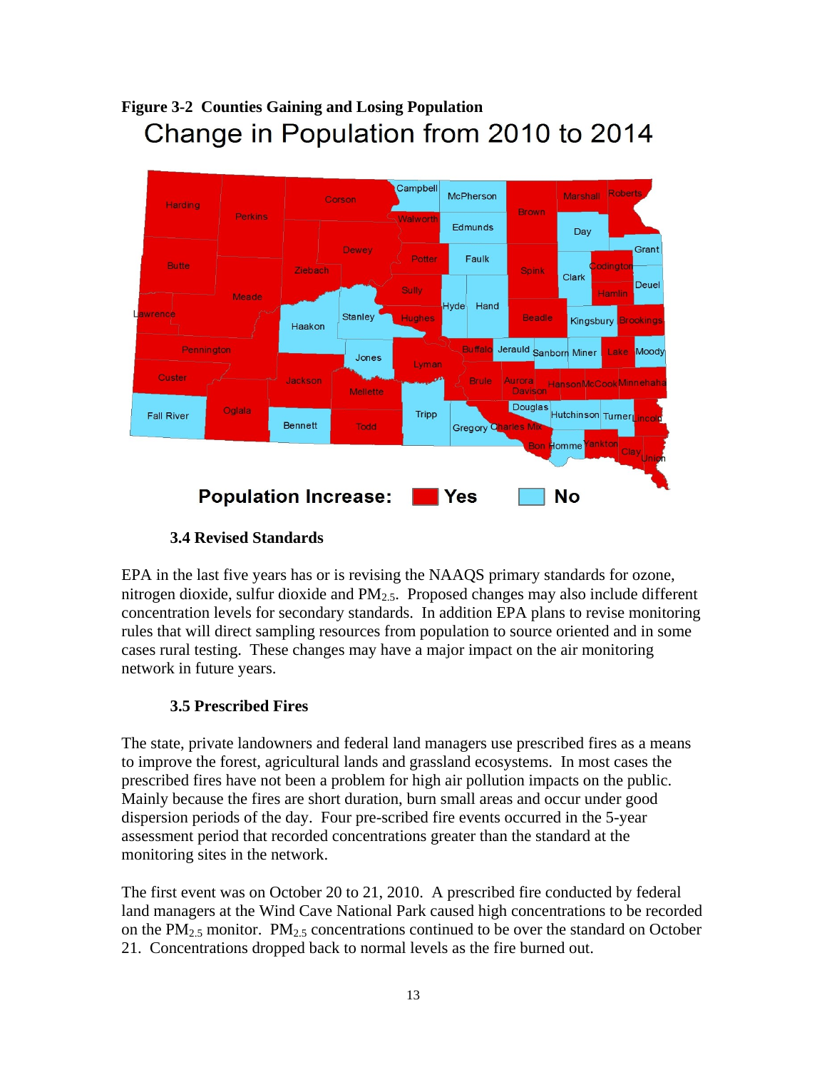**Figure 3-2 Counties Gaining and Losing Population**

Change in Population from 2010 to 2014

Harding
Perkins
Corson
Campbell
McPherson
Marshall
Roberts
Walworth
Edmunds
Brown
Day
Dewey
Potter
Faulk
Grant
Butte
Ziebach
Spink
Clark
Codington
Deuel
Sully
Hamlin
Meade
Hyde
Hand
Lawrence
Stanley
Hughes
Beadle
Kingsbury
Brookings
Haakon
Pennington
Jones
Buffalo
Jerauld
Sanborn
Miner
Lake
Moody
Lyman
Custer
Jackson
Brule
Aurora
Davison
Hanson
McCook
Minnehaha
Mellette
Douglas
Fall River
Oglala
Tripp
Hutchinson
Turner
Lincoln
Bennett
Todd
Gregory
Charles Mix
Bon Homme
Yankton
Clay
Union

Population Increase: Yes No

### 3.4 Revised Standards

EPA in the last five years has or is revising the NAAQS primary standards for ozone, nitrogen dioxide, sulfur dioxide and $PM_{2.5}$. Proposed changes may also include different concentration levels for secondary standards. In addition EPA plans to revise monitoring rules that will direct sampling resources from population to source oriented and in some cases rural testing. These changes may have a major impact on the air monitoring network in future years.

### 3.5 Prescribed Fires

The state, private landowners and federal land managers use prescribed fires as a means to improve the forest, agricultural lands and grassland ecosystems. In most cases the prescribed fires have not been a problem for high air pollution impacts on the public. Mainly because the fires are short duration, burn small areas and occur under good dispersion periods of the day. Four pre-scribed fire events occurred in the 5-year assessment period that recorded concentrations greater than the standard at the monitoring sites in the network.

The first event was on October 20 to 21, 2010. A prescribed fire conducted by federal land managers at the Wind Cave National Park caused high concentrations to be recorded on the $PM_{2.5}$ monitor. $PM_{2.5}$ concentrations continued to be over the standard on October 21. Concentrations dropped back to normal levels as the fire burned out.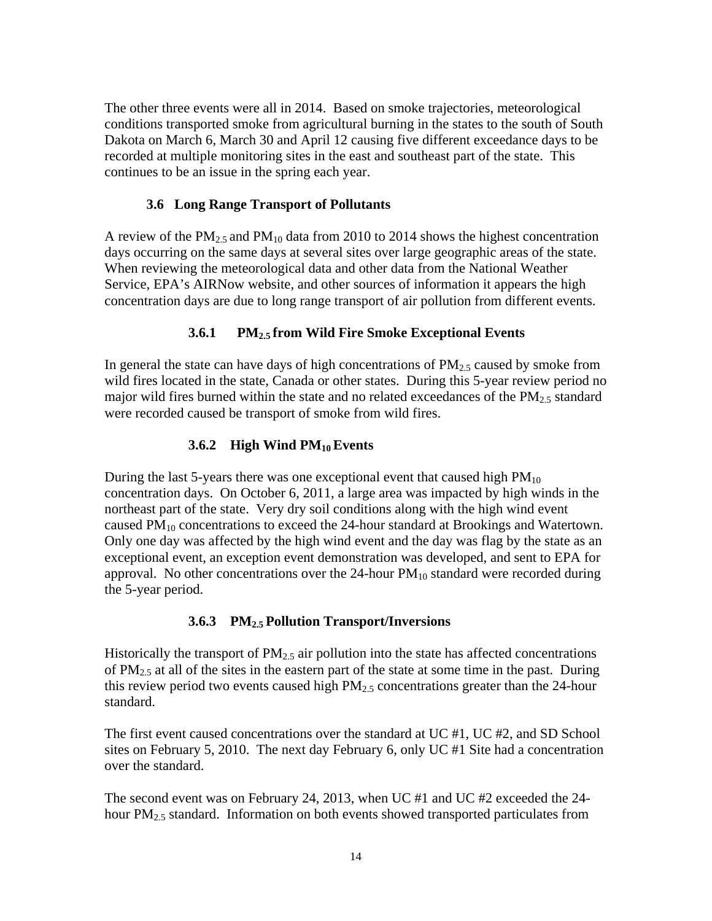The other three events were all in 2014. Based on smoke trajectories, meteorological conditions transported smoke from agricultural burning in the states to the south of South Dakota on March 6, March 30 and April 12 causing five different exceedance days to be recorded at multiple monitoring sites in the east and southeast part of the state. This continues to be an issue in the spring each year.

### 3.6 Long Range Transport of Pollutants

A review of the $PM_{2.5}$ and $PM_{10}$ data from 2010 to 2014 shows the highest concentration days occurring on the same days at several sites over large geographic areas of the state. When reviewing the meteorological data and other data from the National Weather Service, EPA's AIRNow website, and other sources of information it appears the high concentration days are due to long range transport of air pollution from different events.

#### 3.6.1 $PM_{2.5}$ from Wild Fire Smoke Exceptional Events

In general the state can have days of high concentrations of $PM_{2.5}$ caused by smoke from wild fires located in the state, Canada or other states. During this 5-year review period no major wild fires burned within the state and no related exceedances of the $PM_{2.5}$ standard were recorded caused be transport of smoke from wild fires.

#### 3.6.2 High Wind $PM_{10}$ Events

During the last 5-years there was one exceptional event that caused high $PM_{10}$ concentration days. On October 6, 2011, a large area was impacted by high winds in the northeast part of the state. Very dry soil conditions along with the high wind event caused $PM_{10}$ concentrations to exceed the 24-hour standard at Brookings and Watertown. Only one day was affected by the high wind event and the day was flag by the state as an exceptional event, an exception event demonstration was developed, and sent to EPA for approval. No other concentrations over the 24-hour $PM_{10}$ standard were recorded during the 5-year period.

#### 3.6.3 $PM_{2.5}$ Pollution Transport/Inversions

Historically the transport of $PM_{2.5}$ air pollution into the state has affected concentrations of $PM_{2.5}$ at all of the sites in the eastern part of the state at some time in the past. During this review period two events caused high $PM_{2.5}$ concentrations greater than the 24-hour standard.

The first event caused concentrations over the standard at UC #1, UC #2, and SD School sites on February 5, 2010. The next day February 6, only UC #1 Site had a concentration over the standard.

The second event was on February 24, 2013, when UC #1 and UC #2 exceeded the 24-hour $PM_{2.5}$ standard. Information on both events showed transported particulates from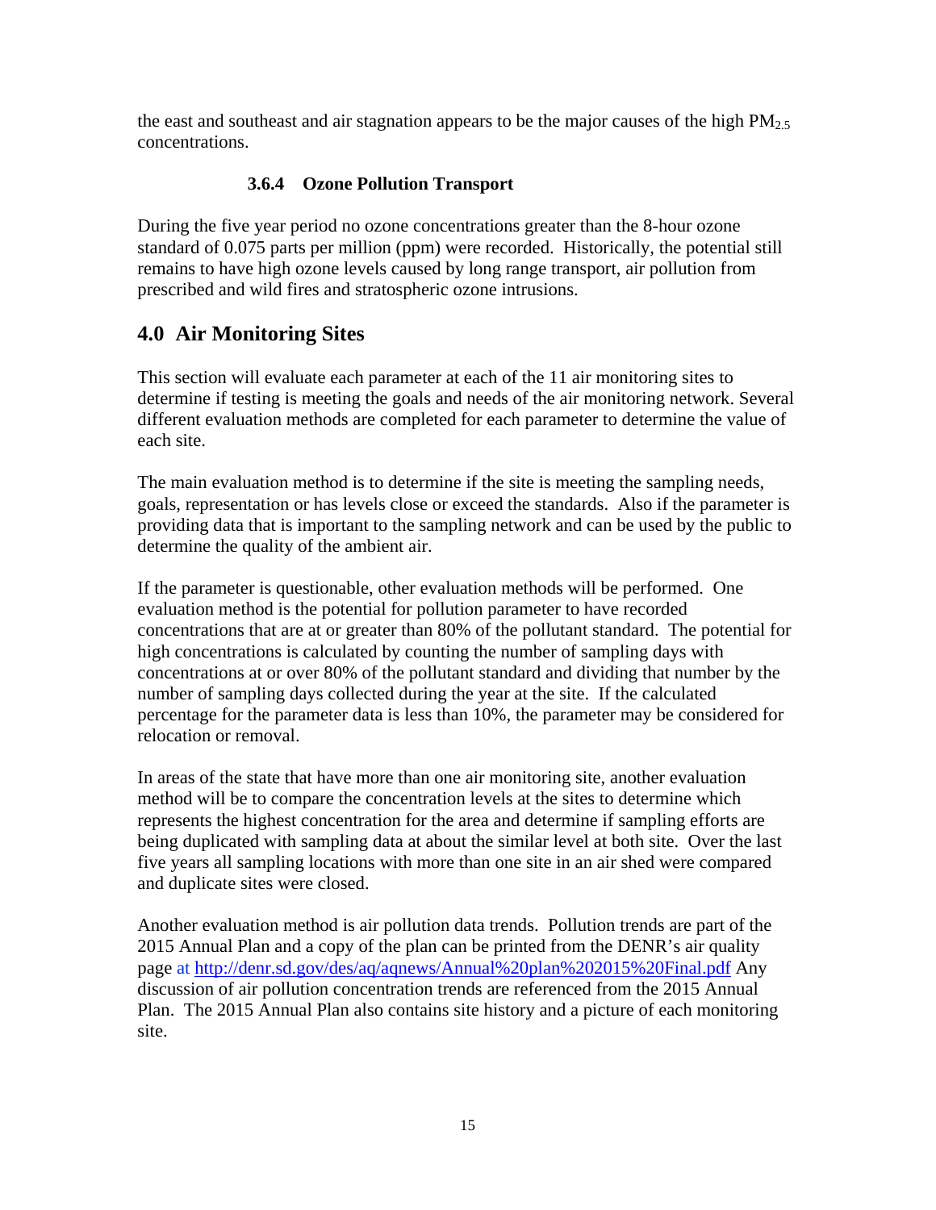the east and southeast and air stagnation appears to be the major causes of the high $PM_{2.5}$ concentrations.

#### 3.6.4 Ozone Pollution Transport

During the five year period no ozone concentrations greater than the 8-hour ozone standard of 0.075 parts per million (ppm) were recorded. Historically, the potential still remains to have high ozone levels caused by long range transport, air pollution from prescribed and wild fires and stratospheric ozone intrusions.

## 4.0 Air Monitoring Sites

This section will evaluate each parameter at each of the 11 air monitoring sites to determine if testing is meeting the goals and needs of the air monitoring network. Several different evaluation methods are completed for each parameter to determine the value of each site.

The main evaluation method is to determine if the site is meeting the sampling needs, goals, representation or has levels close or exceed the standards. Also if the parameter is providing data that is important to the sampling network and can be used by the public to determine the quality of the ambient air.

If the parameter is questionable, other evaluation methods will be performed. One evaluation method is the potential for pollution parameter to have recorded concentrations that are at or greater than 80% of the pollutant standard. The potential for high concentrations is calculated by counting the number of sampling days with concentrations at or over 80% of the pollutant standard and dividing that number by the number of sampling days collected during the year at the site. If the calculated percentage for the parameter data is less than 10%, the parameter may be considered for relocation or removal.

In areas of the state that have more than one air monitoring site, another evaluation method will be to compare the concentration levels at the sites to determine which represents the highest concentration for the area and determine if sampling efforts are being duplicated with sampling data at about the similar level at both site. Over the last five years all sampling locations with more than one site in an air shed were compared and duplicate sites were closed.

Another evaluation method is air pollution data trends. Pollution trends are part of the 2015 Annual Plan and a copy of the plan can be printed from the DENR's air quality page at http://denr.sd.gov/des/aq/aqnews/Annual%20plan%202015%20Final.pdf Any discussion of air pollution concentration trends are referenced from the 2015 Annual Plan. The 2015 Annual Plan also contains site history and a picture of each monitoring site.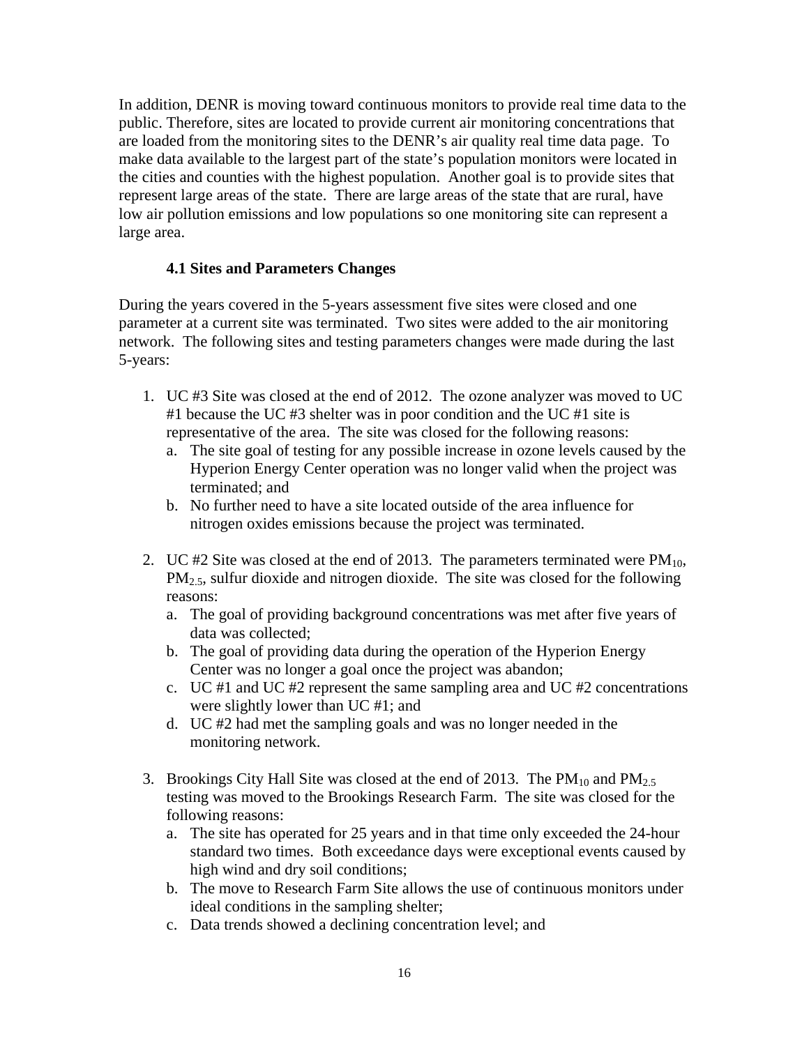In addition, DENR is moving toward continuous monitors to provide real time data to the public. Therefore, sites are located to provide current air monitoring concentrations that are loaded from the monitoring sites to the DENR's air quality real time data page. To make data available to the largest part of the state's population monitors were located in the cities and counties with the highest population. Another goal is to provide sites that represent large areas of the state. There are large areas of the state that are rural, have low air pollution emissions and low populations so one monitoring site can represent a large area.

### 4.1 Sites and Parameters Changes

During the years covered in the 5-years assessment five sites were closed and one parameter at a current site was terminated. Two sites were added to the air monitoring network. The following sites and testing parameters changes were made during the last 5-years:

1. UC #3 Site was closed at the end of 2012. The ozone analyzer was moved to UC #1 because the UC #3 shelter was in poor condition and the UC #1 site is representative of the area. The site was closed for the following reasons:
   a. The site goal of testing for any possible increase in ozone levels caused by the Hyperion Energy Center operation was no longer valid when the project was terminated; and
   b. No further need to have a site located outside of the area influence for nitrogen oxides emissions because the project was terminated.

2. UC #2 Site was closed at the end of 2013. The parameters terminated were $PM_{10}$, $PM_{2.5}$, sulfur dioxide and nitrogen dioxide. The site was closed for the following reasons:
   a. The goal of providing background concentrations was met after five years of data was collected;
   b. The goal of providing data during the operation of the Hyperion Energy Center was no longer a goal once the project was abandon;
   c. UC #1 and UC #2 represent the same sampling area and UC #2 concentrations were slightly lower than UC #1; and
   d. UC #2 had met the sampling goals and was no longer needed in the monitoring network.

3. Brookings City Hall Site was closed at the end of 2013. The $PM_{10}$ and $PM_{2.5}$ testing was moved to the Brookings Research Farm. The site was closed for the following reasons:
   a. The site has operated for 25 years and in that time only exceeded the 24-hour standard two times. Both exceedance days were exceptional events caused by high wind and dry soil conditions;
   b. The move to Research Farm Site allows the use of continuous monitors under ideal conditions in the sampling shelter;
   c. Data trends showed a declining concentration level; and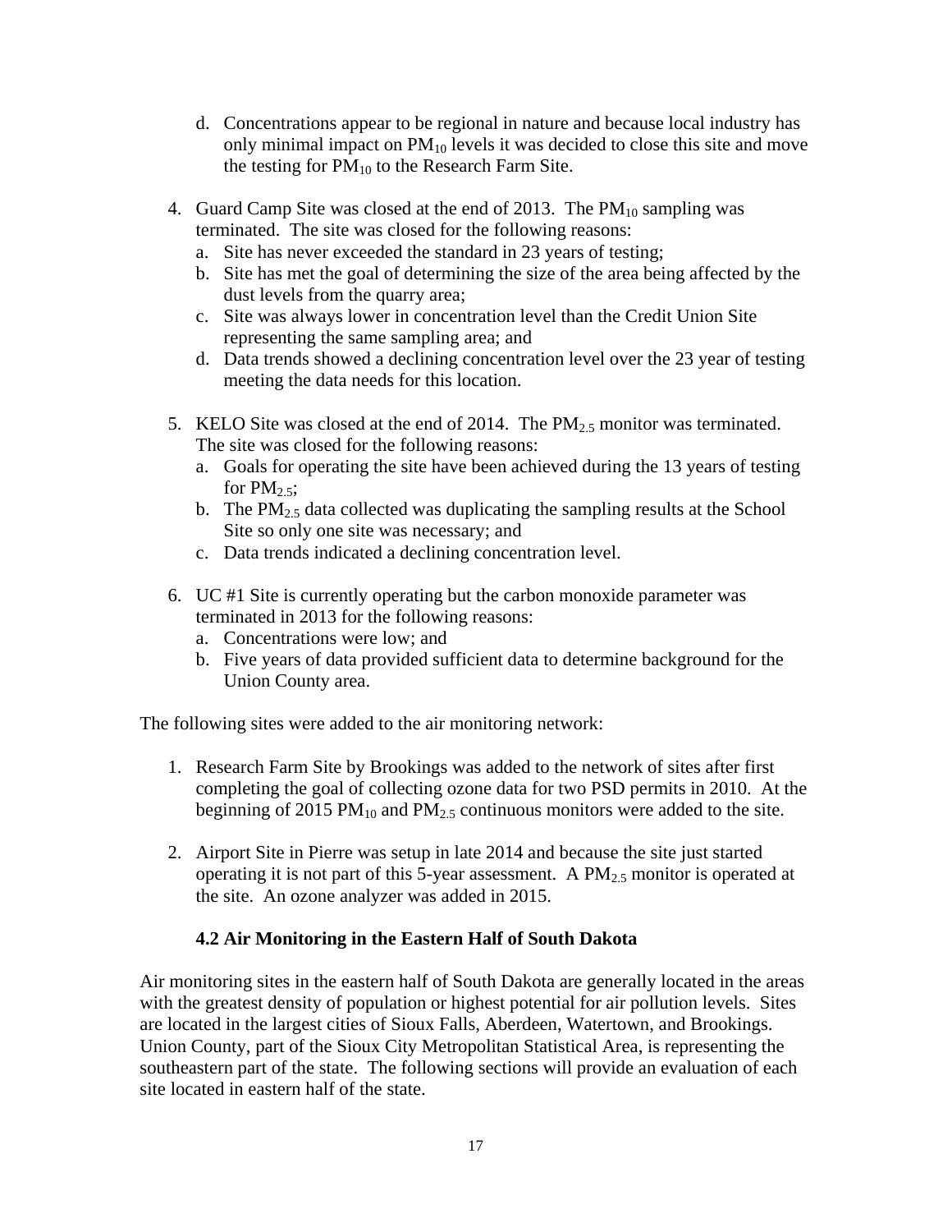d. Concentrations appear to be regional in nature and because local industry has only minimal impact on $PM_{10}$ levels it was decided to close this site and move the testing for $PM_{10}$ to the Research Farm Site.

4. Guard Camp Site was closed at the end of 2013. The $PM_{10}$ sampling was terminated. The site was closed for the following reasons:
   a. Site has never exceeded the standard in 23 years of testing;
   b. Site has met the goal of determining the size of the area being affected by the dust levels from the quarry area;
   c. Site was always lower in concentration level than the Credit Union Site representing the same sampling area; and
   d. Data trends showed a declining concentration level over the 23 year of testing meeting the data needs for this location.

5. KELO Site was closed at the end of 2014. The $PM_{2.5}$ monitor was terminated. The site was closed for the following reasons:
   a. Goals for operating the site have been achieved during the 13 years of testing for $PM_{2.5}$;
   b. The $PM_{2.5}$ data collected was duplicating the sampling results at the School Site so only one site was necessary; and
   c. Data trends indicated a declining concentration level.

6. UC #1 Site is currently operating but the carbon monoxide parameter was terminated in 2013 for the following reasons:
   a. Concentrations were low; and
   b. Five years of data provided sufficient data to determine background for the Union County area.

The following sites were added to the air monitoring network:

1. Research Farm Site by Brookings was added to the network of sites after first completing the goal of collecting ozone data for two PSD permits in 2010. At the beginning of 2015 $PM_{10}$ and $PM_{2.5}$ continuous monitors were added to the site.

2. Airport Site in Pierre was setup in late 2014 and because the site just started operating it is not part of this 5-year assessment. A $PM_{2.5}$ monitor is operated at the site. An ozone analyzer was added in 2015.

### 4.2 Air Monitoring in the Eastern Half of South Dakota

Air monitoring sites in the eastern half of South Dakota are generally located in the areas with the greatest density of population or highest potential for air pollution levels. Sites are located in the largest cities of Sioux Falls, Aberdeen, Watertown, and Brookings. Union County, part of the Sioux City Metropolitan Statistical Area, is representing the southeastern part of the state. The following sections will provide an evaluation of each site located in eastern half of the state.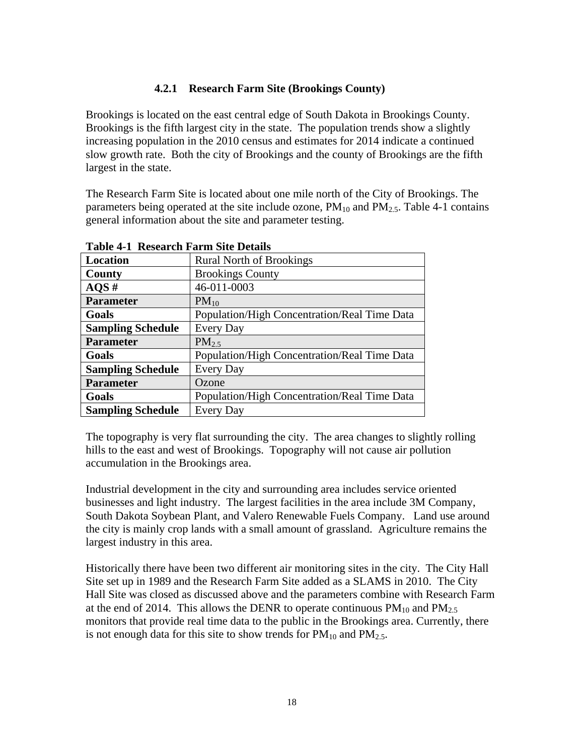### 4.2.1 Research Farm Site (Brookings County)

Brookings is located on the east central edge of South Dakota in Brookings County. Brookings is the fifth largest city in the state. The population trends show a slightly increasing population in the 2010 census and estimates for 2014 indicate a continued slow growth rate. Both the city of Brookings and the county of Brookings are the fifth largest in the state.

The Research Farm Site is located about one mile north of the City of Brookings. The parameters being operated at the site include ozone, $PM_{10}$ and $PM_{2.5}$. Table 4-1 contains general information about the site and parameter testing.

**Table 4-1 Research Farm Site Details**

| | |
|---|---|
| **Location** | Rural North of Brookings |
| **County** | Brookings County |
| **AQS #** | 46-011-0003 |
| **Parameter** | $PM_{10}$ |
| **Goals** | Population/High Concentration/Real Time Data |
| **Sampling Schedule** | Every Day |
| **Parameter** | $PM_{2.5}$ |
| **Goals** | Population/High Concentration/Real Time Data |
| **Sampling Schedule** | Every Day |
| **Parameter** | Ozone |
| **Goals** | Population/High Concentration/Real Time Data |
| **Sampling Schedule** | Every Day |

The topography is very flat surrounding the city. The area changes to slightly rolling hills to the east and west of Brookings. Topography will not cause air pollution accumulation in the Brookings area.

Industrial development in the city and surrounding area includes service oriented businesses and light industry. The largest facilities in the area include 3M Company, South Dakota Soybean Plant, and Valero Renewable Fuels Company. Land use around the city is mainly crop lands with a small amount of grassland. Agriculture remains the largest industry in this area.

Historically there have been two different air monitoring sites in the city. The City Hall Site set up in 1989 and the Research Farm Site added as a SLAMS in 2010. The City Hall Site was closed as discussed above and the parameters combine with Research Farm at the end of 2014. This allows the DENR to operate continuous $PM_{10}$ and $PM_{2.5}$ monitors that provide real time data to the public in the Brookings area. Currently, there is not enough data for this site to show trends for $PM_{10}$ and $PM_{2.5}$.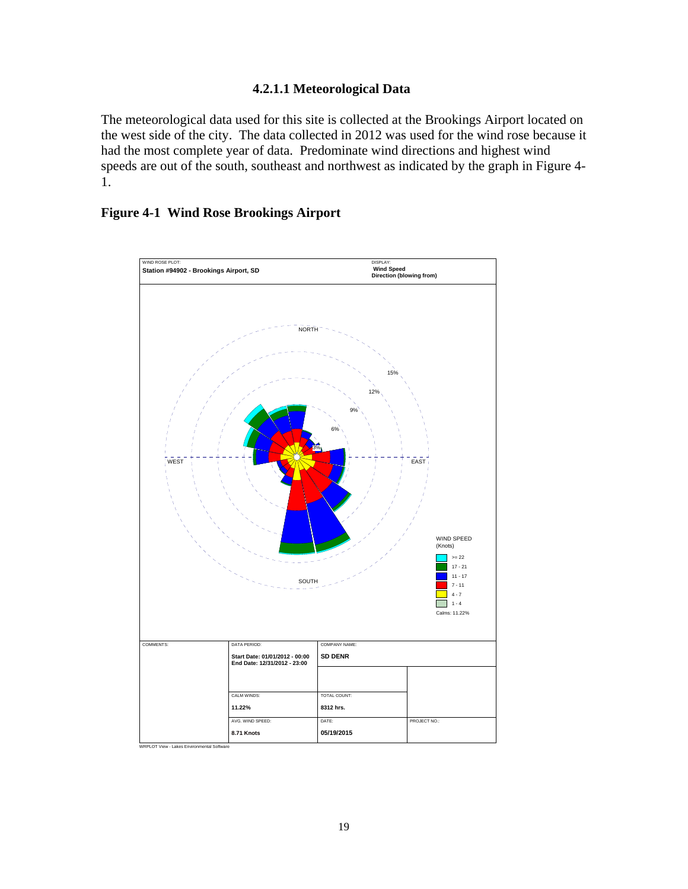### 4.2.1.1 Meteorological Data

The meteorological data used for this site is collected at the Brookings Airport located on the west side of the city. The data collected in 2012 was used for the wind rose because it had the most complete year of data. Predominate wind directions and highest wind speeds are out of the south, southeast and northwest as indicated by the graph in Figure 4-1.

**Figure 4-1 Wind Rose Brookings Airport**

WIND ROSE PLOT:
**Station #94902 - Brookings Airport, SD**

DISPLAY:
**Wind Speed**
**Direction (blowing from)**

NORTH
SOUTH
WEST
EAST

3%
6%
9%
12%
15%

WIND SPEED
(Knots)

>= 22
17 - 21
11 - 17
7 - 11
4 - 7
1 - 4

Calms: 11.22%

COMMENTS:

DATA PERIOD:
**Start Date: 01/01/2012 - 00:00**
**End Date: 12/31/2012 - 23:00**

COMPANY NAME:
**SD DENR**

CALM WINDS:
**11.22%**

TOTAL COUNT:
**8312 hrs.**

AVG. WIND SPEED:
**8.71 Knots**

DATE:
**05/19/2015**

PROJECT NO.:

WRPLOT View - Lakes Environmental Software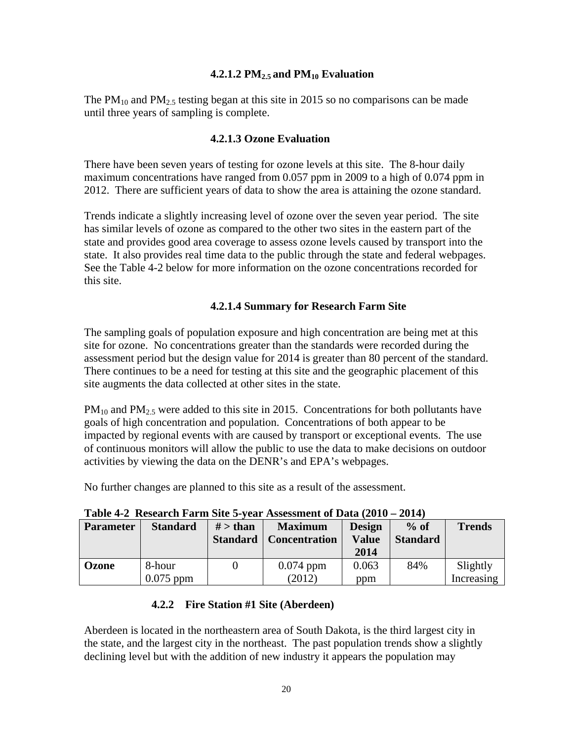#### 4.2.1.2 $PM_{2.5}$ and $PM_{10}$ Evaluation

The $PM_{10}$ and $PM_{2.5}$ testing began at this site in 2015 so no comparisons can be made until three years of sampling is complete.

#### 4.2.1.3 Ozone Evaluation

There have been seven years of testing for ozone levels at this site. The 8-hour daily maximum concentrations have ranged from 0.057 ppm in 2009 to a high of 0.074 ppm in 2012. There are sufficient years of data to show the area is attaining the ozone standard.

Trends indicate a slightly increasing level of ozone over the seven year period. The site has similar levels of ozone as compared to the other two sites in the eastern part of the state and provides good area coverage to assess ozone levels caused by transport into the state. It also provides real time data to the public through the state and federal webpages. See the Table 4-2 below for more information on the ozone concentrations recorded for this site.

#### 4.2.1.4 Summary for Research Farm Site

The sampling goals of population exposure and high concentration are being met at this site for ozone. No concentrations greater than the standards were recorded during the assessment period but the design value for 2014 is greater than 80 percent of the standard. There continues to be a need for testing at this site and the geographic placement of this site augments the data collected at other sites in the state.

$PM_{10}$ and $PM_{2.5}$ were added to this site in 2015. Concentrations for both pollutants have goals of high concentration and population. Concentrations of both appear to be impacted by regional events with are caused by transport or exceptional events. The use of continuous monitors will allow the public to use the data to make decisions on outdoor activities by viewing the data on the DENR's and EPA's webpages.

No further changes are planned to this site as a result of the assessment.

**Table 4-2 Research Farm Site 5-year Assessment of Data (2010 – 2014)**

| Parameter | Standard | # > than Standard | Maximum Concentration | Design Value 2014 | % of Standard | Trends |
|---|---|---|---|---|---|---|
| **Ozone** | 8-hour 0.075 ppm | 0 | 0.074 ppm (2012) | 0.063 ppm | 84% | Slightly Increasing |

### 4.2.2 Fire Station #1 Site (Aberdeen)

Aberdeen is located in the northeastern area of South Dakota, is the third largest city in the state, and the largest city in the northeast. The past population trends show a slightly declining level but with the addition of new industry it appears the population may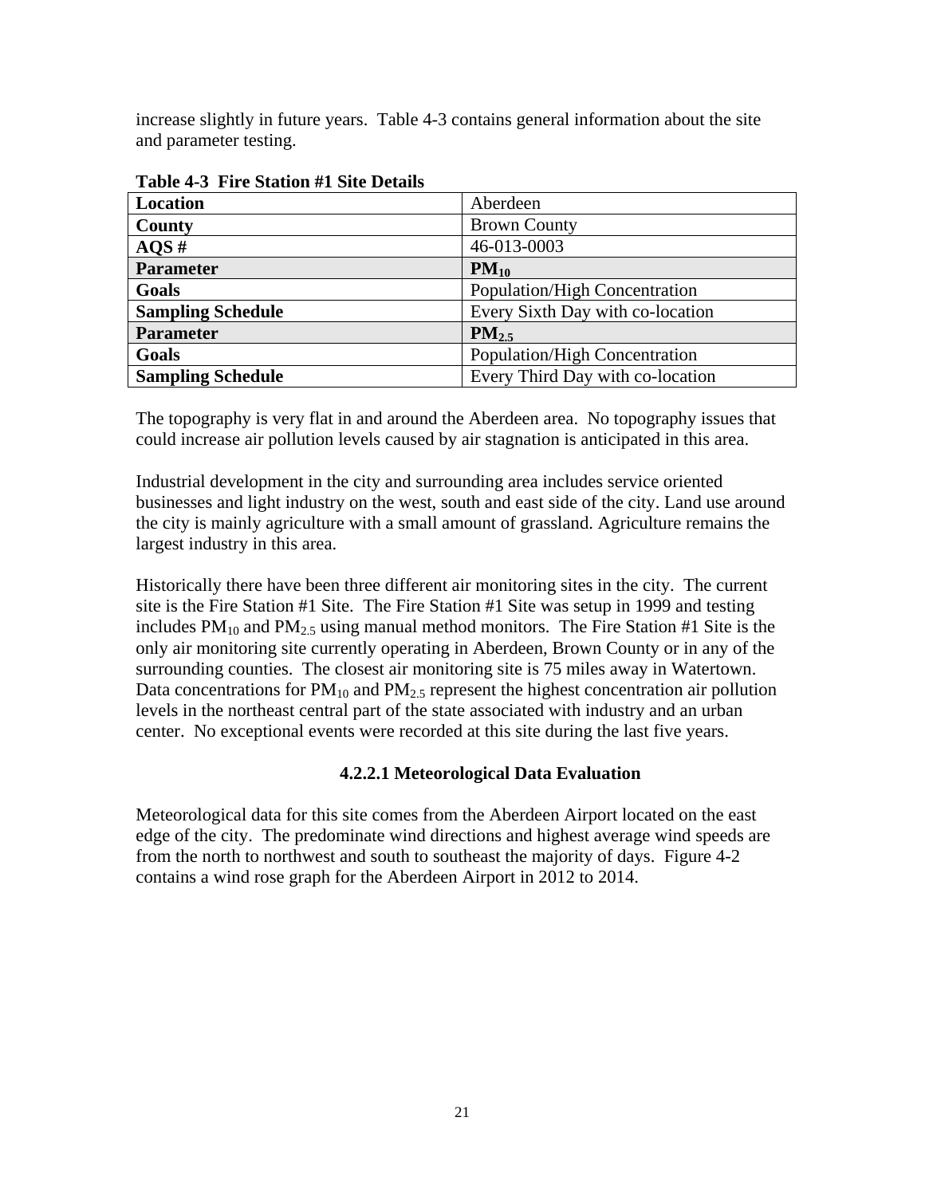increase slightly in future years. Table 4-3 contains general information about the site and parameter testing.

**Table 4-3 Fire Station #1 Site Details**

| | |
|---|---|
| **Location** | Aberdeen |
| **County** | Brown County |
| **AQS #** | 46-013-0003 |
| **Parameter** | **$PM_{10}$** |
| **Goals** | Population/High Concentration |
| **Sampling Schedule** | Every Sixth Day with co-location |
| **Parameter** | **$PM_{2.5}$** |
| **Goals** | Population/High Concentration |
| **Sampling Schedule** | Every Third Day with co-location |

The topography is very flat in and around the Aberdeen area. No topography issues that could increase air pollution levels caused by air stagnation is anticipated in this area.

Industrial development in the city and surrounding area includes service oriented businesses and light industry on the west, south and east side of the city. Land use around the city is mainly agriculture with a small amount of grassland. Agriculture remains the largest industry in this area.

Historically there have been three different air monitoring sites in the city. The current site is the Fire Station #1 Site. The Fire Station #1 Site was setup in 1999 and testing includes $PM_{10}$ and $PM_{2.5}$ using manual method monitors. The Fire Station #1 Site is the only air monitoring site currently operating in Aberdeen, Brown County or in any of the surrounding counties. The closest air monitoring site is 75 miles away in Watertown. Data concentrations for $PM_{10}$ and $PM_{2.5}$ represent the highest concentration air pollution levels in the northeast central part of the state associated with industry and an urban center. No exceptional events were recorded at this site during the last five years.

#### 4.2.2.1 Meteorological Data Evaluation

Meteorological data for this site comes from the Aberdeen Airport located on the east edge of the city. The predominate wind directions and highest average wind speeds are from the north to northwest and south to southeast the majority of days. Figure 4-2 contains a wind rose graph for the Aberdeen Airport in 2012 to 2014.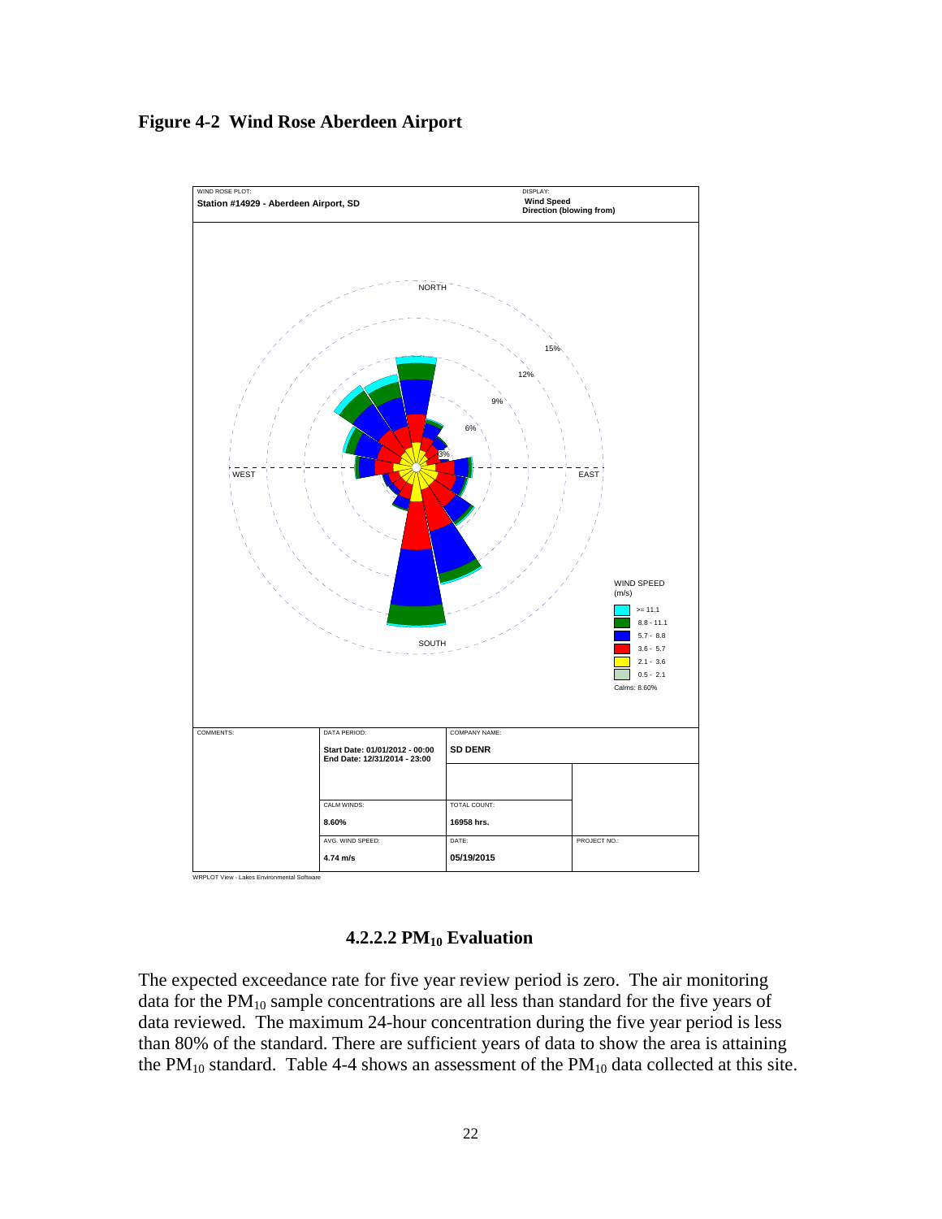**Figure 4-2 Wind Rose Aberdeen Airport**

WIND ROSE PLOT:
Station #14929 - Aberdeen Airport, SD

DISPLAY:
Wind Speed
Direction (blowing from)

NORTH
SOUTH
WEST
EAST

3%
6%
9%
12%
15%

WIND SPEED (m/s)
>= 11.1
8.8 - 11.1
5.7 - 8.8
3.6 - 5.7
2.1 - 3.6
0.5 - 2.1
Calms: 8.60%

COMMENTS:

DATA PERIOD:
Start Date: 01/01/2012 - 00:00
End Date: 12/31/2014 - 23:00

COMPANY NAME:
SD DENR

CALM WINDS:
8.60%

TOTAL COUNT:
16958 hrs.

AVG. WIND SPEED:
4.74 m/s

DATE:
05/19/2015

PROJECT NO.:

WRPLOT View - Lakes Environmental Software

### 4.2.2.2 $PM_{10}$ Evaluation

The expected exceedance rate for five year review period is zero. The air monitoring data for the $PM_{10}$ sample concentrations are all less than standard for the five years of data reviewed. The maximum 24-hour concentration during the five year period is less than 80% of the standard. There are sufficient years of data to show the area is attaining the $PM_{10}$ standard. Table 4-4 shows an assessment of the $PM_{10}$ data collected at this site.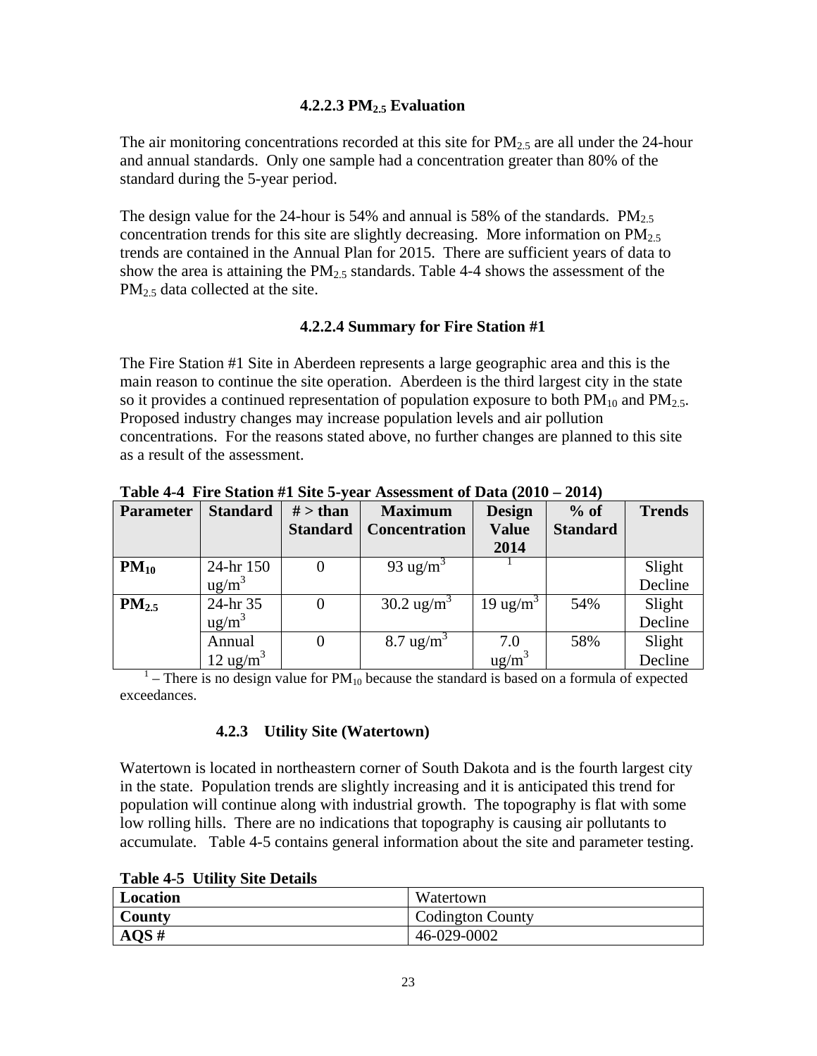#### 4.2.2.3 $PM_{2.5}$ Evaluation

The air monitoring concentrations recorded at this site for $PM_{2.5}$ are all under the 24-hour and annual standards. Only one sample had a concentration greater than 80% of the standard during the 5-year period.

The design value for the 24-hour is 54% and annual is 58% of the standards. $PM_{2.5}$ concentration trends for this site are slightly decreasing. More information on $PM_{2.5}$ trends are contained in the Annual Plan for 2015. There are sufficient years of data to show the area is attaining the $PM_{2.5}$ standards. Table 4-4 shows the assessment of the $PM_{2.5}$ data collected at the site.

#### 4.2.2.4 Summary for Fire Station #1

The Fire Station #1 Site in Aberdeen represents a large geographic area and this is the main reason to continue the site operation. Aberdeen is the third largest city in the state so it provides a continued representation of population exposure to both $PM_{10}$ and $PM_{2.5}$. Proposed industry changes may increase population levels and air pollution concentrations. For the reasons stated above, no further changes are planned to this site as a result of the assessment.

**Table 4-4 Fire Station #1 Site 5-year Assessment of Data (2010 – 2014)**

| Parameter | Standard | # > than Standard | Maximum Concentration | Design Value 2014 | % of Standard | Trends |
|---|---|---|---|---|---|---|
| **$PM_{10}$** | 24-hr 150 ug/m$^3$ | 0 | 93 ug/m$^3$ | [1] | | Slight Decline |
| **$PM_{2.5}$** | 24-hr 35 ug/m$^3$ | 0 | 30.2 ug/m$^3$ | 19 ug/m$^3$ | 54% | Slight Decline |
| | Annual 12 ug/m$^3$ | 0 | 8.7 ug/m$^3$ | 7.0 ug/m$^3$ | 58% | Slight Decline |

[1] – There is no design value for $PM_{10}$ because the standard is based on a formula of expected exceedances.

### 4.2.3 Utility Site (Watertown)

Watertown is located in northeastern corner of South Dakota and is the fourth largest city in the state. Population trends are slightly increasing and it is anticipated this trend for population will continue along with industrial growth. The topography is flat with some low rolling hills. There are no indications that topography is causing air pollutants to accumulate. Table 4-5 contains general information about the site and parameter testing.

**Table 4-5 Utility Site Details**

| | |
|---|---|
| **Location** | Watertown |
| **County** | Codington County |
| **AQS #** | 46-029-0002 |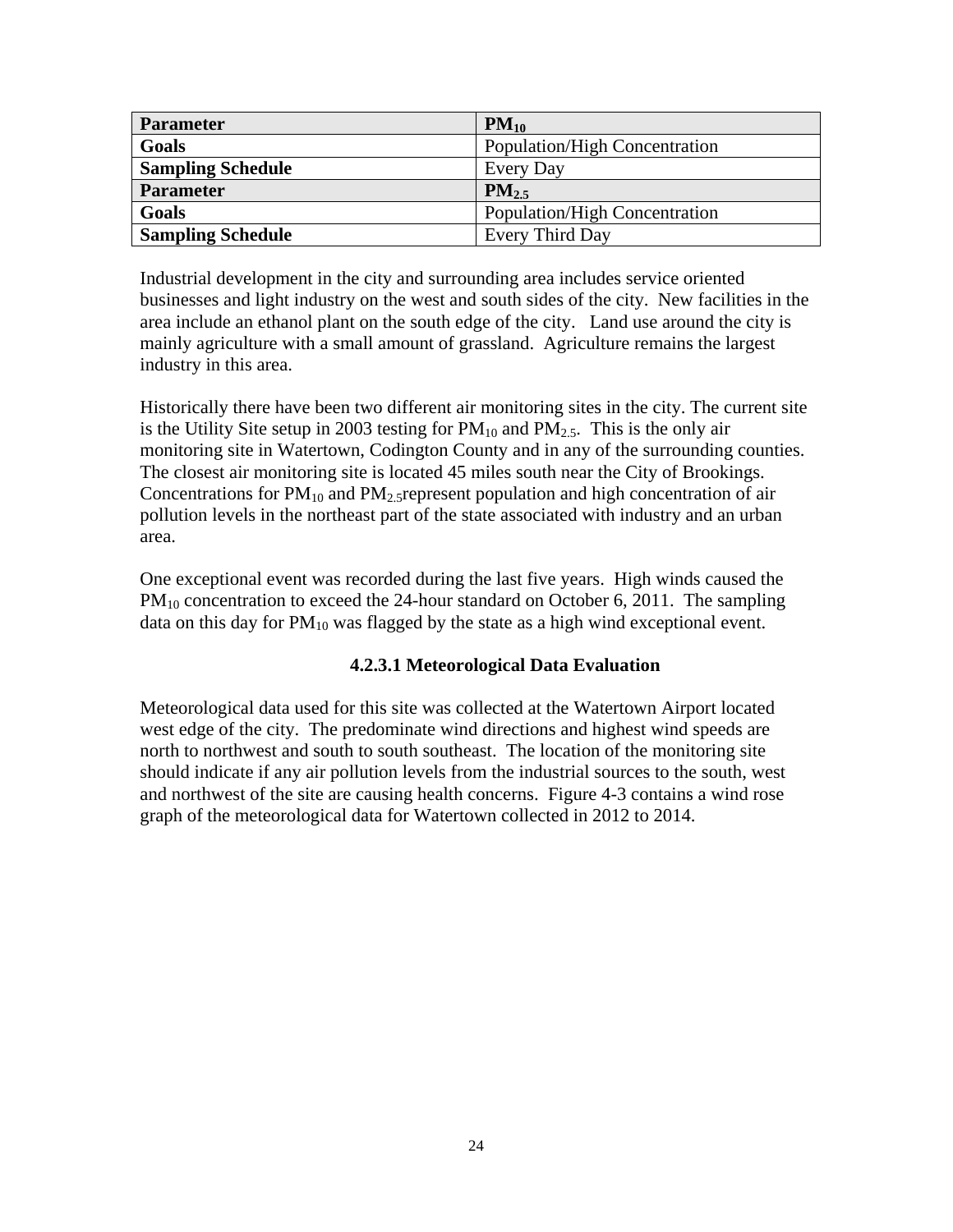| Parameter | $PM_{10}$ |
| --- | --- |
| **Goals** | Population/High Concentration |
| **Sampling Schedule** | Every Day |
| **Parameter** | $PM_{2.5}$ |
| **Goals** | Population/High Concentration |
| **Sampling Schedule** | Every Third Day |

Industrial development in the city and surrounding area includes service oriented businesses and light industry on the west and south sides of the city. New facilities in the area include an ethanol plant on the south edge of the city. Land use around the city is mainly agriculture with a small amount of grassland. Agriculture remains the largest industry in this area.

Historically there have been two different air monitoring sites in the city. The current site is the Utility Site setup in 2003 testing for $PM_{10}$ and $PM_{2.5}$. This is the only air monitoring site in Watertown, Codington County and in any of the surrounding counties. The closest air monitoring site is located 45 miles south near the City of Brookings. Concentrations for $PM_{10}$ and $PM_{2.5}$represent population and high concentration of air pollution levels in the northeast part of the state associated with industry and an urban area.

One exceptional event was recorded during the last five years. High winds caused the $PM_{10}$ concentration to exceed the 24-hour standard on October 6, 2011. The sampling data on this day for $PM_{10}$ was flagged by the state as a high wind exceptional event.

#### 4.2.3.1 Meteorological Data Evaluation

Meteorological data used for this site was collected at the Watertown Airport located west edge of the city. The predominate wind directions and highest wind speeds are north to northwest and south to south southeast. The location of the monitoring site should indicate if any air pollution levels from the industrial sources to the south, west and northwest of the site are causing health concerns. Figure 4-3 contains a wind rose graph of the meteorological data for Watertown collected in 2012 to 2014.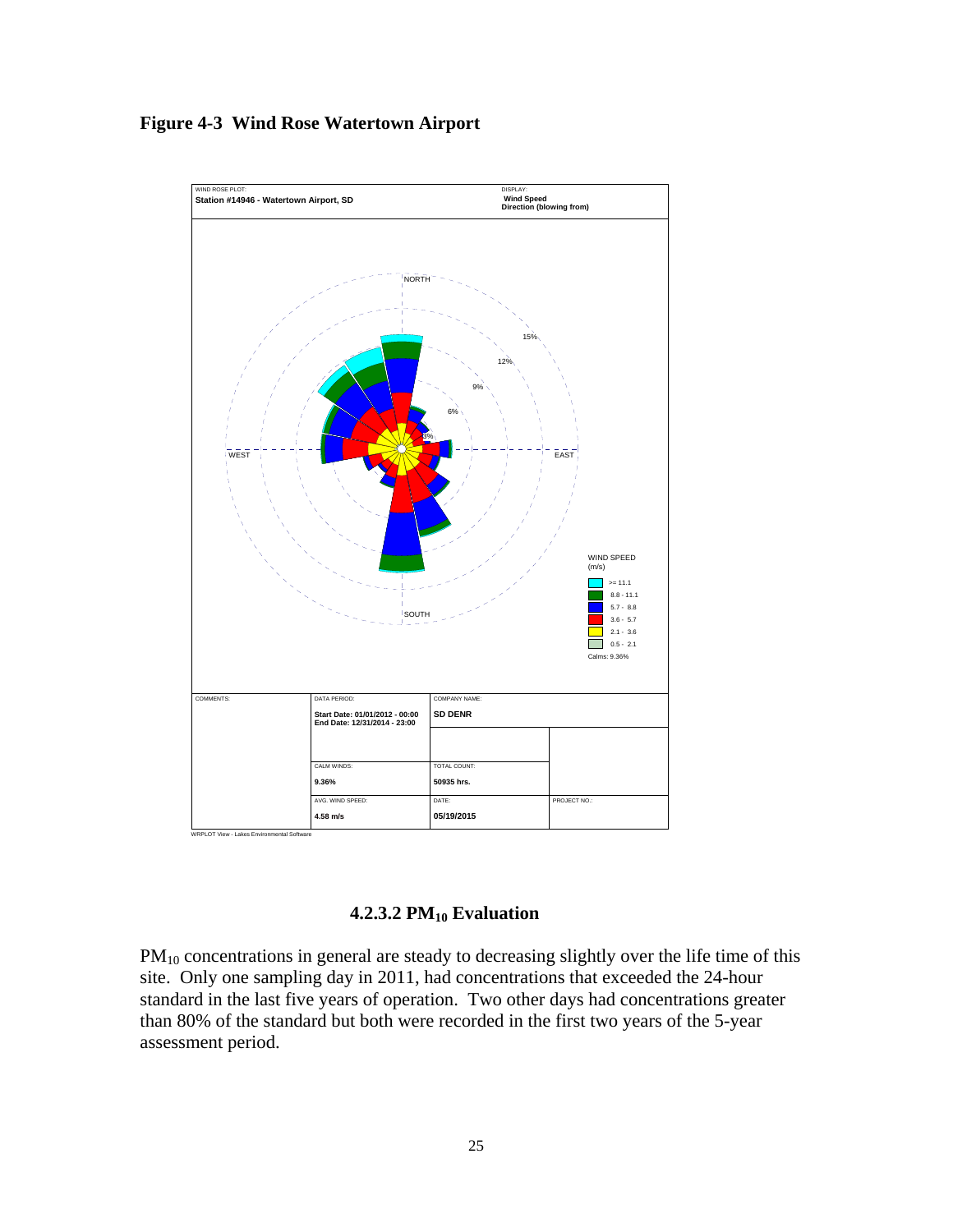**Figure 4-3 Wind Rose Watertown Airport**

WIND ROSE PLOT:
Station #14946 - Watertown Airport, SD

DISPLAY:
Wind Speed
Direction (blowing from)

NORTH
SOUTH
EAST
WEST
3%
6%
9%
12%
15%

WIND SPEED (m/s)
>= 11.1
8.8 - 11.1
5.7 - 8.8
3.6 - 5.7
2.1 - 3.6
0.5 - 2.1
Calms: 9.36%

COMMENTS:
DATA PERIOD:
Start Date: 01/01/2012 - 00:00
End Date: 12/31/2014 - 23:00
COMPANY NAME:
SD DENR
CALM WINDS:
9.36%
TOTAL COUNT:
50935 hrs.
AVG. WIND SPEED:
4.58 m/s
DATE:
05/19/2015
PROJECT NO.:

WRPLOT View - Lakes Environmental Software

### 4.2.3.2 $PM_{10}$ Evaluation

$PM_{10}$ concentrations in general are steady to decreasing slightly over the life time of this site. Only one sampling day in 2011, had concentrations that exceeded the 24-hour standard in the last five years of operation. Two other days had concentrations greater than 80% of the standard but both were recorded in the first two years of the 5-year assessment period.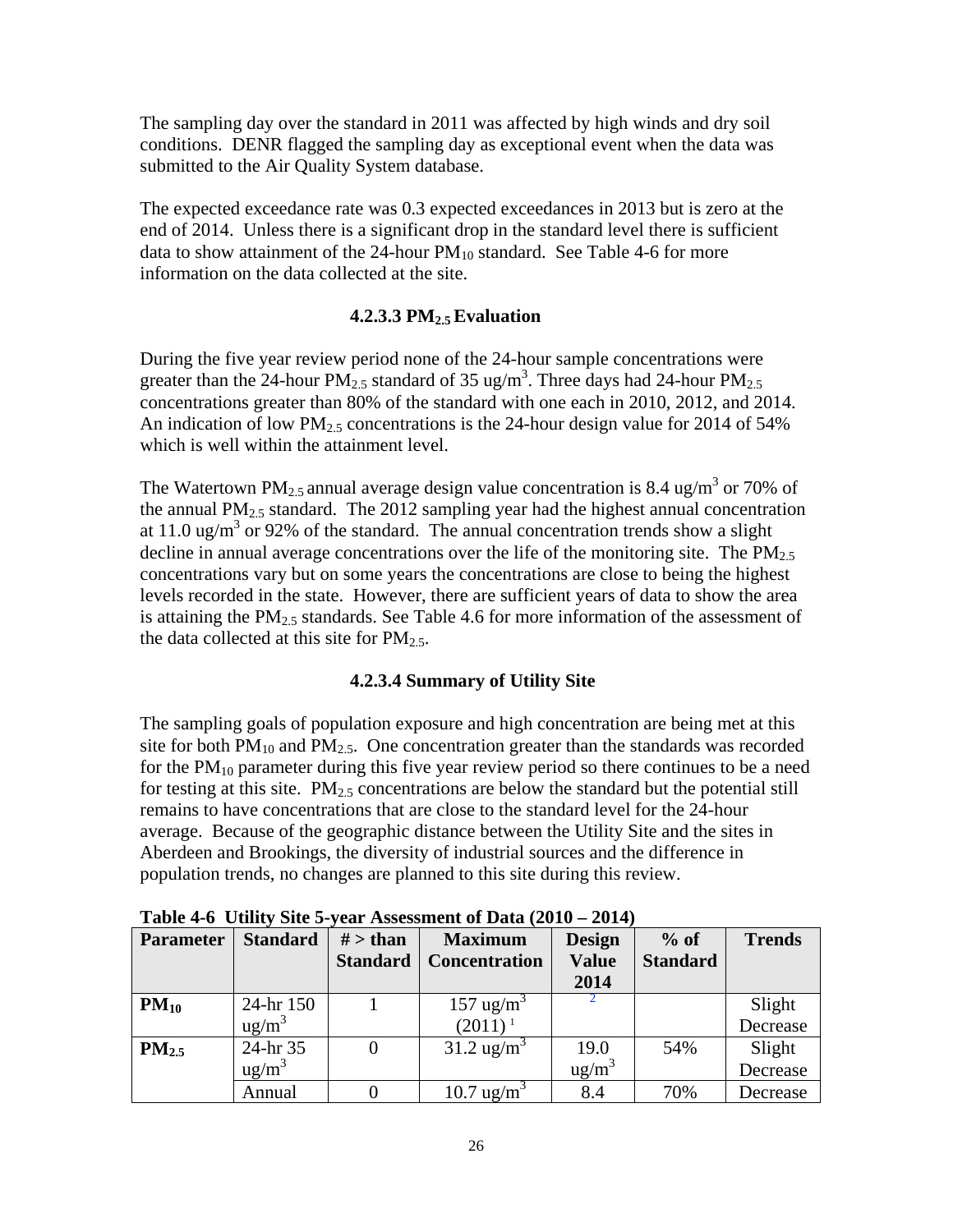The sampling day over the standard in 2011 was affected by high winds and dry soil conditions. DENR flagged the sampling day as exceptional event when the data was submitted to the Air Quality System database.

The expected exceedance rate was 0.3 expected exceedances in 2013 but is zero at the end of 2014. Unless there is a significant drop in the standard level there is sufficient data to show attainment of the 24-hour $PM_{10}$ standard. See Table 4-6 for more information on the data collected at the site.

### 4.2.3.3 $PM_{2.5}$ Evaluation

During the five year review period none of the 24-hour sample concentrations were greater than the 24-hour $PM_{2.5}$ standard of 35 ug/m$^3$. Three days had 24-hour $PM_{2.5}$ concentrations greater than 80% of the standard with one each in 2010, 2012, and 2014. An indication of low $PM_{2.5}$ concentrations is the 24-hour design value for 2014 of 54% which is well within the attainment level.

The Watertown $PM_{2.5}$ annual average design value concentration is 8.4 ug/m$^3$ or 70% of the annual $PM_{2.5}$ standard. The 2012 sampling year had the highest annual concentration at 11.0 ug/m$^3$ or 92% of the standard. The annual concentration trends show a slight decline in annual average concentrations over the life of the monitoring site. The $PM_{2.5}$ concentrations vary but on some years the concentrations are close to being the highest levels recorded in the state. However, there are sufficient years of data to show the area is attaining the $PM_{2.5}$ standards. See Table 4.6 for more information of the assessment of the data collected at this site for $PM_{2.5}$.

### 4.2.3.4 Summary of Utility Site

The sampling goals of population exposure and high concentration are being met at this site for both $PM_{10}$ and $PM_{2.5}$. One concentration greater than the standards was recorded for the $PM_{10}$ parameter during this five year review period so there continues to be a need for testing at this site. $PM_{2.5}$ concentrations are below the standard but the potential still remains to have concentrations that are close to the standard level for the 24-hour average. Because of the geographic distance between the Utility Site and the sites in Aberdeen and Brookings, the diversity of industrial sources and the difference in population trends, no changes are planned to this site during this review.

**Table 4-6 Utility Site 5-year Assessment of Data (2010 – 2014)**

| Parameter | Standard | # > than Standard | Maximum Concentration | Design Value 2014 | % of Standard | Trends |
|---|---|---|---|---|---|---|
| **$PM_{10}$** | 24-hr 150 ug/m$^3$ | 1 | 157 ug/m$^3$ (2011) [1] | [2] | | Slight Decrease |
| **$PM_{2.5}$** | 24-hr 35 ug/m$^3$ | 0 | 31.2 ug/m$^3$ | 19.0 ug/m$^3$ | 54% | Slight Decrease |
| | Annual | 0 | 10.7 ug/m$^3$ | 8.4 | 70% | Decrease |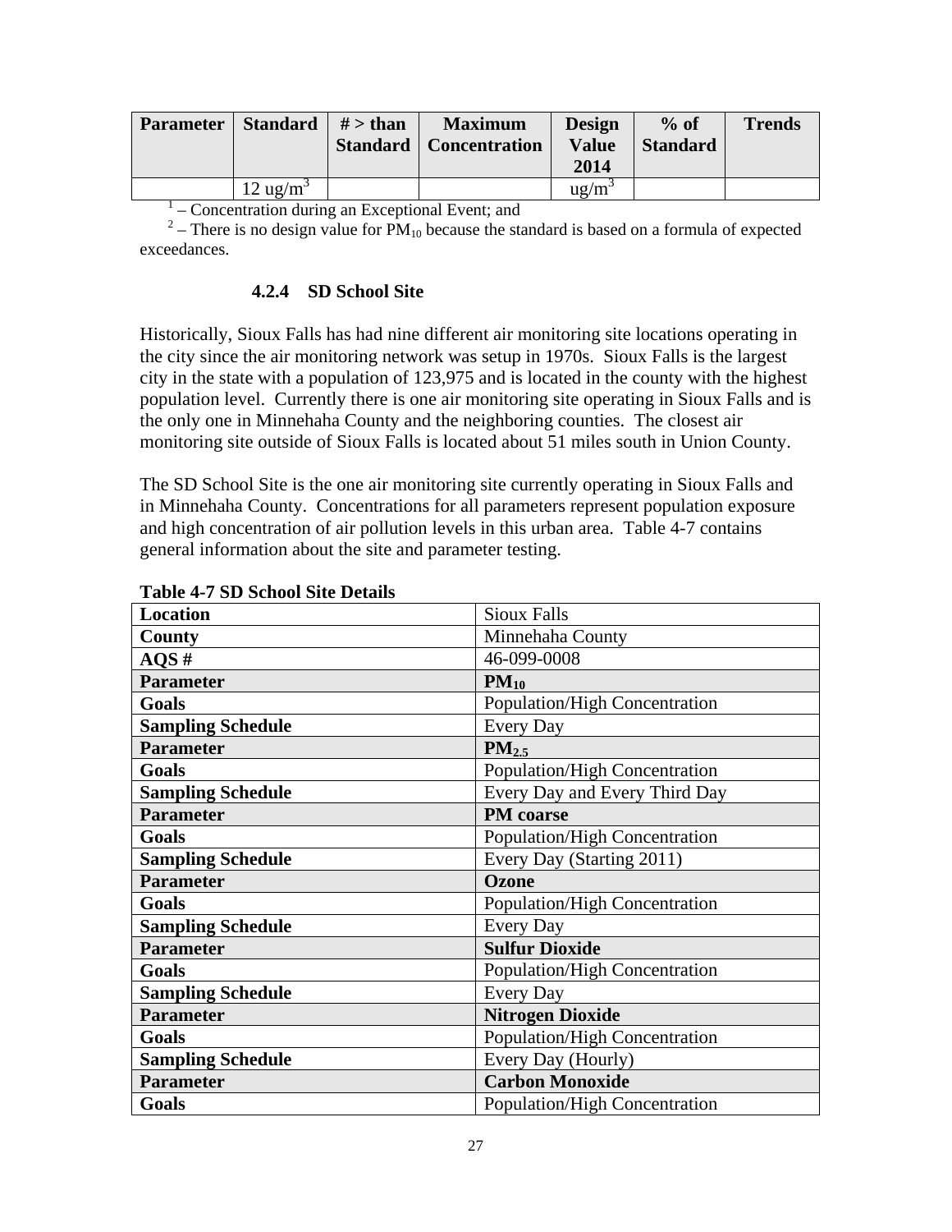| Parameter | Standard | # > than Standard | Maximum Concentration | Design Value 2014 | % of Standard | Trends |
|---|---|---|---|---|---|---|
| | 12 ug/m$^3$ | | | ug/m$^3$ | | |

[1] – Concentration during an Exceptional Event; and

[2] – There is no design value for $PM_{10}$ because the standard is based on a formula of expected exceedances.

#### 4.2.4 SD School Site

Historically, Sioux Falls has had nine different air monitoring site locations operating in the city since the air monitoring network was setup in 1970s. Sioux Falls is the largest city in the state with a population of 123,975 and is located in the county with the highest population level. Currently there is one air monitoring site operating in Sioux Falls and is the only one in Minnehaha County and the neighboring counties. The closest air monitoring site outside of Sioux Falls is located about 51 miles south in Union County.

The SD School Site is the one air monitoring site currently operating in Sioux Falls and in Minnehaha County. Concentrations for all parameters represent population exposure and high concentration of air pollution levels in this urban area. Table 4-7 contains general information about the site and parameter testing.

**Table 4-7 SD School Site Details**

| | |
|---|---|
| **Location** | Sioux Falls |
| **County** | Minnehaha County |
| **AQS #** | 46-099-0008 |
| **Parameter** | **$PM_{10}$** |
| **Goals** | Population/High Concentration |
| **Sampling Schedule** | Every Day |
| **Parameter** | **$PM_{2.5}$** |
| **Goals** | Population/High Concentration |
| **Sampling Schedule** | Every Day and Every Third Day |
| **Parameter** | **PM coarse** |
| **Goals** | Population/High Concentration |
| **Sampling Schedule** | Every Day (Starting 2011) |
| **Parameter** | **Ozone** |
| **Goals** | Population/High Concentration |
| **Sampling Schedule** | Every Day |
| **Parameter** | **Sulfur Dioxide** |
| **Goals** | Population/High Concentration |
| **Sampling Schedule** | Every Day |
| **Parameter** | **Nitrogen Dioxide** |
| **Goals** | Population/High Concentration |
| **Sampling Schedule** | Every Day (Hourly) |
| **Parameter** | **Carbon Monoxide** |
| **Goals** | Population/High Concentration |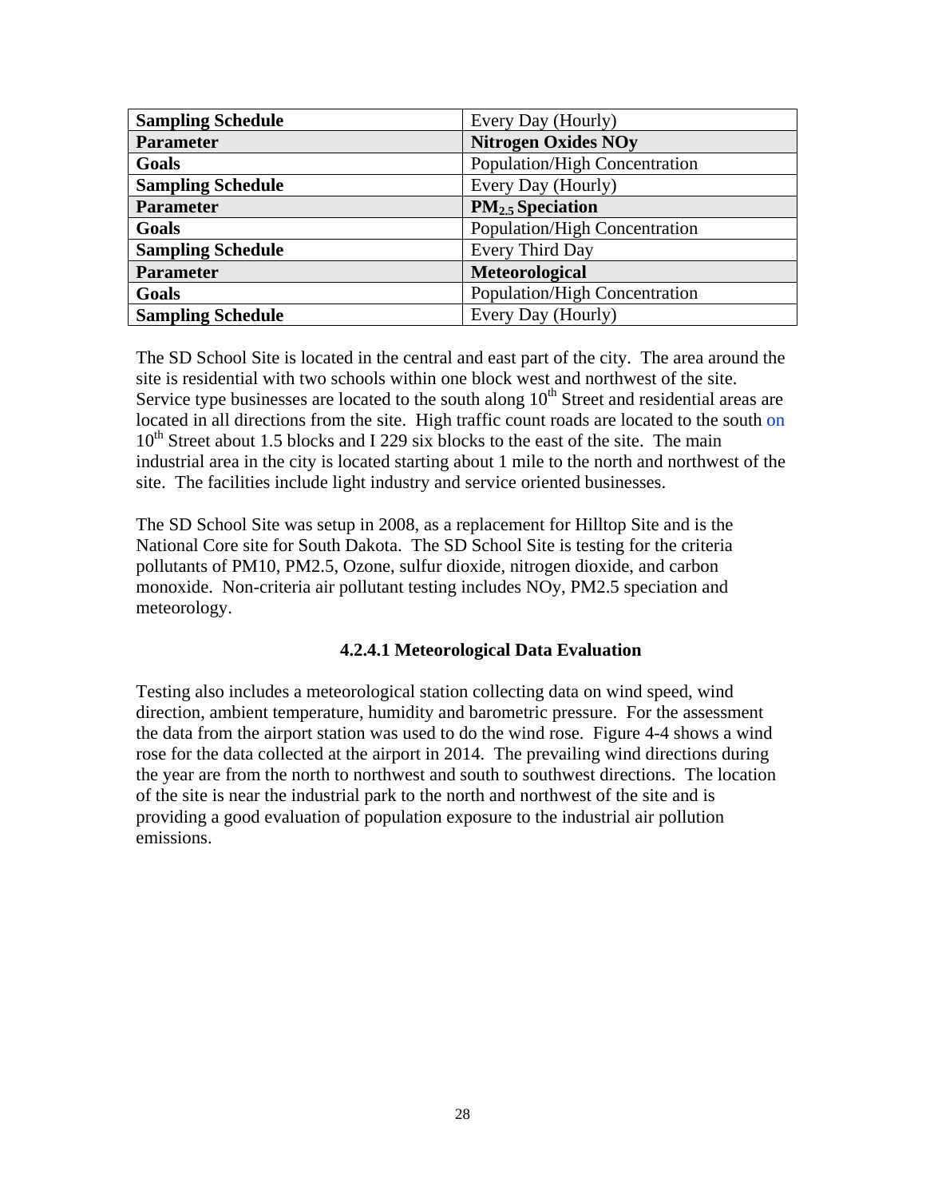| Sampling Schedule | Every Day (Hourly) |
|---|---|
| **Parameter** | **Nitrogen Oxides NOy** |
| **Goals** | Population/High Concentration |
| **Sampling Schedule** | Every Day (Hourly) |
| **Parameter** | **$PM_{2.5}$ Speciation** |
| **Goals** | Population/High Concentration |
| **Sampling Schedule** | Every Third Day |
| **Parameter** | **Meteorological** |
| **Goals** | Population/High Concentration |
| **Sampling Schedule** | Every Day (Hourly) |

The SD School Site is located in the central and east part of the city. The area around the site is residential with two schools within one block west and northwest of the site. Service type businesses are located to the south along 10th Street and residential areas are located in all directions from the site. High traffic count roads are located to the south on 10th Street about 1.5 blocks and I 229 six blocks to the east of the site. The main industrial area in the city is located starting about 1 mile to the north and northwest of the site. The facilities include light industry and service oriented businesses.

The SD School Site was setup in 2008, as a replacement for Hilltop Site and is the National Core site for South Dakota. The SD School Site is testing for the criteria pollutants of PM10, PM2.5, Ozone, sulfur dioxide, nitrogen dioxide, and carbon monoxide. Non-criteria air pollutant testing includes NOy, PM2.5 speciation and meteorology.

#### 4.2.4.1 Meteorological Data Evaluation

Testing also includes a meteorological station collecting data on wind speed, wind direction, ambient temperature, humidity and barometric pressure. For the assessment the data from the airport station was used to do the wind rose. Figure 4-4 shows a wind rose for the data collected at the airport in 2014. The prevailing wind directions during the year are from the north to northwest and south to southwest directions. The location of the site is near the industrial park to the north and northwest of the site and is providing a good evaluation of population exposure to the industrial air pollution emissions.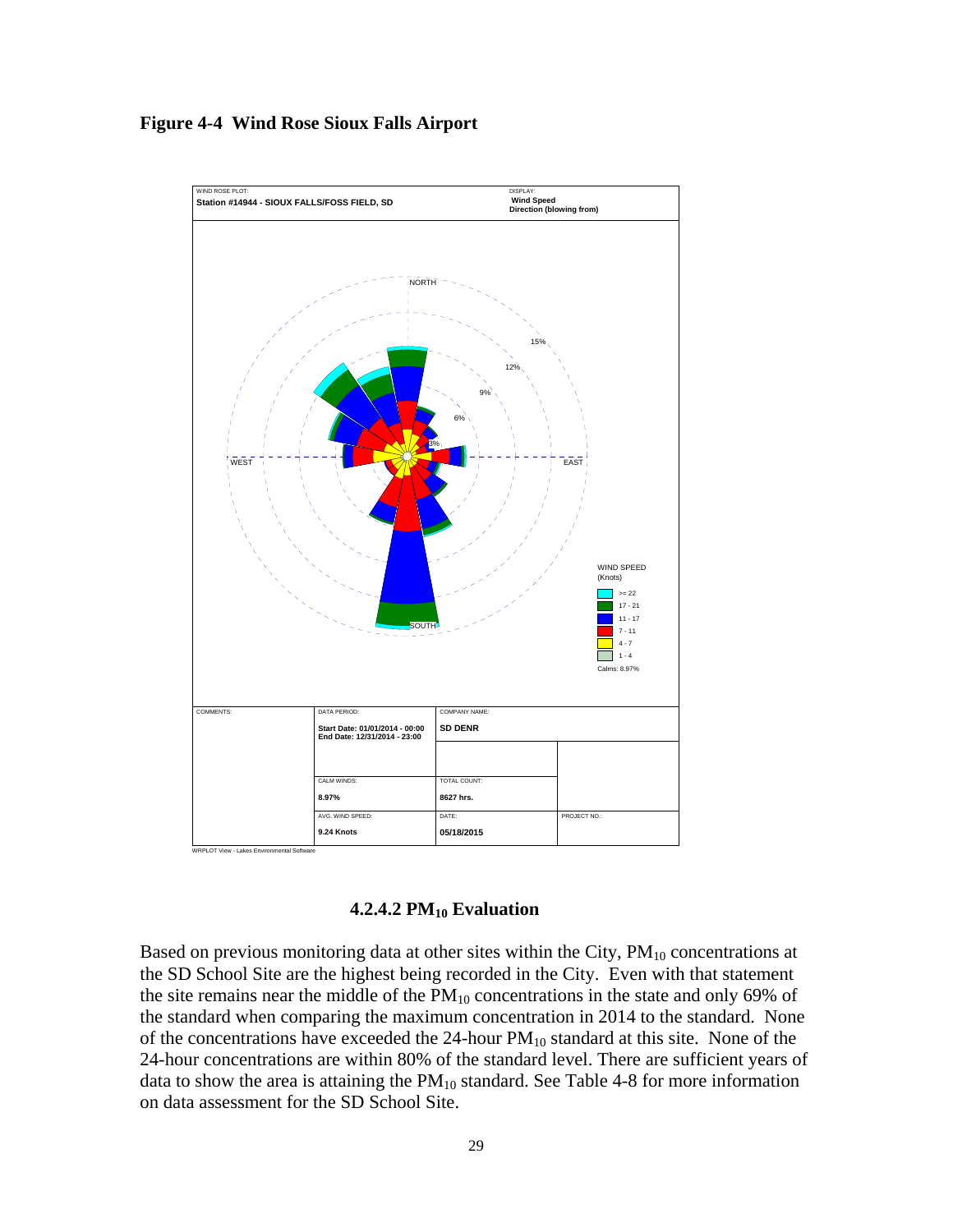**Figure 4-4 Wind Rose Sioux Falls Airport**

WIND ROSE PLOT:
Station #14944 - SIOUX FALLS/FOSS FIELD, SD

DISPLAY:
Wind Speed
Direction (blowing from)

NORTH
WEST
EAST
SOUTH
3%
6%
9%
12%
15%

WIND SPEED (Knots)
>= 22
17 - 21
11 - 17
7 - 11
4 - 7
1 - 4
Calms: 8.97%

COMMENTS:
DATA PERIOD:
Start Date: 01/01/2014 - 00:00
End Date: 12/31/2014 - 23:00
COMPANY NAME:
SD DENR
CALM WINDS:
8.97%
TOTAL COUNT:
8627 hrs.
AVG. WIND SPEED:
9.24 Knots
DATE:
05/18/2015
PROJECT NO.:

WRPLOT View - Lakes Environmental Software

### 4.2.4.2 $PM_{10}$ Evaluation

Based on previous monitoring data at other sites within the City, $PM_{10}$ concentrations at the SD School Site are the highest being recorded in the City. Even with that statement the site remains near the middle of the $PM_{10}$ concentrations in the state and only 69% of the standard when comparing the maximum concentration in 2014 to the standard. None of the concentrations have exceeded the 24-hour $PM_{10}$ standard at this site. None of the 24-hour concentrations are within 80% of the standard level. There are sufficient years of data to show the area is attaining the $PM_{10}$ standard. See Table 4-8 for more information on data assessment for the SD School Site.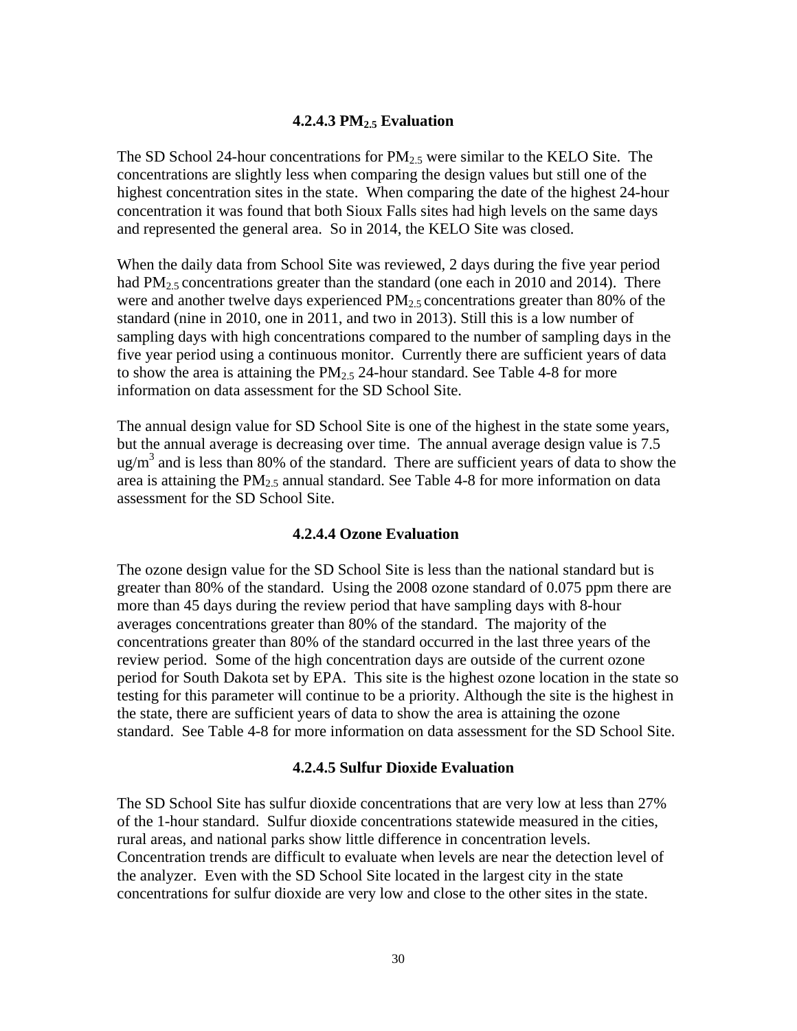#### 4.2.4.3 $PM_{2.5}$ Evaluation

The SD School 24-hour concentrations for $PM_{2.5}$ were similar to the KELO Site. The concentrations are slightly less when comparing the design values but still one of the highest concentration sites in the state. When comparing the date of the highest 24-hour concentration it was found that both Sioux Falls sites had high levels on the same days and represented the general area. So in 2014, the KELO Site was closed.

When the daily data from School Site was reviewed, 2 days during the five year period had $PM_{2.5}$ concentrations greater than the standard (one each in 2010 and 2014). There were and another twelve days experienced $PM_{2.5}$ concentrations greater than 80% of the standard (nine in 2010, one in 2011, and two in 2013). Still this is a low number of sampling days with high concentrations compared to the number of sampling days in the five year period using a continuous monitor. Currently there are sufficient years of data to show the area is attaining the $PM_{2.5}$ 24-hour standard. See Table 4-8 for more information on data assessment for the SD School Site.

The annual design value for SD School Site is one of the highest in the state some years, but the annual average is decreasing over time. The annual average design value is 7.5 $ug/m^3$ and is less than 80% of the standard. There are sufficient years of data to show the area is attaining the $PM_{2.5}$ annual standard. See Table 4-8 for more information on data assessment for the SD School Site.

#### 4.2.4.4 Ozone Evaluation

The ozone design value for the SD School Site is less than the national standard but is greater than 80% of the standard. Using the 2008 ozone standard of 0.075 ppm there are more than 45 days during the review period that have sampling days with 8-hour averages concentrations greater than 80% of the standard. The majority of the concentrations greater than 80% of the standard occurred in the last three years of the review period. Some of the high concentration days are outside of the current ozone period for South Dakota set by EPA. This site is the highest ozone location in the state so testing for this parameter will continue to be a priority. Although the site is the highest in the state, there are sufficient years of data to show the area is attaining the ozone standard. See Table 4-8 for more information on data assessment for the SD School Site.

#### 4.2.4.5 Sulfur Dioxide Evaluation

The SD School Site has sulfur dioxide concentrations that are very low at less than 27% of the 1-hour standard. Sulfur dioxide concentrations statewide measured in the cities, rural areas, and national parks show little difference in concentration levels. Concentration trends are difficult to evaluate when levels are near the detection level of the analyzer. Even with the SD School Site located in the largest city in the state concentrations for sulfur dioxide are very low and close to the other sites in the state.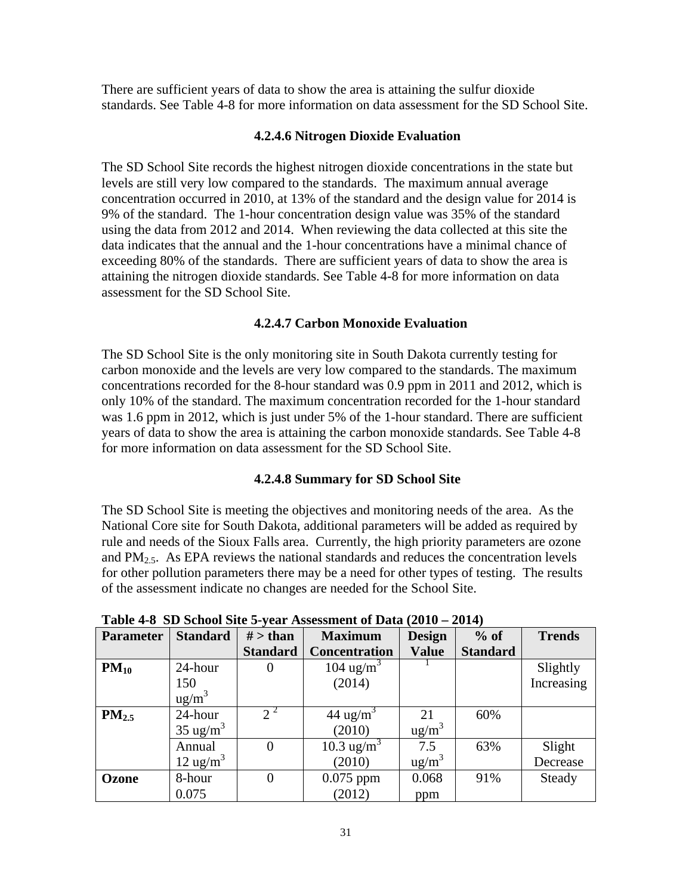There are sufficient years of data to show the area is attaining the sulfur dioxide standards. See Table 4-8 for more information on data assessment for the SD School Site.

#### 4.2.4.6 Nitrogen Dioxide Evaluation

The SD School Site records the highest nitrogen dioxide concentrations in the state but levels are still very low compared to the standards. The maximum annual average concentration occurred in 2010, at 13% of the standard and the design value for 2014 is 9% of the standard. The 1-hour concentration design value was 35% of the standard using the data from 2012 and 2014. When reviewing the data collected at this site the data indicates that the annual and the 1-hour concentrations have a minimal chance of exceeding 80% of the standards. There are sufficient years of data to show the area is attaining the nitrogen dioxide standards. See Table 4-8 for more information on data assessment for the SD School Site.

#### 4.2.4.7 Carbon Monoxide Evaluation

The SD School Site is the only monitoring site in South Dakota currently testing for carbon monoxide and the levels are very low compared to the standards. The maximum concentrations recorded for the 8-hour standard was 0.9 ppm in 2011 and 2012, which is only 10% of the standard. The maximum concentration recorded for the 1-hour standard was 1.6 ppm in 2012, which is just under 5% of the 1-hour standard. There are sufficient years of data to show the area is attaining the carbon monoxide standards. See Table 4-8 for more information on data assessment for the SD School Site.

#### 4.2.4.8 Summary for SD School Site

The SD School Site is meeting the objectives and monitoring needs of the area. As the National Core site for South Dakota, additional parameters will be added as required by rule and needs of the Sioux Falls area. Currently, the high priority parameters are ozone and $PM_{2.5}$. As EPA reviews the national standards and reduces the concentration levels for other pollution parameters there may be a need for other types of testing. The results of the assessment indicate no changes are needed for the School Site.

**Table 4-8 SD School Site 5-year Assessment of Data (2010 – 2014)**

| Parameter | Standard | # > than Standard | Maximum Concentration | Design Value | % of Standard | Trends |
|---|---|---|---|---|---|---|
| **$PM_{10}$** | 24-hour 150 ug/m$^3$ | 0 | 104 ug/m$^3$ (2014) | [1] | | Slightly Increasing |
| **$PM_{2.5}$** | 24-hour 35 ug/m$^3$ | 2 [2] | 44 ug/m$^3$ (2010) | 21 ug/m$^3$ | 60% | |
| | Annual 12 ug/m$^3$ | 0 | 10.3 ug/m$^3$ (2010) | 7.5 ug/m$^3$ | 63% | Slight Decrease |
| **Ozone** | 8-hour 0.075 | 0 | 0.075 ppm (2012) | 0.068 ppm | 91% | Steady |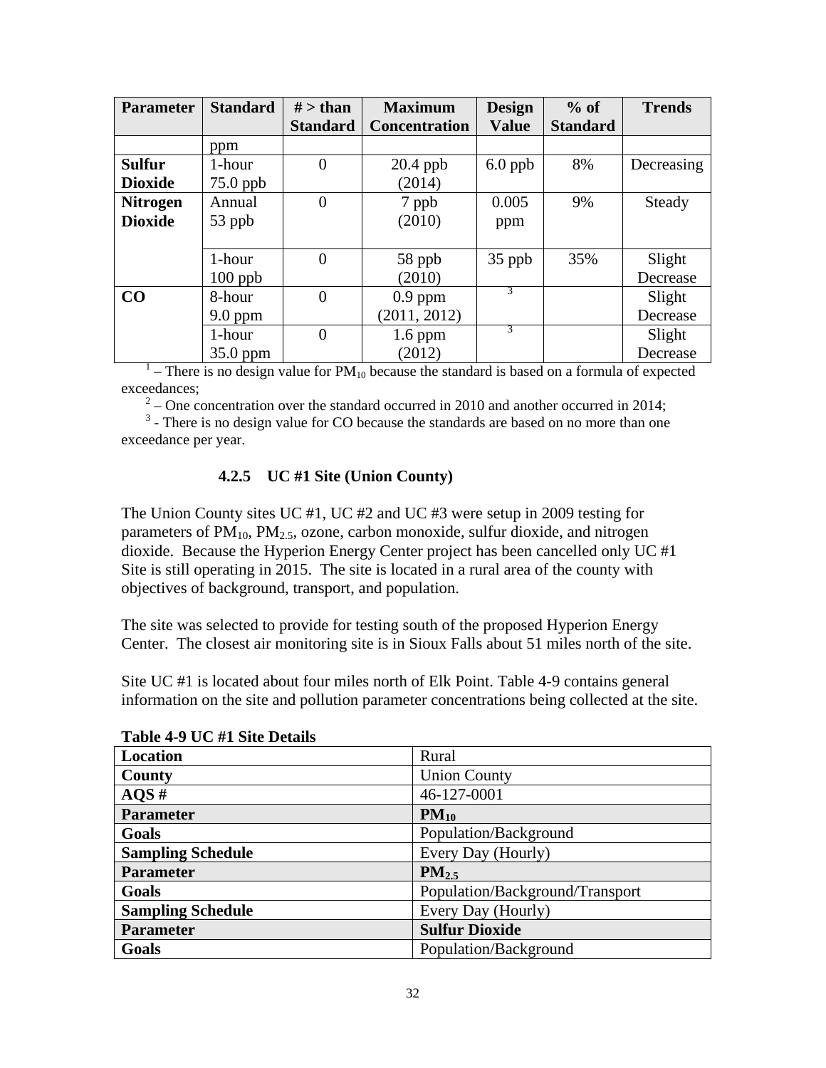| Parameter | Standard | # > than Standard | Maximum Concentration | Design Value | % of Standard | Trends |
|---|---|---|---|---|---|---|
| | ppm | | | | | |
| **Sulfur Dioxide** | 1-hour 75.0 ppb | 0 | 20.4 ppb (2014) | 6.0 ppb | 8% | Decreasing |
| **Nitrogen Dioxide** | Annual 53 ppb | 0 | 7 ppb (2010) | 0.005 ppm | 9% | Steady |
| | 1-hour 100 ppb | 0 | 58 ppb (2010) | 35 ppb | 35% | Slight Decrease |
| **CO** | 8-hour 9.0 ppm | 0 | 0.9 ppm (2011, 2012) | [3] | | Slight Decrease |
| | 1-hour 35.0 ppm | 0 | 1.6 ppm (2012) | [3] | | Slight Decrease |

[1] – There is no design value for $PM_{10}$ because the standard is based on a formula of expected exceedances;

[2] – One concentration over the standard occurred in 2010 and another occurred in 2014;

[3] - There is no design value for CO because the standards are based on no more than one exceedance per year.

#### 4.2.5 UC #1 Site (Union County)

The Union County sites UC #1, UC #2 and UC #3 were setup in 2009 testing for parameters of $PM_{10}$, $PM_{2.5}$, ozone, carbon monoxide, sulfur dioxide, and nitrogen dioxide. Because the Hyperion Energy Center project has been cancelled only UC #1 Site is still operating in 2015. The site is located in a rural area of the county with objectives of background, transport, and population.

The site was selected to provide for testing south of the proposed Hyperion Energy Center. The closest air monitoring site is in Sioux Falls about 51 miles north of the site.

Site UC #1 is located about four miles north of Elk Point. Table 4-9 contains general information on the site and pollution parameter concentrations being collected at the site.

**Table 4-9 UC #1 Site Details**

| | |
|---|---|
| **Location** | Rural |
| **County** | Union County |
| **AQS #** | 46-127-0001 |
| **Parameter** | **$PM_{10}$** |
| **Goals** | Population/Background |
| **Sampling Schedule** | Every Day (Hourly) |
| **Parameter** | **$PM_{2.5}$** |
| **Goals** | Population/Background/Transport |
| **Sampling Schedule** | Every Day (Hourly) |
| **Parameter** | **Sulfur Dioxide** |
| **Goals** | Population/Background |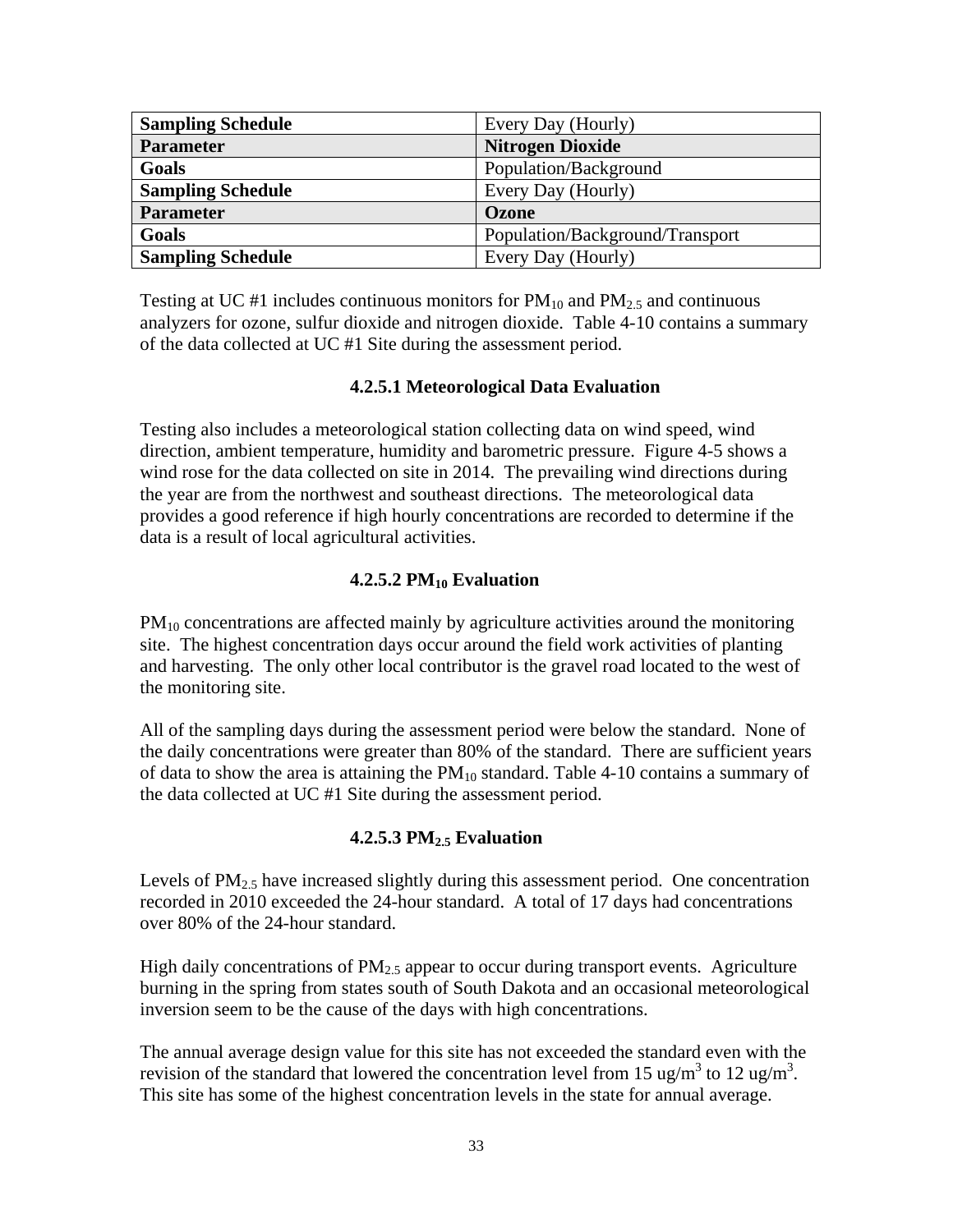| | |
|---|---|
| **Sampling Schedule** | Every Day (Hourly) |
| **Parameter** | **Nitrogen Dioxide** |
| **Goals** | Population/Background |
| **Sampling Schedule** | Every Day (Hourly) |
| **Parameter** | **Ozone** |
| **Goals** | Population/Background/Transport |
| **Sampling Schedule** | Every Day (Hourly) |

Testing at UC #1 includes continuous monitors for $PM_{10}$ and $PM_{2.5}$ and continuous analyzers for ozone, sulfur dioxide and nitrogen dioxide. Table 4-10 contains a summary of the data collected at UC #1 Site during the assessment period.

#### 4.2.5.1 Meteorological Data Evaluation

Testing also includes a meteorological station collecting data on wind speed, wind direction, ambient temperature, humidity and barometric pressure. Figure 4-5 shows a wind rose for the data collected on site in 2014. The prevailing wind directions during the year are from the northwest and southeast directions. The meteorological data provides a good reference if high hourly concentrations are recorded to determine if the data is a result of local agricultural activities.

#### 4.2.5.2 $PM_{10}$ Evaluation

$PM_{10}$ concentrations are affected mainly by agriculture activities around the monitoring site. The highest concentration days occur around the field work activities of planting and harvesting. The only other local contributor is the gravel road located to the west of the monitoring site.

All of the sampling days during the assessment period were below the standard. None of the daily concentrations were greater than 80% of the standard. There are sufficient years of data to show the area is attaining the $PM_{10}$ standard. Table 4-10 contains a summary of the data collected at UC #1 Site during the assessment period.

#### 4.2.5.3 $PM_{2.5}$ Evaluation

Levels of $PM_{2.5}$ have increased slightly during this assessment period. One concentration recorded in 2010 exceeded the 24-hour standard. A total of 17 days had concentrations over 80% of the 24-hour standard.

High daily concentrations of $PM_{2.5}$ appear to occur during transport events. Agriculture burning in the spring from states south of South Dakota and an occasional meteorological inversion seem to be the cause of the days with high concentrations.

The annual average design value for this site has not exceeded the standard even with the revision of the standard that lowered the concentration level from 15 $ug/m^3$ to 12 $ug/m^3$. This site has some of the highest concentration levels in the state for annual average.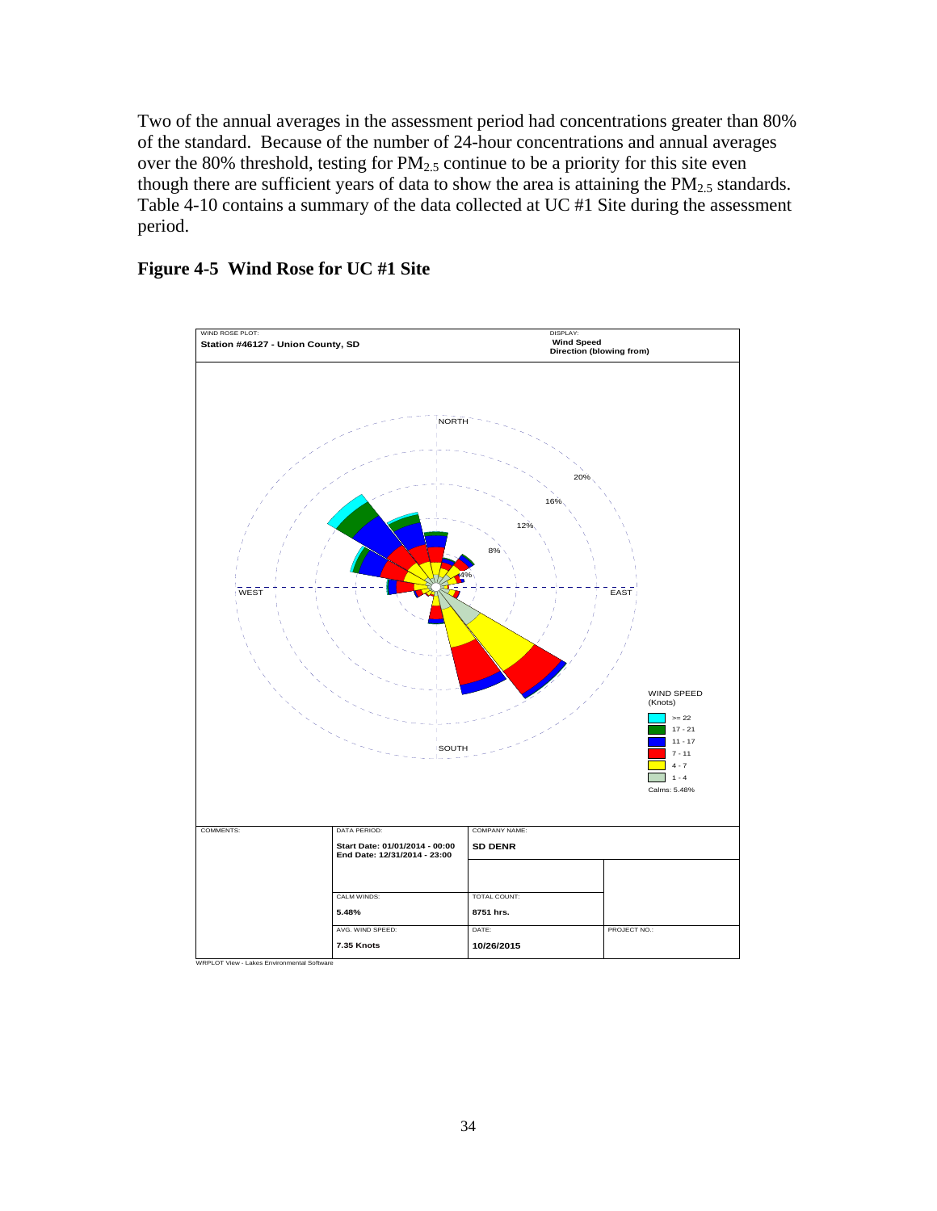Two of the annual averages in the assessment period had concentrations greater than 80% of the standard. Because of the number of 24-hour concentrations and annual averages over the 80% threshold, testing for $PM_{2.5}$ continue to be a priority for this site even though there are sufficient years of data to show the area is attaining the $PM_{2.5}$ standards. Table 4-10 contains a summary of the data collected at UC #1 Site during the assessment period.

**Figure 4-5 Wind Rose for UC #1 Site**

WIND ROSE PLOT:
Station #46127 - Union County, SD

DISPLAY:
Wind Speed
Direction (blowing from)

NORTH
SOUTH
WEST
EAST
4%
8%
12%
16%
20%

WIND SPEED (Knots)
>= 22
17 - 21
11 - 17
7 - 11
4 - 7
1 - 4
Calms: 5.48%

COMMENTS:

DATA PERIOD:
Start Date: 01/01/2014 - 00:00
End Date: 12/31/2014 - 23:00

COMPANY NAME:
SD DENR

CALM WINDS:
5.48%

TOTAL COUNT:
8751 hrs.

AVG. WIND SPEED:
7.35 Knots

DATE:
10/26/2015

PROJECT NO.:

WRPLOT View - Lakes Environmental Software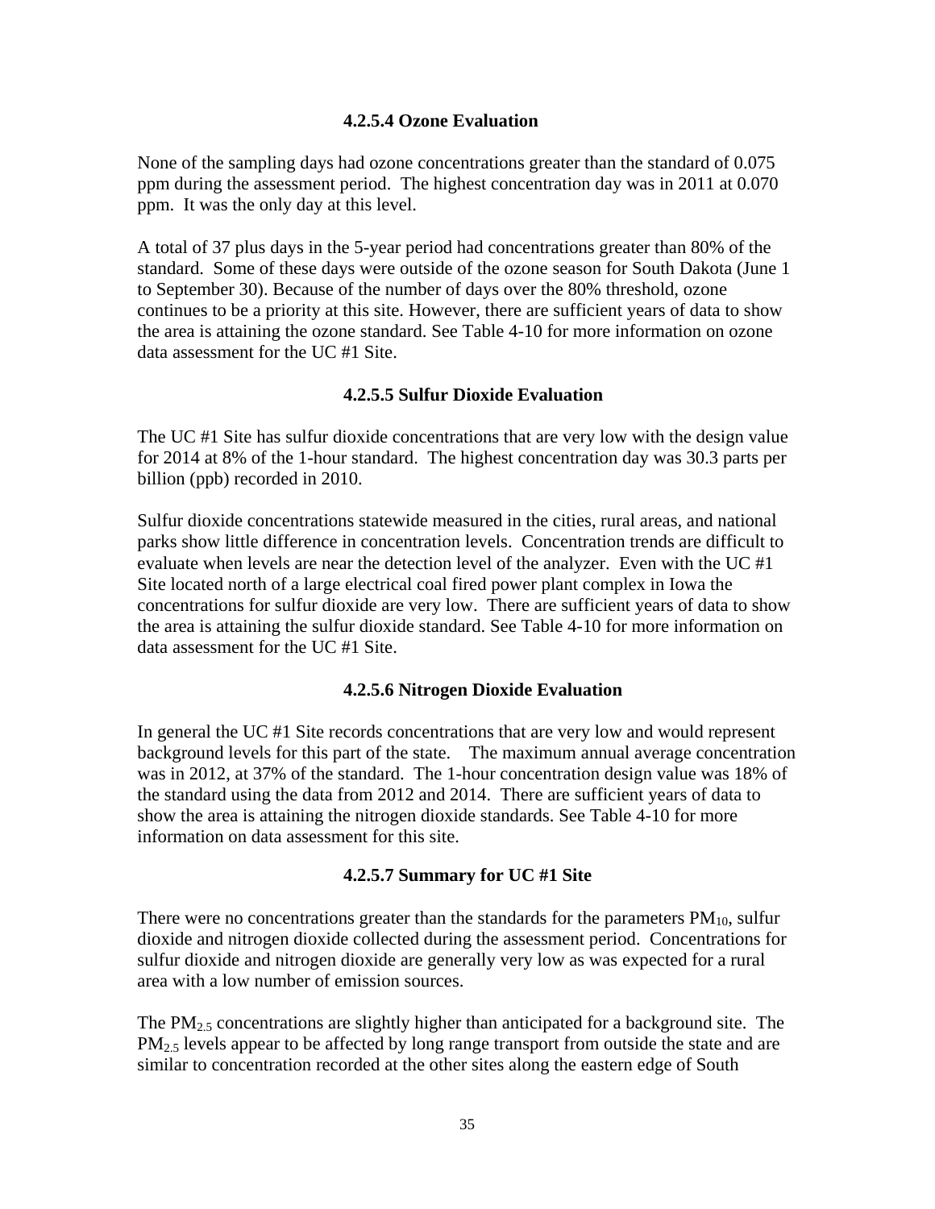#### 4.2.5.4 Ozone Evaluation

None of the sampling days had ozone concentrations greater than the standard of 0.075 ppm during the assessment period. The highest concentration day was in 2011 at 0.070 ppm. It was the only day at this level.

A total of 37 plus days in the 5-year period had concentrations greater than 80% of the standard. Some of these days were outside of the ozone season for South Dakota (June 1 to September 30). Because of the number of days over the 80% threshold, ozone continues to be a priority at this site. However, there are sufficient years of data to show the area is attaining the ozone standard. See Table 4-10 for more information on ozone data assessment for the UC #1 Site.

#### 4.2.5.5 Sulfur Dioxide Evaluation

The UC #1 Site has sulfur dioxide concentrations that are very low with the design value for 2014 at 8% of the 1-hour standard. The highest concentration day was 30.3 parts per billion (ppb) recorded in 2010.

Sulfur dioxide concentrations statewide measured in the cities, rural areas, and national parks show little difference in concentration levels. Concentration trends are difficult to evaluate when levels are near the detection level of the analyzer. Even with the UC #1 Site located north of a large electrical coal fired power plant complex in Iowa the concentrations for sulfur dioxide are very low. There are sufficient years of data to show the area is attaining the sulfur dioxide standard. See Table 4-10 for more information on data assessment for the UC #1 Site.

#### 4.2.5.6 Nitrogen Dioxide Evaluation

In general the UC #1 Site records concentrations that are very low and would represent background levels for this part of the state. The maximum annual average concentration was in 2012, at 37% of the standard. The 1-hour concentration design value was 18% of the standard using the data from 2012 and 2014. There are sufficient years of data to show the area is attaining the nitrogen dioxide standards. See Table 4-10 for more information on data assessment for this site.

#### 4.2.5.7 Summary for UC #1 Site

There were no concentrations greater than the standards for the parameters $PM_{10}$, sulfur dioxide and nitrogen dioxide collected during the assessment period. Concentrations for sulfur dioxide and nitrogen dioxide are generally very low as was expected for a rural area with a low number of emission sources.

The $PM_{2.5}$ concentrations are slightly higher than anticipated for a background site. The $PM_{2.5}$ levels appear to be affected by long range transport from outside the state and are similar to concentration recorded at the other sites along the eastern edge of South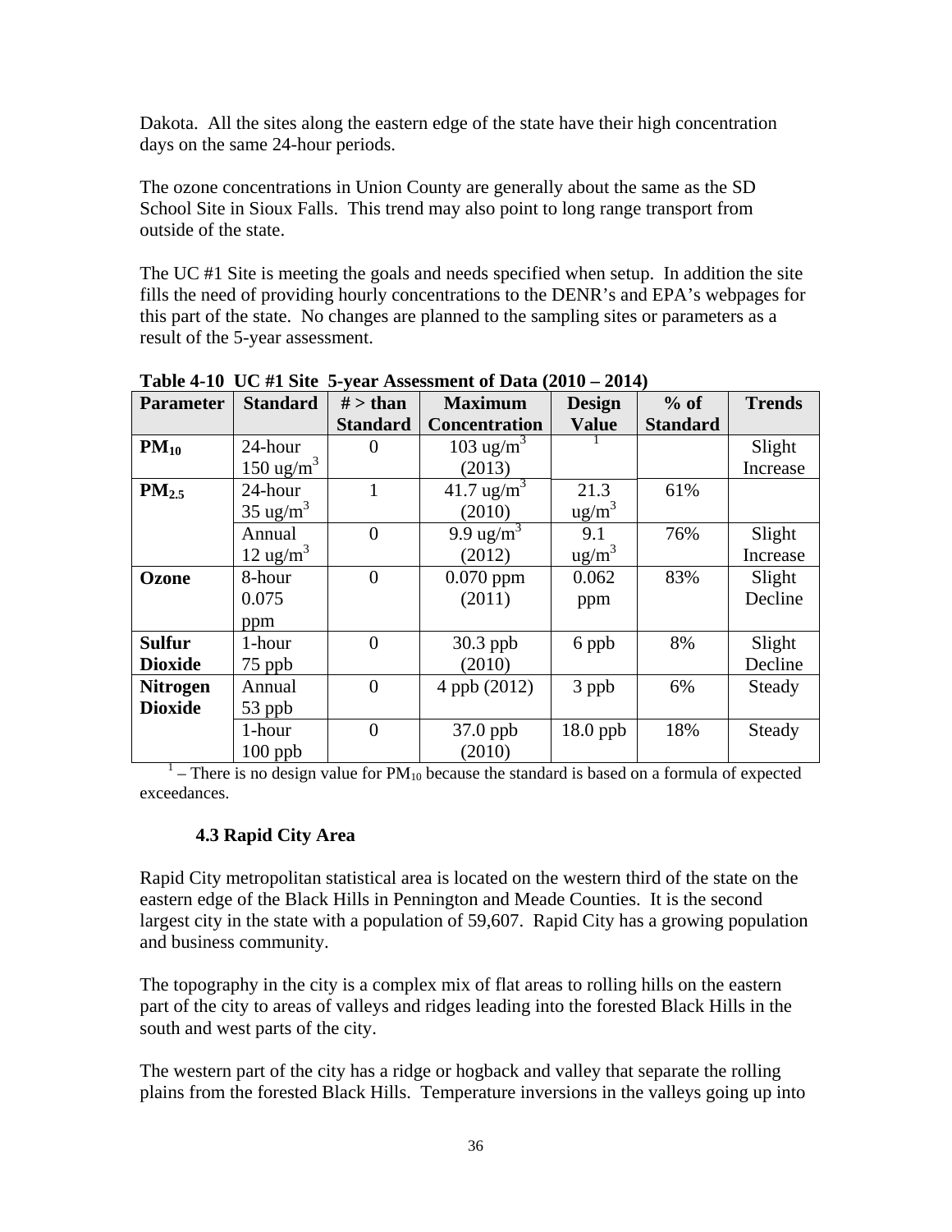Dakota. All the sites along the eastern edge of the state have their high concentration days on the same 24-hour periods.

The ozone concentrations in Union County are generally about the same as the SD School Site in Sioux Falls. This trend may also point to long range transport from outside of the state.

The UC #1 Site is meeting the goals and needs specified when setup. In addition the site fills the need of providing hourly concentrations to the DENR's and EPA's webpages for this part of the state. No changes are planned to the sampling sites or parameters as a result of the 5-year assessment.

**Table 4-10 UC #1 Site 5-year Assessment of Data (2010 – 2014)**

| Parameter | Standard | # > than Standard | Maximum Concentration | Design Value | % of Standard | Trends |
|---|---|---|---|---|---|---|
| $PM_{10}$ | 24-hour 150 ug/m$^3$ | 0 | 103 ug/m$^3$ (2013) | [1] | | Slight Increase |
| $PM_{2.5}$ | 24-hour 35 ug/m$^3$ | 1 | 41.7 ug/m$^3$ (2010) | 21.3 ug/m$^3$ | 61% | |
| | Annual 12 ug/m$^3$ | 0 | 9.9 ug/m$^3$ (2012) | 9.1 ug/m$^3$ | 76% | Slight Increase |
| Ozone | 8-hour 0.075 ppm | 0 | 0.070 ppm (2011) | 0.062 ppm | 83% | Slight Decline |
| Sulfur Dioxide | 1-hour 75 ppb | 0 | 30.3 ppb (2010) | 6 ppb | 8% | Slight Decline |
| Nitrogen Dioxide | Annual 53 ppb | 0 | 4 ppb (2012) | 3 ppb | 6% | Steady |
| | 1-hour 100 ppb | 0 | 37.0 ppb (2010) | 18.0 ppb | 18% | Steady |

[1] – There is no design value for $PM_{10}$ because the standard is based on a formula of expected exceedances.

### 4.3 Rapid City Area

Rapid City metropolitan statistical area is located on the western third of the state on the eastern edge of the Black Hills in Pennington and Meade Counties. It is the second largest city in the state with a population of 59,607. Rapid City has a growing population and business community.

The topography in the city is a complex mix of flat areas to rolling hills on the eastern part of the city to areas of valleys and ridges leading into the forested Black Hills in the south and west parts of the city.

The western part of the city has a ridge or hogback and valley that separate the rolling plains from the forested Black Hills. Temperature inversions in the valleys going up into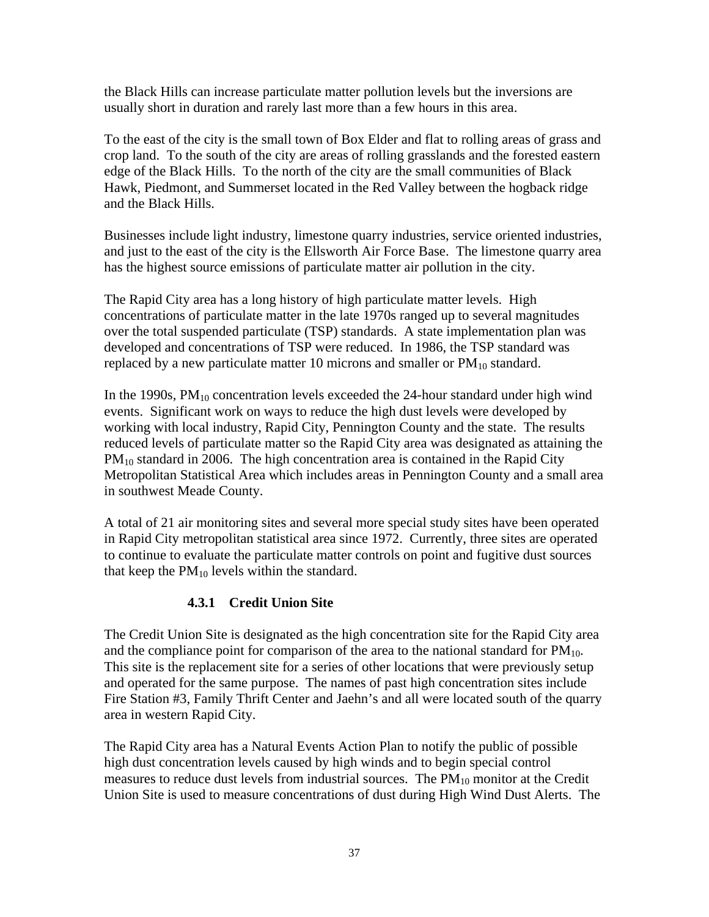the Black Hills can increase particulate matter pollution levels but the inversions are usually short in duration and rarely last more than a few hours in this area.

To the east of the city is the small town of Box Elder and flat to rolling areas of grass and crop land. To the south of the city are areas of rolling grasslands and the forested eastern edge of the Black Hills. To the north of the city are the small communities of Black Hawk, Piedmont, and Summerset located in the Red Valley between the hogback ridge and the Black Hills.

Businesses include light industry, limestone quarry industries, service oriented industries, and just to the east of the city is the Ellsworth Air Force Base. The limestone quarry area has the highest source emissions of particulate matter air pollution in the city.

The Rapid City area has a long history of high particulate matter levels. High concentrations of particulate matter in the late 1970s ranged up to several magnitudes over the total suspended particulate (TSP) standards. A state implementation plan was developed and concentrations of TSP were reduced. In 1986, the TSP standard was replaced by a new particulate matter 10 microns and smaller or $PM_{10}$ standard.

In the 1990s, $PM_{10}$ concentration levels exceeded the 24-hour standard under high wind events. Significant work on ways to reduce the high dust levels were developed by working with local industry, Rapid City, Pennington County and the state. The results reduced levels of particulate matter so the Rapid City area was designated as attaining the $PM_{10}$ standard in 2006. The high concentration area is contained in the Rapid City Metropolitan Statistical Area which includes areas in Pennington County and a small area in southwest Meade County.

A total of 21 air monitoring sites and several more special study sites have been operated in Rapid City metropolitan statistical area since 1972. Currently, three sites are operated to continue to evaluate the particulate matter controls on point and fugitive dust sources that keep the $PM_{10}$ levels within the standard.

### 4.3.1 Credit Union Site

The Credit Union Site is designated as the high concentration site for the Rapid City area and the compliance point for comparison of the area to the national standard for $PM_{10}$. This site is the replacement site for a series of other locations that were previously setup and operated for the same purpose. The names of past high concentration sites include Fire Station #3, Family Thrift Center and Jaehn's and all were located south of the quarry area in western Rapid City.

The Rapid City area has a Natural Events Action Plan to notify the public of possible high dust concentration levels caused by high winds and to begin special control measures to reduce dust levels from industrial sources. The $PM_{10}$ monitor at the Credit Union Site is used to measure concentrations of dust during High Wind Dust Alerts. The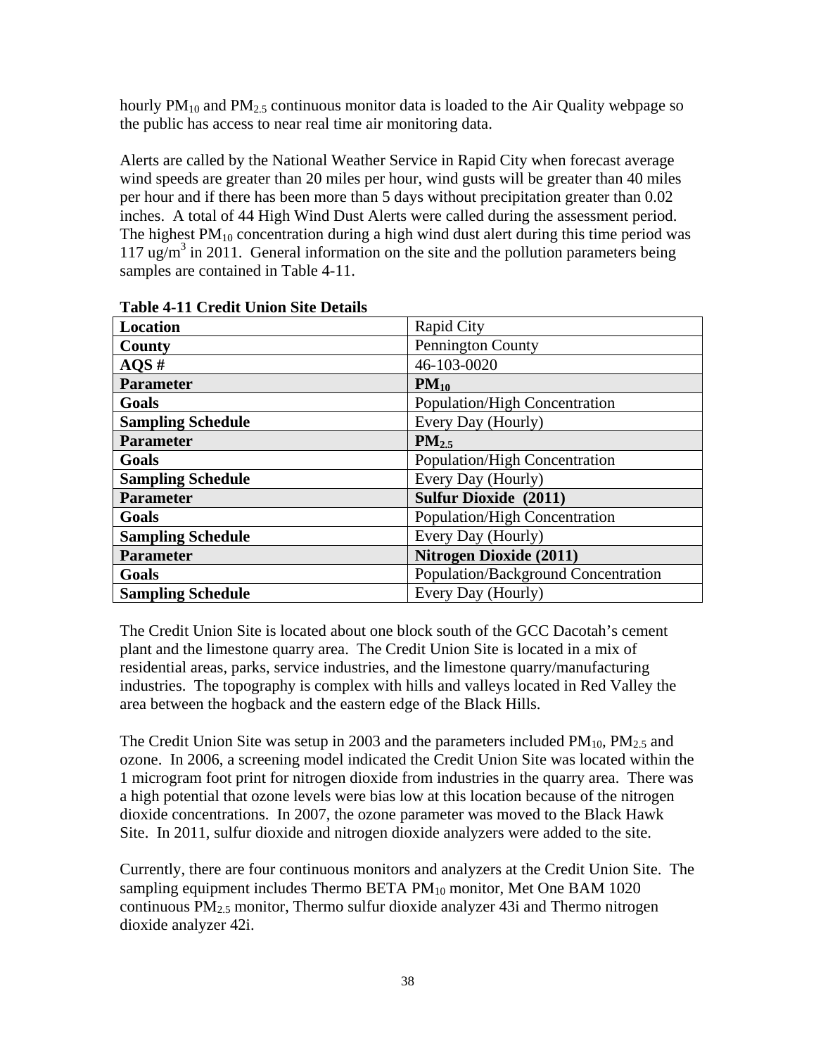hourly $PM_{10}$ and $PM_{2.5}$ continuous monitor data is loaded to the Air Quality webpage so the public has access to near real time air monitoring data.

Alerts are called by the National Weather Service in Rapid City when forecast average wind speeds are greater than 20 miles per hour, wind gusts will be greater than 40 miles per hour and if there has been more than 5 days without precipitation greater than 0.02 inches. A total of 44 High Wind Dust Alerts were called during the assessment period. The highest $PM_{10}$ concentration during a high wind dust alert during this time period was 117 ug/m$^3$ in 2011. General information on the site and the pollution parameters being samples are contained in Table 4-11.

**Table 4-11 Credit Union Site Details**

| | |
|---|---|
| **Location** | Rapid City |
| **County** | Pennington County |
| **AQS #** | 46-103-0020 |
| **Parameter** | **$PM_{10}$** |
| **Goals** | Population/High Concentration |
| **Sampling Schedule** | Every Day (Hourly) |
| **Parameter** | **$PM_{2.5}$** |
| **Goals** | Population/High Concentration |
| **Sampling Schedule** | Every Day (Hourly) |
| **Parameter** | **Sulfur Dioxide (2011)** |
| **Goals** | Population/High Concentration |
| **Sampling Schedule** | Every Day (Hourly) |
| **Parameter** | **Nitrogen Dioxide (2011)** |
| **Goals** | Population/Background Concentration |
| **Sampling Schedule** | Every Day (Hourly) |

The Credit Union Site is located about one block south of the GCC Dacotah's cement plant and the limestone quarry area. The Credit Union Site is located in a mix of residential areas, parks, service industries, and the limestone quarry/manufacturing industries. The topography is complex with hills and valleys located in Red Valley the area between the hogback and the eastern edge of the Black Hills.

The Credit Union Site was setup in 2003 and the parameters included $PM_{10}$, $PM_{2.5}$ and ozone. In 2006, a screening model indicated the Credit Union Site was located within the 1 microgram foot print for nitrogen dioxide from industries in the quarry area. There was a high potential that ozone levels were bias low at this location because of the nitrogen dioxide concentrations. In 2007, the ozone parameter was moved to the Black Hawk Site. In 2011, sulfur dioxide and nitrogen dioxide analyzers were added to the site.

Currently, there are four continuous monitors and analyzers at the Credit Union Site. The sampling equipment includes Thermo BETA $PM_{10}$ monitor, Met One BAM 1020 continuous $PM_{2.5}$ monitor, Thermo sulfur dioxide analyzer 43i and Thermo nitrogen dioxide analyzer 42i.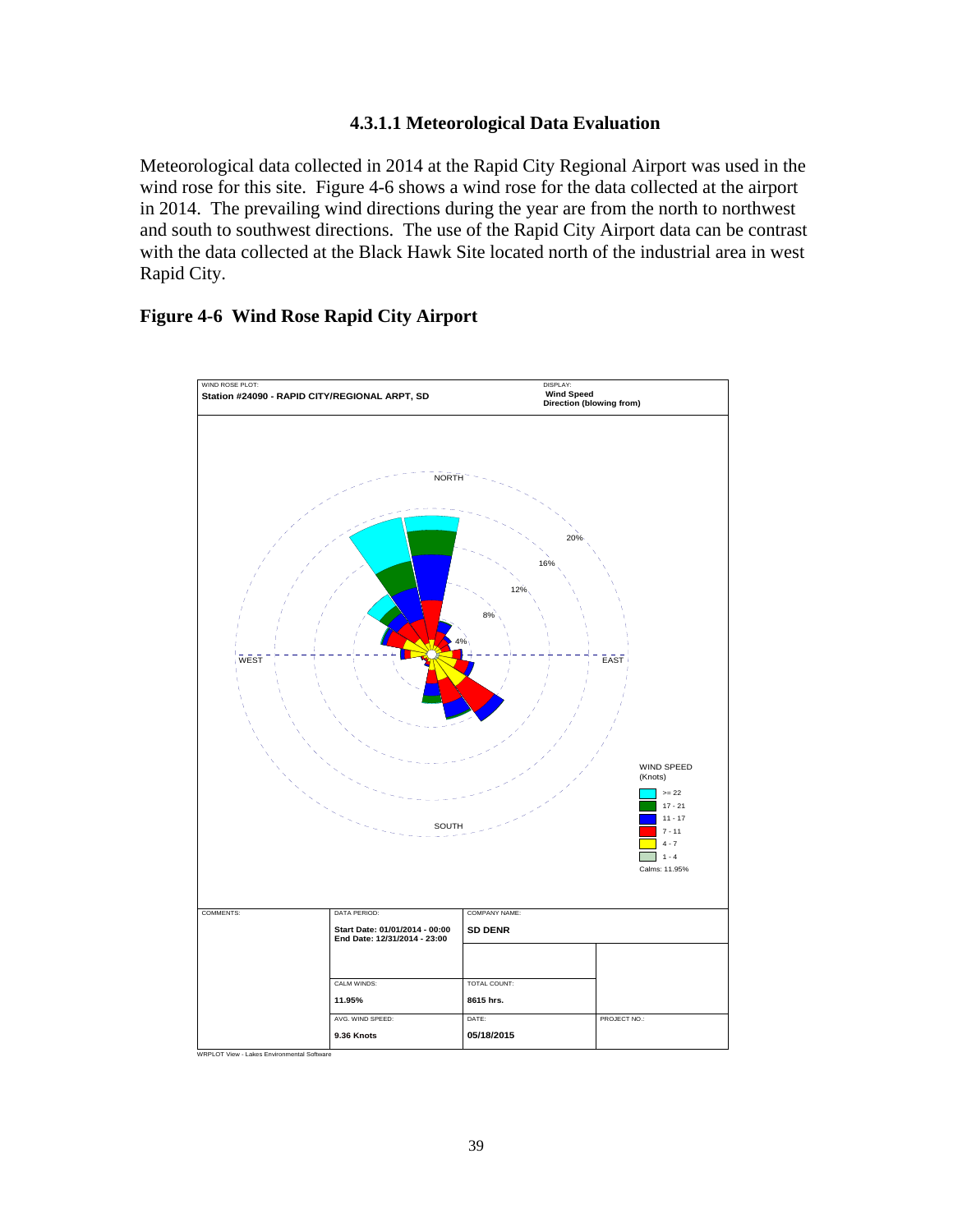#### 4.3.1.1 Meteorological Data Evaluation

Meteorological data collected in 2014 at the Rapid City Regional Airport was used in the wind rose for this site. Figure 4-6 shows a wind rose for the data collected at the airport in 2014. The prevailing wind directions during the year are from the north to northwest and south to southwest directions. The use of the Rapid City Airport data can be contrast with the data collected at the Black Hawk Site located north of the industrial area in west Rapid City.

**Figure 4-6 Wind Rose Rapid City Airport**

WIND ROSE PLOT:
**Station #24090 - RAPID CITY/REGIONAL ARPT, SD**

DISPLAY:
**Wind Speed**
**Direction (blowing from)**

NORTH
SOUTH
WEST
EAST
4%
8%
12%
16%
20%

WIND SPEED
(Knots)
>= 22
17 - 21
11 - 17
7 - 11
4 - 7
1 - 4
Calms: 11.95%

COMMENTS:

DATA PERIOD:
**Start Date: 01/01/2014 - 00:00**
**End Date: 12/31/2014 - 23:00**

COMPANY NAME:
**SD DENR**

CALM WINDS:
**11.95%**

TOTAL COUNT:
**8615 hrs.**

AVG. WIND SPEED:
**9.36 Knots**

DATE:
**05/18/2015**

PROJECT NO.:

WRPLOT View - Lakes Environmental Software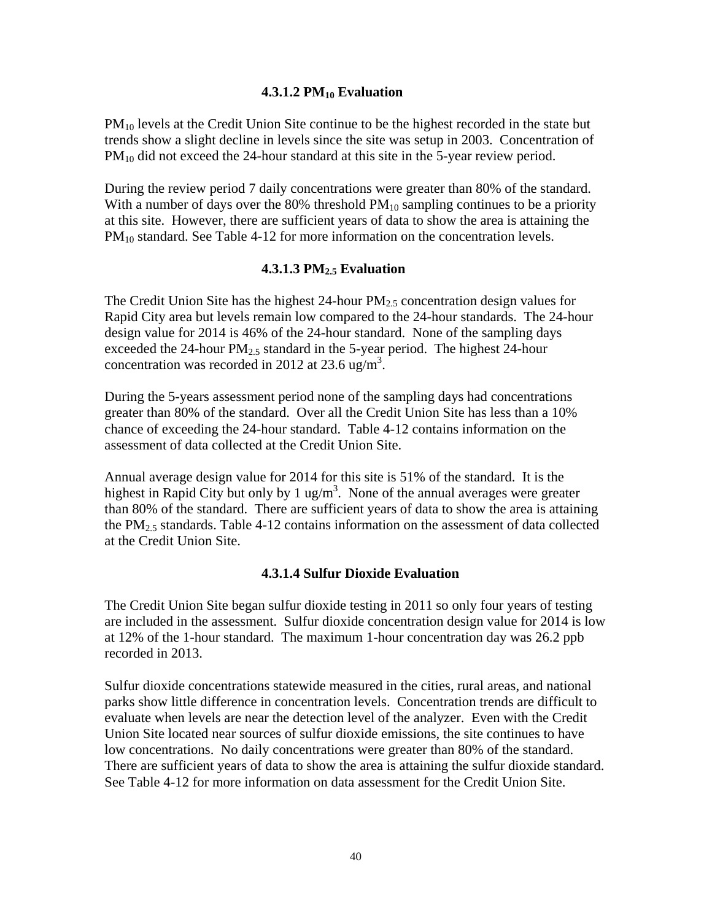#### 4.3.1.2 $PM_{10}$ Evaluation

$PM_{10}$ levels at the Credit Union Site continue to be the highest recorded in the state but trends show a slight decline in levels since the site was setup in 2003. Concentration of $PM_{10}$ did not exceed the 24-hour standard at this site in the 5-year review period.

During the review period 7 daily concentrations were greater than 80% of the standard. With a number of days over the 80% threshold $PM_{10}$ sampling continues to be a priority at this site. However, there are sufficient years of data to show the area is attaining the $PM_{10}$ standard. See Table 4-12 for more information on the concentration levels.

#### 4.3.1.3 $PM_{2.5}$ Evaluation

The Credit Union Site has the highest 24-hour $PM_{2.5}$ concentration design values for Rapid City area but levels remain low compared to the 24-hour standards. The 24-hour design value for 2014 is 46% of the 24-hour standard. None of the sampling days exceeded the 24-hour $PM_{2.5}$ standard in the 5-year period. The highest 24-hour concentration was recorded in 2012 at 23.6 $ug/m^3$.

During the 5-years assessment period none of the sampling days had concentrations greater than 80% of the standard. Over all the Credit Union Site has less than a 10% chance of exceeding the 24-hour standard. Table 4-12 contains information on the assessment of data collected at the Credit Union Site.

Annual average design value for 2014 for this site is 51% of the standard. It is the highest in Rapid City but only by 1 $ug/m^3$. None of the annual averages were greater than 80% of the standard. There are sufficient years of data to show the area is attaining the $PM_{2.5}$ standards. Table 4-12 contains information on the assessment of data collected at the Credit Union Site.

#### 4.3.1.4 Sulfur Dioxide Evaluation

The Credit Union Site began sulfur dioxide testing in 2011 so only four years of testing are included in the assessment. Sulfur dioxide concentration design value for 2014 is low at 12% of the 1-hour standard. The maximum 1-hour concentration day was 26.2 ppb recorded in 2013.

Sulfur dioxide concentrations statewide measured in the cities, rural areas, and national parks show little difference in concentration levels. Concentration trends are difficult to evaluate when levels are near the detection level of the analyzer. Even with the Credit Union Site located near sources of sulfur dioxide emissions, the site continues to have low concentrations. No daily concentrations were greater than 80% of the standard. There are sufficient years of data to show the area is attaining the sulfur dioxide standard. See Table 4-12 for more information on data assessment for the Credit Union Site.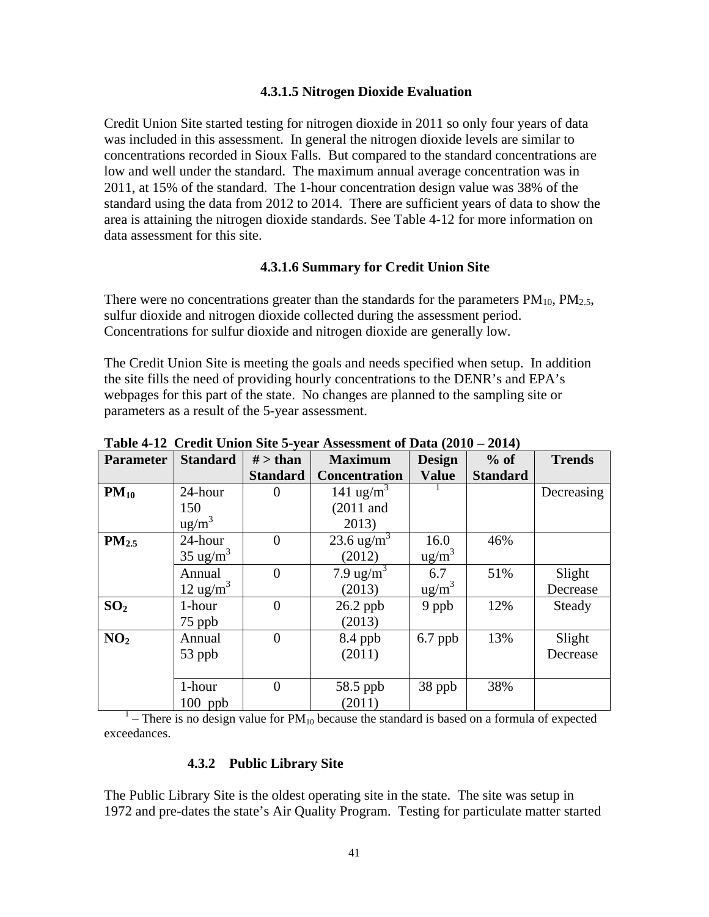#### 4.3.1.5 Nitrogen Dioxide Evaluation

Credit Union Site started testing for nitrogen dioxide in 2011 so only four years of data was included in this assessment. In general the nitrogen dioxide levels are similar to concentrations recorded in Sioux Falls. But compared to the standard concentrations are low and well under the standard. The maximum annual average concentration was in 2011, at 15% of the standard. The 1-hour concentration design value was 38% of the standard using the data from 2012 to 2014. There are sufficient years of data to show the area is attaining the nitrogen dioxide standards. See Table 4-12 for more information on data assessment for this site.

#### 4.3.1.6 Summary for Credit Union Site

There were no concentrations greater than the standards for the parameters $PM_{10}$, $PM_{2.5}$, sulfur dioxide and nitrogen dioxide collected during the assessment period. Concentrations for sulfur dioxide and nitrogen dioxide are generally low.

The Credit Union Site is meeting the goals and needs specified when setup. In addition the site fills the need of providing hourly concentrations to the DENR's and EPA's webpages for this part of the state. No changes are planned to the sampling site or parameters as a result of the 5-year assessment.

**Table 4-12 Credit Union Site 5-year Assessment of Data (2010 – 2014)**

| Parameter | Standard | # > than Standard | Maximum Concentration | Design Value | % of Standard | Trends |
|---|---|---|---|---|---|---|
| **$PM_{10}$** | 24-hour 150 ug/m$^3$ | 0 | 141 ug/m$^3$ (2011 and 2013) | [1] | | Decreasing |
| **$PM_{2.5}$** | 24-hour 35 ug/m$^3$ | 0 | 23.6 ug/m$^3$ (2012) | 16.0 ug/m$^3$ | 46% | |
| | Annual 12 ug/m$^3$ | 0 | 7.9 ug/m$^3$ (2013) | 6.7 ug/m$^3$ | 51% | Slight Decrease |
| **$SO_2$** | 1-hour 75 ppb | 0 | 26.2 ppb (2013) | 9 ppb | 12% | Steady |
| **$NO_2$** | Annual 53 ppb | 0 | 8.4 ppb (2011) | 6.7 ppb | 13% | Slight Decrease |
| | 1-hour 100 ppb | 0 | 58.5 ppb (2011) | 38 ppb | 38% | |

[1] – There is no design value for $PM_{10}$ because the standard is based on a formula of expected exceedances.

### 4.3.2 Public Library Site

The Public Library Site is the oldest operating site in the state. The site was setup in 1972 and pre-dates the state's Air Quality Program. Testing for particulate matter started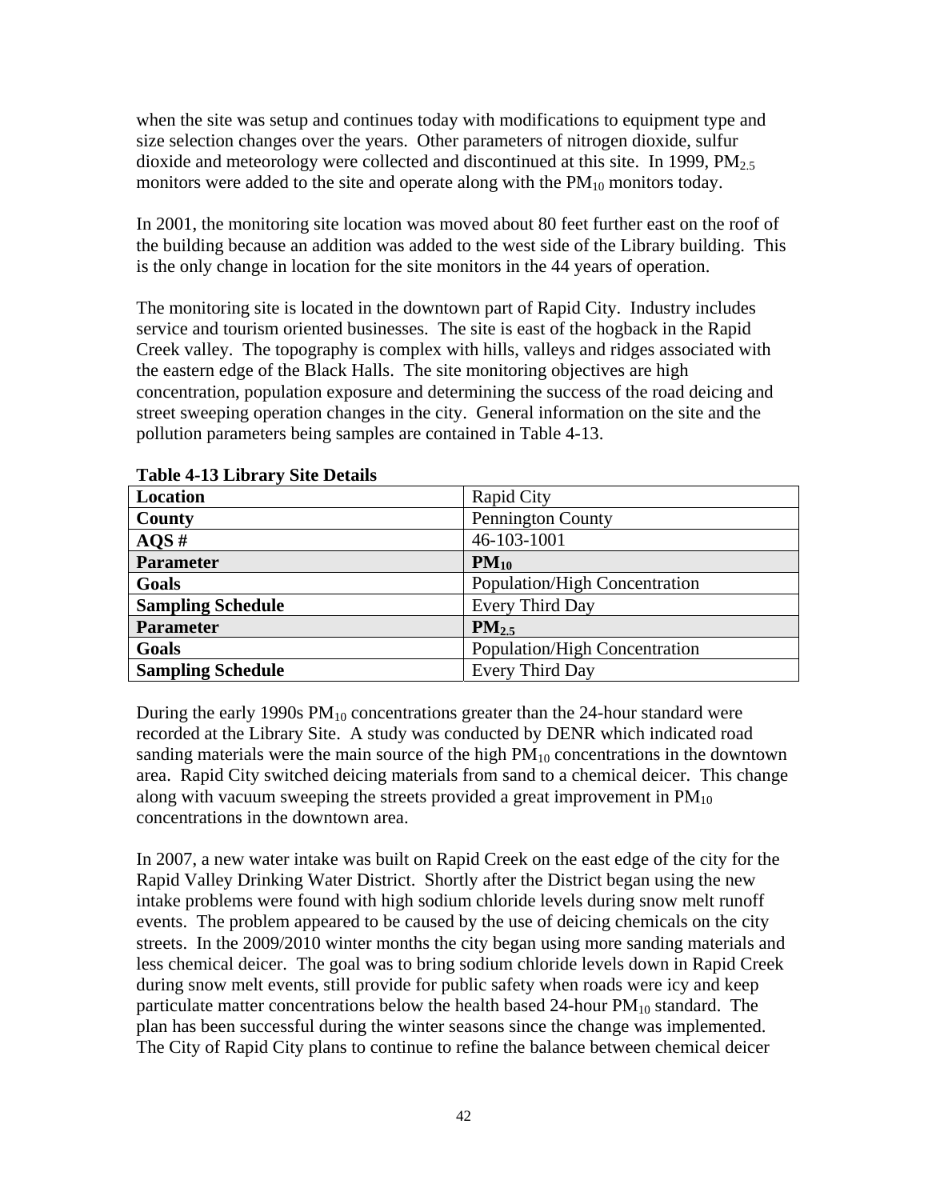when the site was setup and continues today with modifications to equipment type and size selection changes over the years. Other parameters of nitrogen dioxide, sulfur dioxide and meteorology were collected and discontinued at this site. In 1999, $PM_{2.5}$ monitors were added to the site and operate along with the $PM_{10}$ monitors today.

In 2001, the monitoring site location was moved about 80 feet further east on the roof of the building because an addition was added to the west side of the Library building. This is the only change in location for the site monitors in the 44 years of operation.

The monitoring site is located in the downtown part of Rapid City. Industry includes service and tourism oriented businesses. The site is east of the hogback in the Rapid Creek valley. The topography is complex with hills, valleys and ridges associated with the eastern edge of the Black Halls. The site monitoring objectives are high concentration, population exposure and determining the success of the road deicing and street sweeping operation changes in the city. General information on the site and the pollution parameters being samples are contained in Table 4-13.

**Table 4-13 Library Site Details**

| | |
|---|---|
| **Location** | Rapid City |
| **County** | Pennington County |
| **AQS #** | 46-103-1001 |
| **Parameter** | **$PM_{10}$** |
| **Goals** | Population/High Concentration |
| **Sampling Schedule** | Every Third Day |
| **Parameter** | **$PM_{2.5}$** |
| **Goals** | Population/High Concentration |
| **Sampling Schedule** | Every Third Day |

During the early 1990s $PM_{10}$ concentrations greater than the 24-hour standard were recorded at the Library Site. A study was conducted by DENR which indicated road sanding materials were the main source of the high $PM_{10}$ concentrations in the downtown area. Rapid City switched deicing materials from sand to a chemical deicer. This change along with vacuum sweeping the streets provided a great improvement in $PM_{10}$ concentrations in the downtown area.

In 2007, a new water intake was built on Rapid Creek on the east edge of the city for the Rapid Valley Drinking Water District. Shortly after the District began using the new intake problems were found with high sodium chloride levels during snow melt runoff events. The problem appeared to be caused by the use of deicing chemicals on the city streets. In the 2009/2010 winter months the city began using more sanding materials and less chemical deicer. The goal was to bring sodium chloride levels down in Rapid Creek during snow melt events, still provide for public safety when roads were icy and keep particulate matter concentrations below the health based 24-hour $PM_{10}$ standard. The plan has been successful during the winter seasons since the change was implemented. The City of Rapid City plans to continue to refine the balance between chemical deicer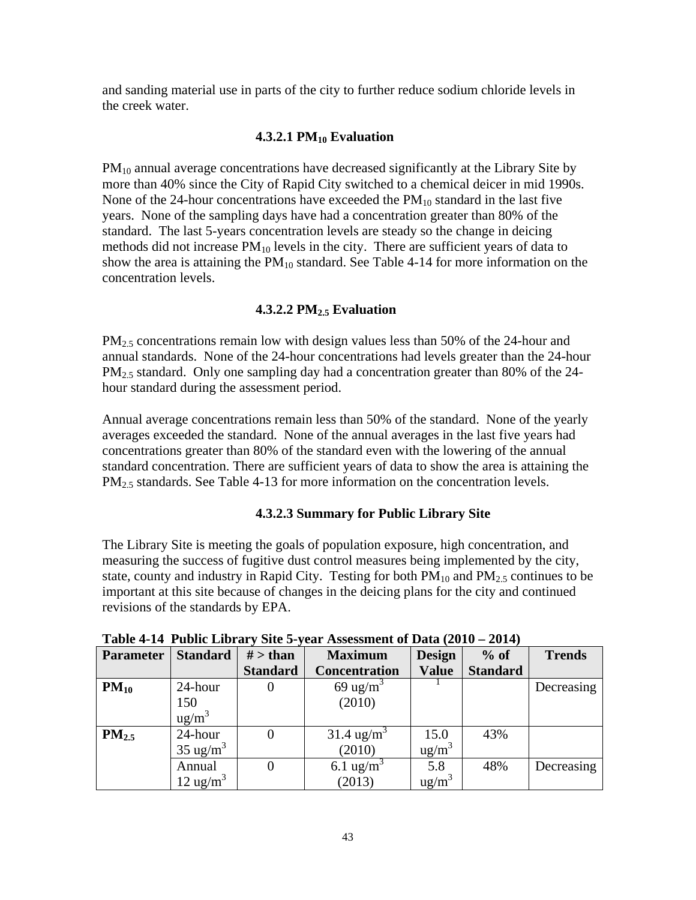and sanding material use in parts of the city to further reduce sodium chloride levels in the creek water.

#### 4.3.2.1 $PM_{10}$ Evaluation

$PM_{10}$ annual average concentrations have decreased significantly at the Library Site by more than 40% since the City of Rapid City switched to a chemical deicer in mid 1990s. None of the 24-hour concentrations have exceeded the $PM_{10}$ standard in the last five years. None of the sampling days have had a concentration greater than 80% of the standard. The last 5-years concentration levels are steady so the change in deicing methods did not increase $PM_{10}$ levels in the city. There are sufficient years of data to show the area is attaining the $PM_{10}$ standard. See Table 4-14 for more information on the concentration levels.

#### 4.3.2.2 $PM_{2.5}$ Evaluation

$PM_{2.5}$ concentrations remain low with design values less than 50% of the 24-hour and annual standards. None of the 24-hour concentrations had levels greater than the 24-hour $PM_{2.5}$ standard. Only one sampling day had a concentration greater than 80% of the 24-hour standard during the assessment period.

Annual average concentrations remain less than 50% of the standard. None of the yearly averages exceeded the standard. None of the annual averages in the last five years had concentrations greater than 80% of the standard even with the lowering of the annual standard concentration. There are sufficient years of data to show the area is attaining the $PM_{2.5}$ standards. See Table 4-13 for more information on the concentration levels.

#### 4.3.2.3 Summary for Public Library Site

The Library Site is meeting the goals of population exposure, high concentration, and measuring the success of fugitive dust control measures being implemented by the city, state, county and industry in Rapid City. Testing for both $PM_{10}$ and $PM_{2.5}$ continues to be important at this site because of changes in the deicing plans for the city and continued revisions of the standards by EPA.

**Table 4-14 Public Library Site 5-year Assessment of Data (2010 – 2014)**

| Parameter | Standard | # > than Standard | Maximum Concentration | Design Value | % of Standard | Trends |
|---|---|---|---|---|---|---|
| **$PM_{10}$** | 24-hour 150 $ug/m^3$ | 0 | 69 $ug/m^3$ (2010) | [1] | | Decreasing |
| **$PM_{2.5}$** | 24-hour 35 $ug/m^3$ | 0 | 31.4 $ug/m^3$ (2010) | 15.0 $ug/m^3$ | 43% | |
| | Annual 12 $ug/m^3$ | 0 | 6.1 $ug/m^3$ (2013) | 5.8 $ug/m^3$ | 48% | Decreasing |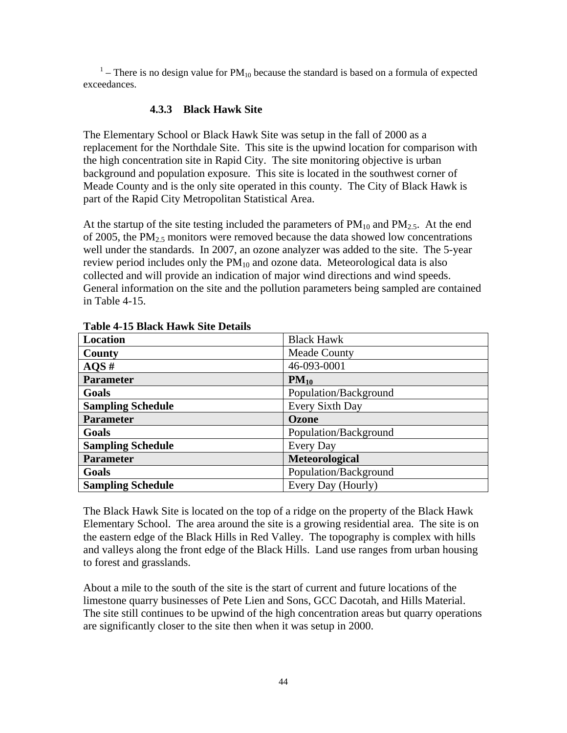[1] – There is no design value for $PM_{10}$ because the standard is based on a formula of expected exceedances.

### 4.3.3 Black Hawk Site

The Elementary School or Black Hawk Site was setup in the fall of 2000 as a replacement for the Northdale Site. This site is the upwind location for comparison with the high concentration site in Rapid City. The site monitoring objective is urban background and population exposure. This site is located in the southwest corner of Meade County and is the only site operated in this county. The City of Black Hawk is part of the Rapid City Metropolitan Statistical Area.

At the startup of the site testing included the parameters of $PM_{10}$ and $PM_{2.5}$. At the end of 2005, the $PM_{2.5}$ monitors were removed because the data showed low concentrations well under the standards. In 2007, an ozone analyzer was added to the site. The 5-year review period includes only the $PM_{10}$ and ozone data. Meteorological data is also collected and will provide an indication of major wind directions and wind speeds. General information on the site and the pollution parameters being sampled are contained in Table 4-15.

**Table 4-15 Black Hawk Site Details**

| | |
|---|---|
| **Location** | Black Hawk |
| **County** | Meade County |
| **AQS #** | 46-093-0001 |
| **Parameter** | **$PM_{10}$** |
| **Goals** | Population/Background |
| **Sampling Schedule** | Every Sixth Day |
| **Parameter** | **Ozone** |
| **Goals** | Population/Background |
| **Sampling Schedule** | Every Day |
| **Parameter** | **Meteorological** |
| **Goals** | Population/Background |
| **Sampling Schedule** | Every Day (Hourly) |

The Black Hawk Site is located on the top of a ridge on the property of the Black Hawk Elementary School. The area around the site is a growing residential area. The site is on the eastern edge of the Black Hills in Red Valley. The topography is complex with hills and valleys along the front edge of the Black Hills. Land use ranges from urban housing to forest and grasslands.

About a mile to the south of the site is the start of current and future locations of the limestone quarry businesses of Pete Lien and Sons, GCC Dacotah, and Hills Material. The site still continues to be upwind of the high concentration areas but quarry operations are significantly closer to the site then when it was setup in 2000.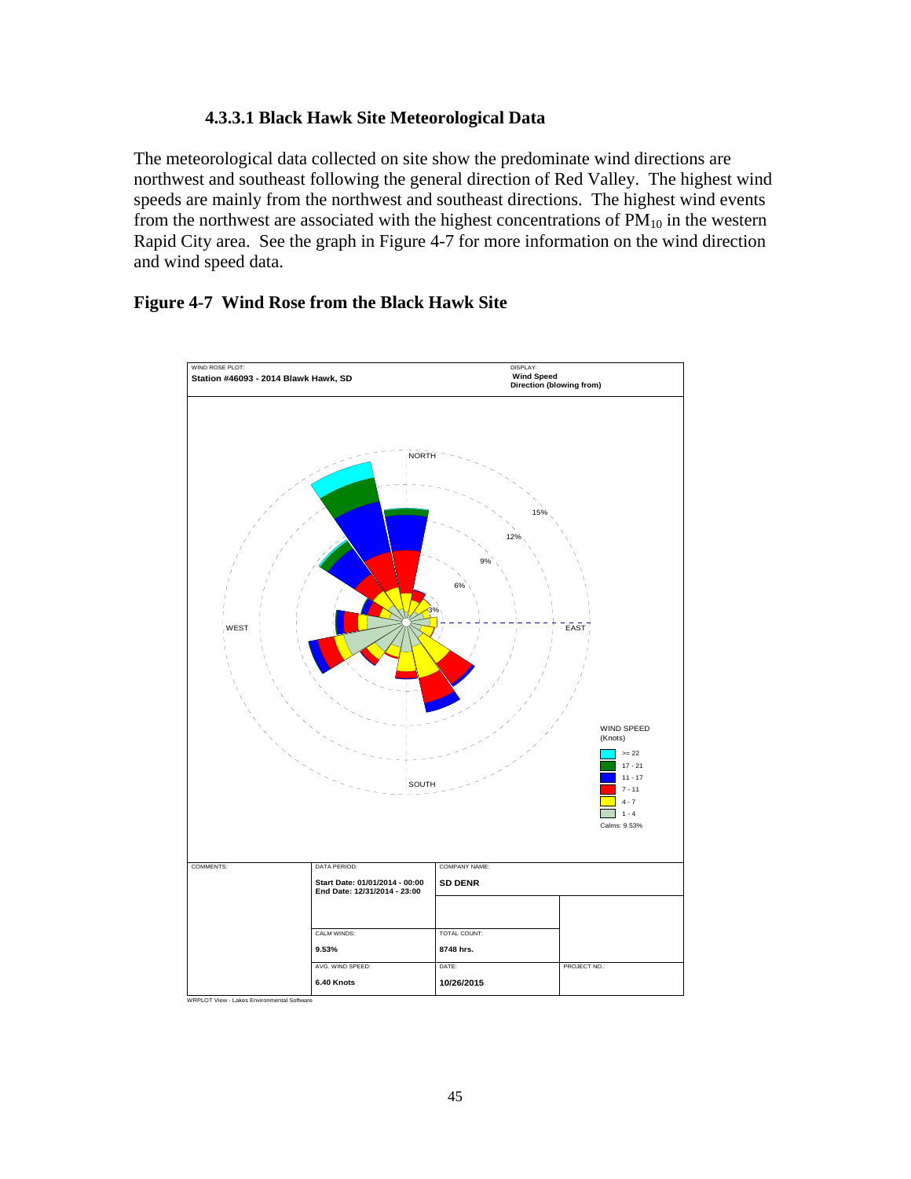#### 4.3.3.1 Black Hawk Site Meteorological Data

The meteorological data collected on site show the predominate wind directions are northwest and southeast following the general direction of Red Valley. The highest wind speeds are mainly from the northwest and southeast directions. The highest wind events from the northwest are associated with the highest concentrations of $PM_{10}$ in the western Rapid City area. See the graph in Figure 4-7 for more information on the wind direction and wind speed data.

**Figure 4-7 Wind Rose from the Black Hawk Site**

WIND ROSE PLOT:
Station #46093 - 2014 Blawk Hawk, SD

DISPLAY:
Wind Speed
Direction (blowing from)

NORTH
SOUTH
EAST
WEST
3%
6%
9%
12%
15%

WIND SPEED (Knots)
>= 22
17 - 21
11 - 17
7 - 11
4 - 7
1 - 4
Calms: 9.53%

COMMENTS:

DATA PERIOD:
Start Date: 01/01/2014 - 00:00
End Date: 12/31/2014 - 23:00

COMPANY NAME:
SD DENR

CALM WINDS:
9.53%

TOTAL COUNT:
8748 hrs.

AVG. WIND SPEED:
6.40 Knots

DATE:
10/26/2015

PROJECT NO.:

WRPLOT View - Lakes Environmental Software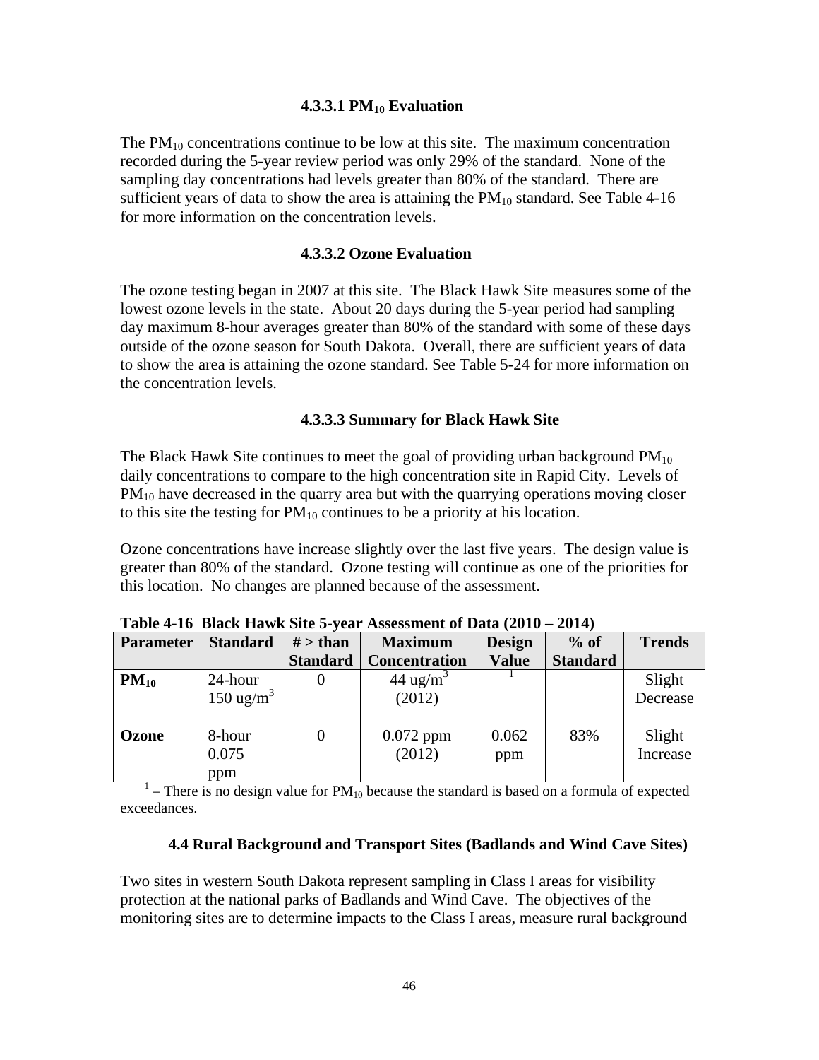#### 4.3.3.1 $PM_{10}$ Evaluation

The $PM_{10}$ concentrations continue to be low at this site. The maximum concentration recorded during the 5-year review period was only 29% of the standard. None of the sampling day concentrations had levels greater than 80% of the standard. There are sufficient years of data to show the area is attaining the $PM_{10}$ standard. See Table 4-16 for more information on the concentration levels.

#### 4.3.3.2 Ozone Evaluation

The ozone testing began in 2007 at this site. The Black Hawk Site measures some of the lowest ozone levels in the state. About 20 days during the 5-year period had sampling day maximum 8-hour averages greater than 80% of the standard with some of these days outside of the ozone season for South Dakota. Overall, there are sufficient years of data to show the area is attaining the ozone standard. See Table 5-24 for more information on the concentration levels.

#### 4.3.3.3 Summary for Black Hawk Site

The Black Hawk Site continues to meet the goal of providing urban background $PM_{10}$ daily concentrations to compare to the high concentration site in Rapid City. Levels of $PM_{10}$ have decreased in the quarry area but with the quarrying operations moving closer to this site the testing for $PM_{10}$ continues to be a priority at his location.

Ozone concentrations have increase slightly over the last five years. The design value is greater than 80% of the standard. Ozone testing will continue as one of the priorities for this location. No changes are planned because of the assessment.

**Table 4-16 Black Hawk Site 5-year Assessment of Data (2010 – 2014)**

| Parameter | Standard | # > than Standard | Maximum Concentration | Design Value | % of Standard | Trends |
|---|---|---|---|---|---|---|
| **$PM_{10}$** | 24-hour 150 $ug/m^3$ | 0 | 44 $ug/m^3$ (2012) | [1] | | Slight Decrease |
| **Ozone** | 8-hour 0.075 ppm | 0 | 0.072 ppm (2012) | 0.062 ppm | 83% | Slight Increase |

[1] – There is no design value for $PM_{10}$ because the standard is based on a formula of expected exceedances.

### 4.4 Rural Background and Transport Sites (Badlands and Wind Cave Sites)

Two sites in western South Dakota represent sampling in Class I areas for visibility protection at the national parks of Badlands and Wind Cave. The objectives of the monitoring sites are to determine impacts to the Class I areas, measure rural background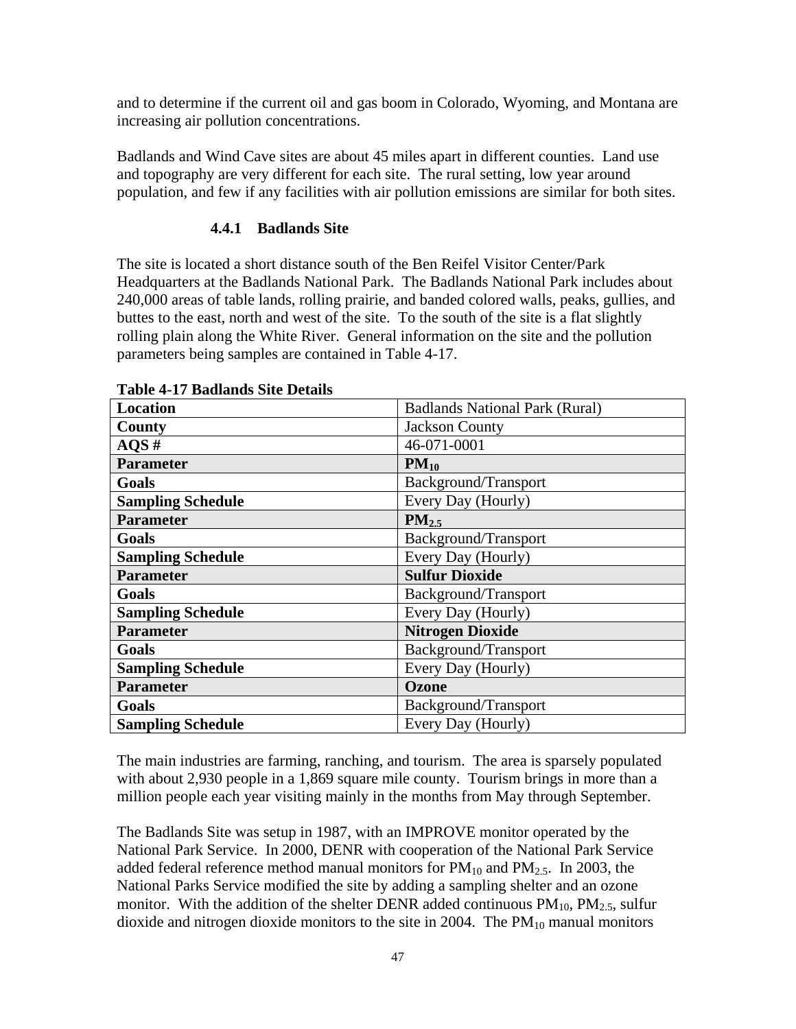and to determine if the current oil and gas boom in Colorado, Wyoming, and Montana are increasing air pollution concentrations.

Badlands and Wind Cave sites are about 45 miles apart in different counties. Land use and topography are very different for each site. The rural setting, low year around population, and few if any facilities with air pollution emissions are similar for both sites.

#### 4.4.1 Badlands Site

The site is located a short distance south of the Ben Reifel Visitor Center/Park Headquarters at the Badlands National Park. The Badlands National Park includes about 240,000 areas of table lands, rolling prairie, and banded colored walls, peaks, gullies, and buttes to the east, north and west of the site. To the south of the site is a flat slightly rolling plain along the White River. General information on the site and the pollution parameters being samples are contained in Table 4-17.

**Table 4-17 Badlands Site Details**

| | |
|---|---|
| **Location** | Badlands National Park (Rural) |
| **County** | Jackson County |
| **AQS #** | 46-071-0001 |
| **Parameter** | **$PM_{10}$** |
| **Goals** | Background/Transport |
| **Sampling Schedule** | Every Day (Hourly) |
| **Parameter** | **$PM_{2.5}$** |
| **Goals** | Background/Transport |
| **Sampling Schedule** | Every Day (Hourly) |
| **Parameter** | **Sulfur Dioxide** |
| **Goals** | Background/Transport |
| **Sampling Schedule** | Every Day (Hourly) |
| **Parameter** | **Nitrogen Dioxide** |
| **Goals** | Background/Transport |
| **Sampling Schedule** | Every Day (Hourly) |
| **Parameter** | **Ozone** |
| **Goals** | Background/Transport |
| **Sampling Schedule** | Every Day (Hourly) |

The main industries are farming, ranching, and tourism. The area is sparsely populated with about 2,930 people in a 1,869 square mile county. Tourism brings in more than a million people each year visiting mainly in the months from May through September.

The Badlands Site was setup in 1987, with an IMPROVE monitor operated by the National Park Service. In 2000, DENR with cooperation of the National Park Service added federal reference method manual monitors for $PM_{10}$ and $PM_{2.5}$. In 2003, the National Parks Service modified the site by adding a sampling shelter and an ozone monitor. With the addition of the shelter DENR added continuous $PM_{10}$, $PM_{2.5}$, sulfur dioxide and nitrogen dioxide monitors to the site in 2004. The $PM_{10}$ manual monitors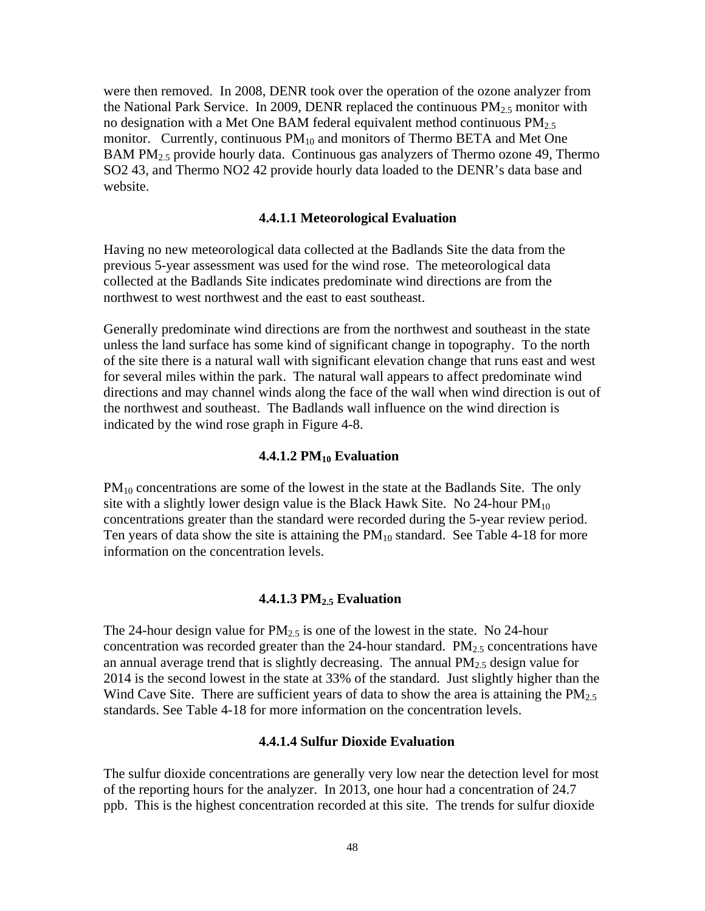were then removed. In 2008, DENR took over the operation of the ozone analyzer from the National Park Service. In 2009, DENR replaced the continuous $PM_{2.5}$ monitor with no designation with a Met One BAM federal equivalent method continuous $PM_{2.5}$ monitor. Currently, continuous $PM_{10}$ and monitors of Thermo BETA and Met One BAM $PM_{2.5}$ provide hourly data. Continuous gas analyzers of Thermo ozone 49, Thermo SO2 43, and Thermo NO2 42 provide hourly data loaded to the DENR's data base and website.

#### 4.4.1.1 Meteorological Evaluation

Having no new meteorological data collected at the Badlands Site the data from the previous 5-year assessment was used for the wind rose. The meteorological data collected at the Badlands Site indicates predominate wind directions are from the northwest to west northwest and the east to east southeast.

Generally predominate wind directions are from the northwest and southeast in the state unless the land surface has some kind of significant change in topography. To the north of the site there is a natural wall with significant elevation change that runs east and west for several miles within the park. The natural wall appears to affect predominate wind directions and may channel winds along the face of the wall when wind direction is out of the northwest and southeast. The Badlands wall influence on the wind direction is indicated by the wind rose graph in Figure 4-8.

#### 4.4.1.2 $PM_{10}$ Evaluation

$PM_{10}$ concentrations are some of the lowest in the state at the Badlands Site. The only site with a slightly lower design value is the Black Hawk Site. No 24-hour $PM_{10}$ concentrations greater than the standard were recorded during the 5-year review period. Ten years of data show the site is attaining the $PM_{10}$ standard. See Table 4-18 for more information on the concentration levels.

#### 4.4.1.3 $PM_{2.5}$ Evaluation

The 24-hour design value for $PM_{2.5}$ is one of the lowest in the state. No 24-hour concentration was recorded greater than the 24-hour standard. $PM_{2.5}$ concentrations have an annual average trend that is slightly decreasing. The annual $PM_{2.5}$ design value for 2014 is the second lowest in the state at 33% of the standard. Just slightly higher than the Wind Cave Site. There are sufficient years of data to show the area is attaining the $PM_{2.5}$ standards. See Table 4-18 for more information on the concentration levels.

#### 4.4.1.4 Sulfur Dioxide Evaluation

The sulfur dioxide concentrations are generally very low near the detection level for most of the reporting hours for the analyzer. In 2013, one hour had a concentration of 24.7 ppb. This is the highest concentration recorded at this site. The trends for sulfur dioxide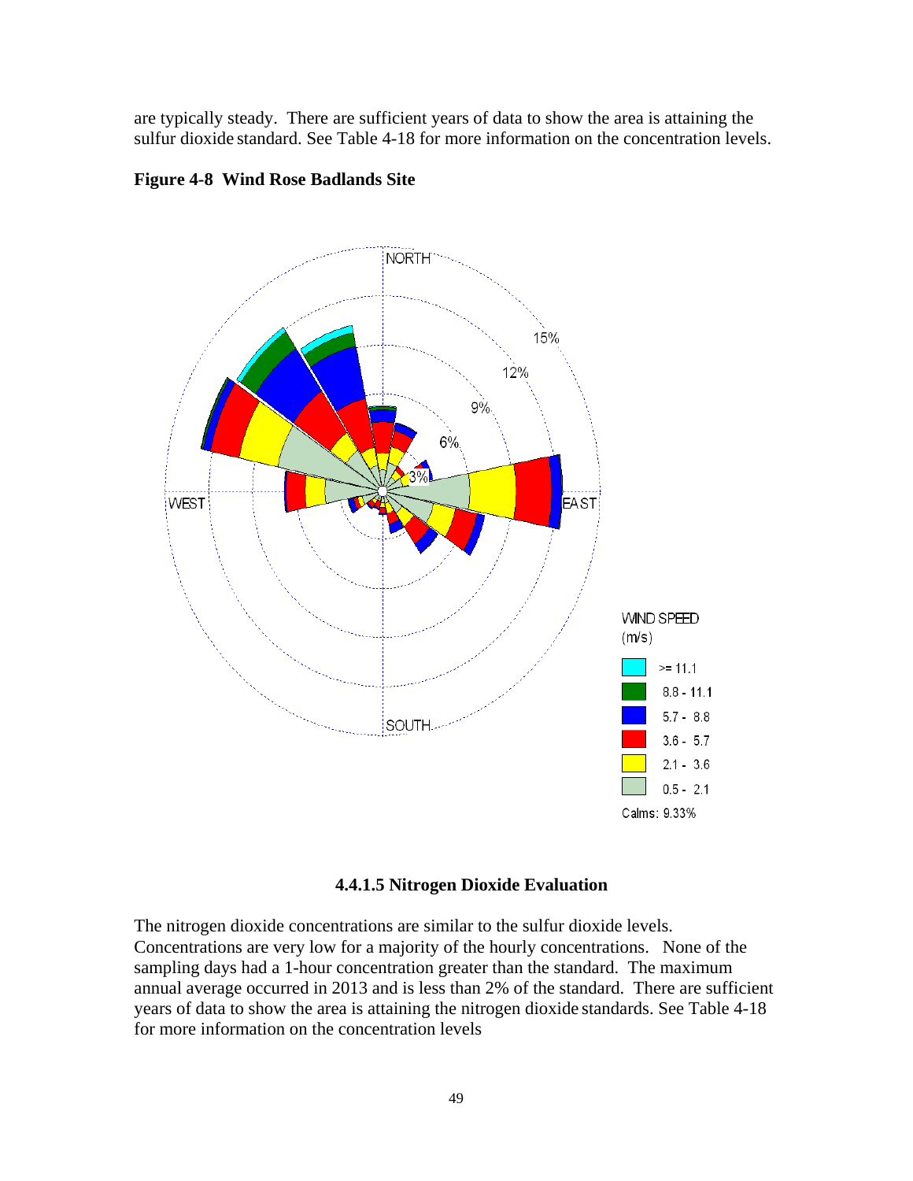are typically steady. There are sufficient years of data to show the area is attaining the sulfur dioxide standard. See Table 4-18 for more information on the concentration levels.

**Figure 4-8 Wind Rose Badlands Site**

NORTH
WEST
EAST
SOUTH
3%
6%
9%
12%
15%

WIND SPEED (m/s)
>= 11.1
8.8 - 11.1
5.7 - 8.8
3.6 - 5.7
2.1 - 3.6
0.5 - 2.1
Calms: 9.33%

#### 4.4.1.5 Nitrogen Dioxide Evaluation

The nitrogen dioxide concentrations are similar to the sulfur dioxide levels. Concentrations are very low for a majority of the hourly concentrations. None of the sampling days had a 1-hour concentration greater than the standard. The maximum annual average occurred in 2013 and is less than 2% of the standard. There are sufficient years of data to show the area is attaining the nitrogen dioxide standards. See Table 4-18 for more information on the concentration levels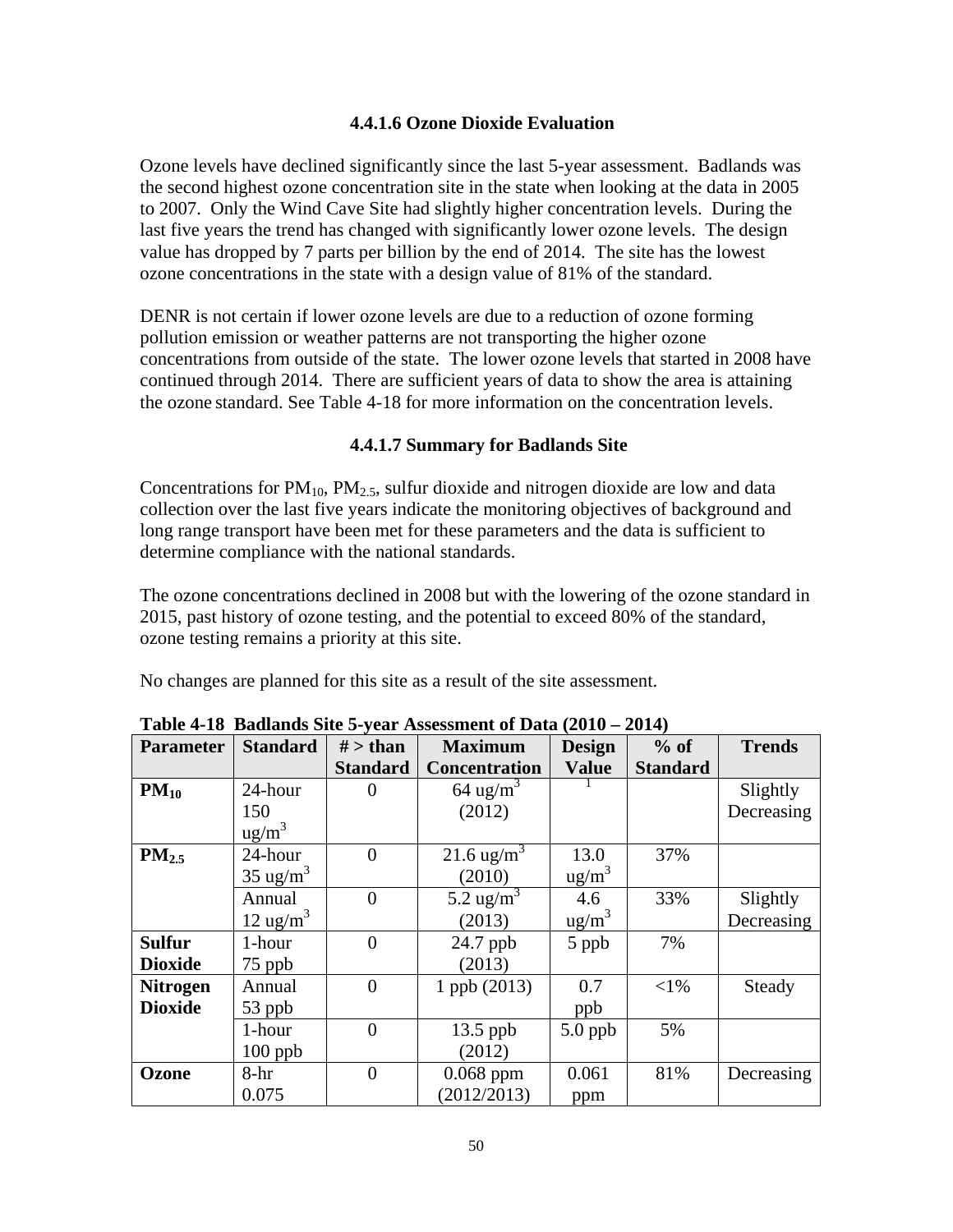#### 4.4.1.6 Ozone Dioxide Evaluation

Ozone levels have declined significantly since the last 5-year assessment. Badlands was the second highest ozone concentration site in the state when looking at the data in 2005 to 2007. Only the Wind Cave Site had slightly higher concentration levels. During the last five years the trend has changed with significantly lower ozone levels. The design value has dropped by 7 parts per billion by the end of 2014. The site has the lowest ozone concentrations in the state with a design value of 81% of the standard.

DENR is not certain if lower ozone levels are due to a reduction of ozone forming pollution emission or weather patterns are not transporting the higher ozone concentrations from outside of the state. The lower ozone levels that started in 2008 have continued through 2014. There are sufficient years of data to show the area is attaining the ozone standard. See Table 4-18 for more information on the concentration levels.

#### 4.4.1.7 Summary for Badlands Site

Concentrations for $PM_{10}$, $PM_{2.5}$, sulfur dioxide and nitrogen dioxide are low and data collection over the last five years indicate the monitoring objectives of background and long range transport have been met for these parameters and the data is sufficient to determine compliance with the national standards.

The ozone concentrations declined in 2008 but with the lowering of the ozone standard in 2015, past history of ozone testing, and the potential to exceed 80% of the standard, ozone testing remains a priority at this site.

No changes are planned for this site as a result of the site assessment.

**Table 4-18 Badlands Site 5-year Assessment of Data (2010 – 2014)**

| Parameter | Standard | # > than Standard | Maximum Concentration | Design Value | % of Standard | Trends |
|---|---|---|---|---|---|---|
| **$PM_{10}$** | 24-hour 150 ug/m$^3$ | 0 | 64 ug/m$^3$ (2012) | [1] | | Slightly Decreasing |
| **$PM_{2.5}$** | 24-hour 35 ug/m$^3$ | 0 | 21.6 ug/m$^3$ (2010) | 13.0 ug/m$^3$ | 37% | |
| | Annual 12 ug/m$^3$ | 0 | 5.2 ug/m$^3$ (2013) | 4.6 ug/m$^3$ | 33% | Slightly Decreasing |
| **Sulfur Dioxide** | 1-hour 75 ppb | 0 | 24.7 ppb (2013) | 5 ppb | 7% | |
| **Nitrogen Dioxide** | Annual 53 ppb | 0 | 1 ppb (2013) | 0.7 ppb | <1% | Steady |
| | 1-hour 100 ppb | 0 | 13.5 ppb (2012) | 5.0 ppb | 5% | |
| **Ozone** | 8-hr 0.075 | 0 | 0.068 ppm (2012/2013) | 0.061 ppm | 81% | Decreasing |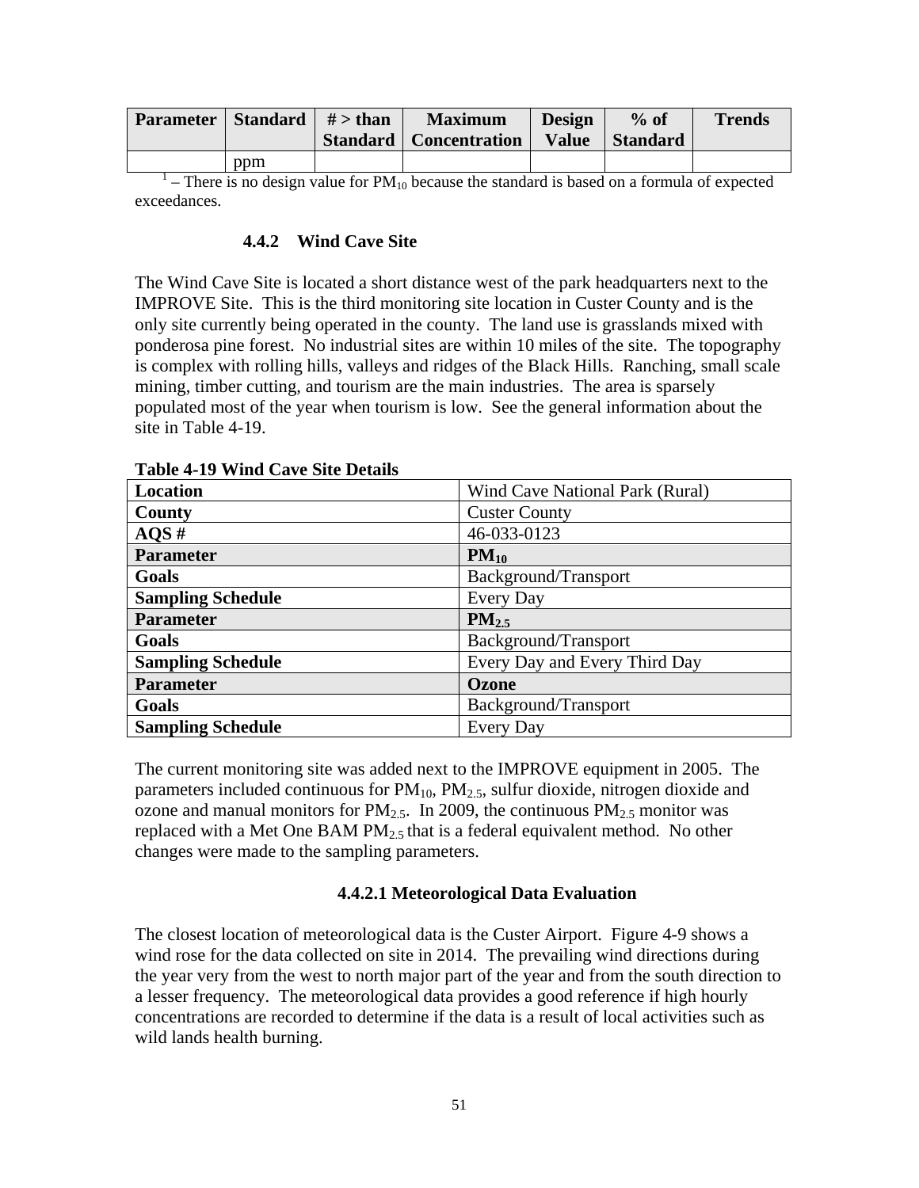| Parameter | Standard | # > than Standard | Maximum Concentration | Design Value | % of Standard | Trends |
|---|---|---|---|---|---|---|
| | ppm | | | | | |

[1] – There is no design value for $PM_{10}$ because the standard is based on a formula of expected exceedances.

### 4.4.2 Wind Cave Site

The Wind Cave Site is located a short distance west of the park headquarters next to the IMPROVE Site. This is the third monitoring site location in Custer County and is the only site currently being operated in the county. The land use is grasslands mixed with ponderosa pine forest. No industrial sites are within 10 miles of the site. The topography is complex with rolling hills, valleys and ridges of the Black Hills. Ranching, small scale mining, timber cutting, and tourism are the main industries. The area is sparsely populated most of the year when tourism is low. See the general information about the site in Table 4-19.

**Table 4-19 Wind Cave Site Details**

| | |
|---|---|
| **Location** | Wind Cave National Park (Rural) |
| **County** | Custer County |
| **AQS #** | 46-033-0123 |
| **Parameter** | **$PM_{10}$** |
| **Goals** | Background/Transport |
| **Sampling Schedule** | Every Day |
| **Parameter** | **$PM_{2.5}$** |
| **Goals** | Background/Transport |
| **Sampling Schedule** | Every Day and Every Third Day |
| **Parameter** | **Ozone** |
| **Goals** | Background/Transport |
| **Sampling Schedule** | Every Day |

The current monitoring site was added next to the IMPROVE equipment in 2005. The parameters included continuous for $PM_{10}$, $PM_{2.5}$, sulfur dioxide, nitrogen dioxide and ozone and manual monitors for $PM_{2.5}$. In 2009, the continuous $PM_{2.5}$ monitor was replaced with a Met One BAM $PM_{2.5}$ that is a federal equivalent method. No other changes were made to the sampling parameters.

#### 4.4.2.1 Meteorological Data Evaluation

The closest location of meteorological data is the Custer Airport. Figure 4-9 shows a wind rose for the data collected on site in 2014. The prevailing wind directions during the year very from the west to north major part of the year and from the south direction to a lesser frequency. The meteorological data provides a good reference if high hourly concentrations are recorded to determine if the data is a result of local activities such as wild lands health burning.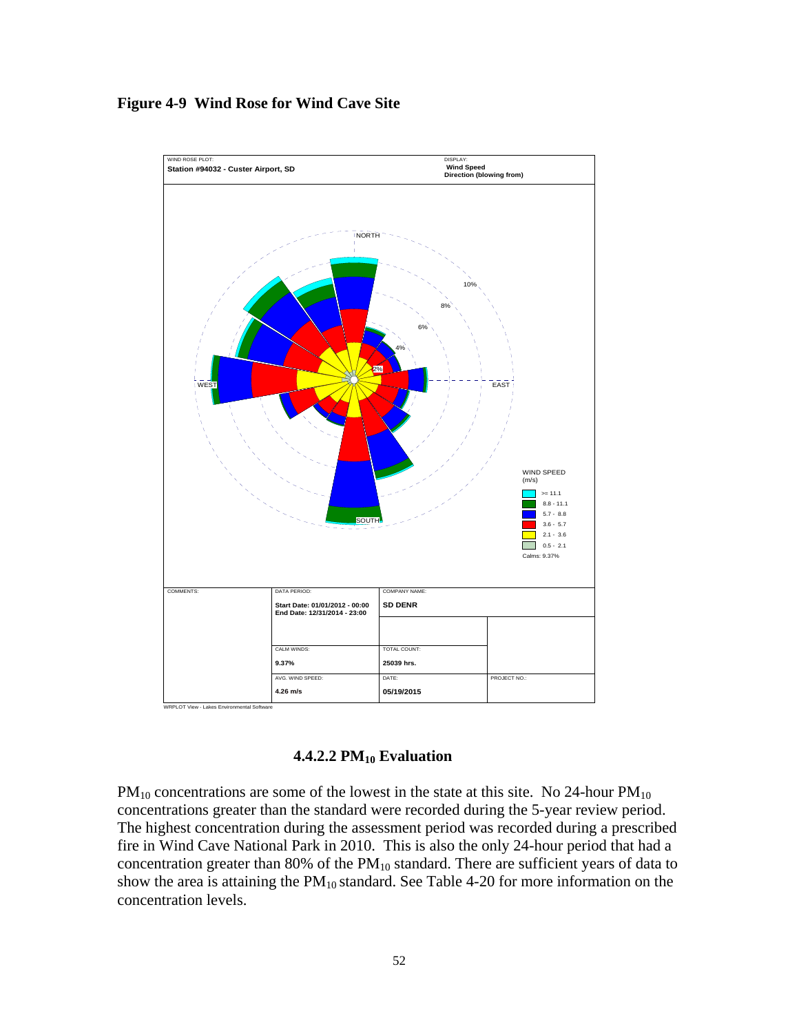**Figure 4-9 Wind Rose for Wind Cave Site**

WIND ROSE PLOT:
**Station #94032 - Custer Airport, SD**

DISPLAY:
**Wind Speed**
**Direction (blowing from)**

WIND SPEED (m/s)

- >= 11.1
- 8.8 - 11.1
- 5.7 - 8.8
- 3.6 - 5.7
- 2.1 - 3.6
- 0.5 - 2.1

Calms: 9.37%

| COMMENTS: | DATA PERIOD: | COMPANY NAME: | |
|---|---|---|---|
| | Start Date: 01/01/2012 - 00:00 End Date: 12/31/2014 - 23:00 | SD DENR | |
| | CALM WINDS: 9.37% | TOTAL COUNT: 25039 hrs. | |
| | AVG. WIND SPEED: 4.26 m/s | DATE: 05/19/2015 | PROJECT NO.: |

WRPLOT View - Lakes Environmental Software

### 4.4.2.2 $PM_{10}$ Evaluation

$PM_{10}$ concentrations are some of the lowest in the state at this site. No 24-hour $PM_{10}$ concentrations greater than the standard were recorded during the 5-year review period. The highest concentration during the assessment period was recorded during a prescribed fire in Wind Cave National Park in 2010. This is also the only 24-hour period that had a concentration greater than 80% of the $PM_{10}$ standard. There are sufficient years of data to show the area is attaining the $PM_{10}$ standard. See Table 4-20 for more information on the concentration levels.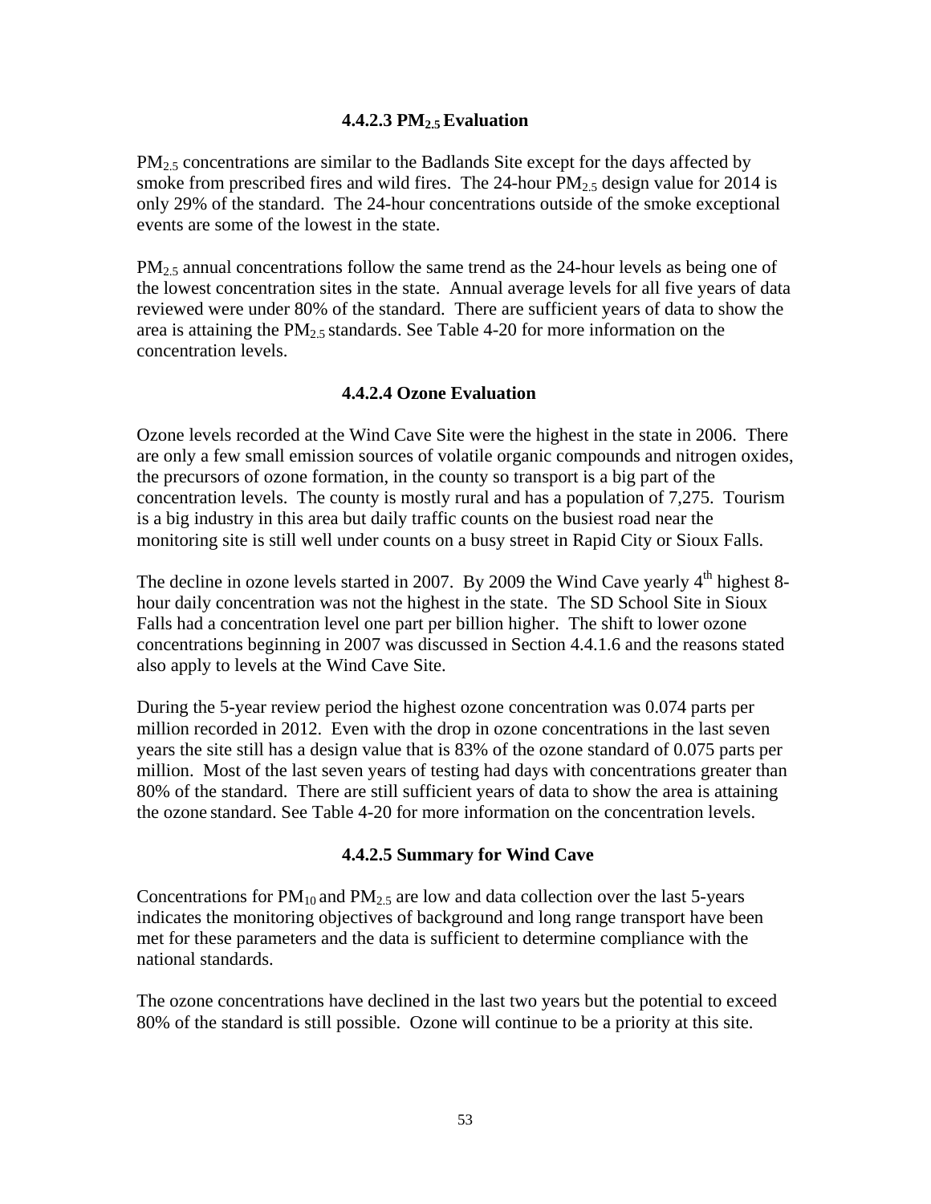#### 4.4.2.3 $PM_{2.5}$ Evaluation

$PM_{2.5}$ concentrations are similar to the Badlands Site except for the days affected by smoke from prescribed fires and wild fires. The 24-hour $PM_{2.5}$ design value for 2014 is only 29% of the standard. The 24-hour concentrations outside of the smoke exceptional events are some of the lowest in the state.

$PM_{2.5}$ annual concentrations follow the same trend as the 24-hour levels as being one of the lowest concentration sites in the state. Annual average levels for all five years of data reviewed were under 80% of the standard. There are sufficient years of data to show the area is attaining the $PM_{2.5}$ standards. See Table 4-20 for more information on the concentration levels.

#### 4.4.2.4 Ozone Evaluation

Ozone levels recorded at the Wind Cave Site were the highest in the state in 2006. There are only a few small emission sources of volatile organic compounds and nitrogen oxides, the precursors of ozone formation, in the county so transport is a big part of the concentration levels. The county is mostly rural and has a population of 7,275. Tourism is a big industry in this area but daily traffic counts on the busiest road near the monitoring site is still well under counts on a busy street in Rapid City or Sioux Falls.

The decline in ozone levels started in 2007. By 2009 the Wind Cave yearly 4$^{th}$ highest 8-hour daily concentration was not the highest in the state. The SD School Site in Sioux Falls had a concentration level one part per billion higher. The shift to lower ozone concentrations beginning in 2007 was discussed in Section 4.4.1.6 and the reasons stated also apply to levels at the Wind Cave Site.

During the 5-year review period the highest ozone concentration was 0.074 parts per million recorded in 2012. Even with the drop in ozone concentrations in the last seven years the site still has a design value that is 83% of the ozone standard of 0.075 parts per million. Most of the last seven years of testing had days with concentrations greater than 80% of the standard. There are still sufficient years of data to show the area is attaining the ozone standard. See Table 4-20 for more information on the concentration levels.

#### 4.4.2.5 Summary for Wind Cave

Concentrations for $PM_{10}$ and $PM_{2.5}$ are low and data collection over the last 5-years indicates the monitoring objectives of background and long range transport have been met for these parameters and the data is sufficient to determine compliance with the national standards.

The ozone concentrations have declined in the last two years but the potential to exceed 80% of the standard is still possible. Ozone will continue to be a priority at this site.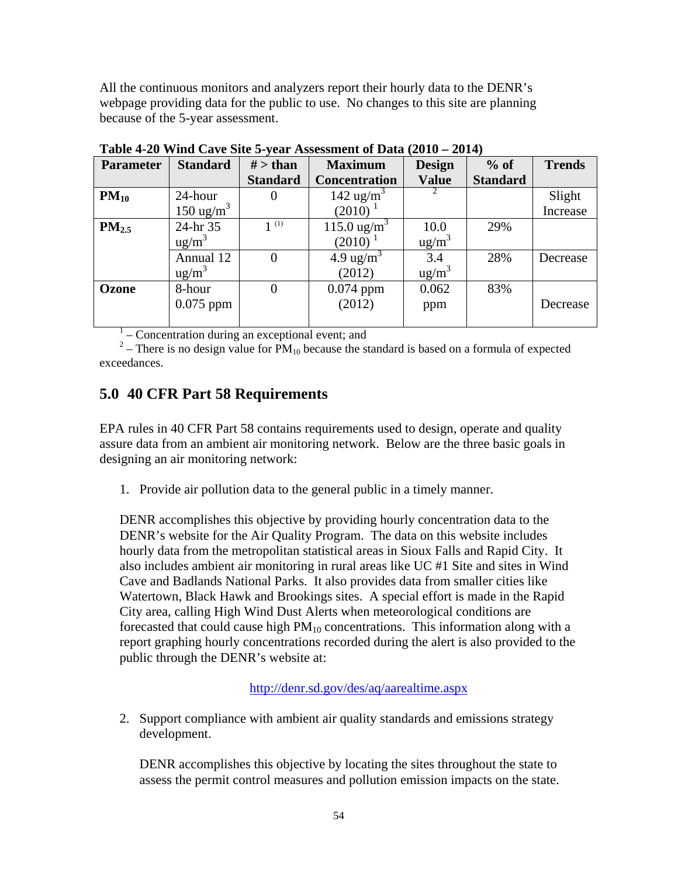All the continuous monitors and analyzers report their hourly data to the DENR's webpage providing data for the public to use. No changes to this site are planning because of the 5-year assessment.

**Table 4-20 Wind Cave Site 5-year Assessment of Data (2010 – 2014)**

| Parameter | Standard | # > than Standard | Maximum Concentration | Design Value | % of Standard | Trends |
|---|---|---|---|---|---|---|
| **$PM_{10}$** | 24-hour 150 ug/m$^3$ | 0 | 142 ug/m$^3$ (2010) [1] | [2] | | Slight Increase |
| **$PM_{2.5}$** | 24-hr 35 ug/m$^3$ | 1 [(1)] | 115.0 ug/m$^3$ (2010) [1] | 10.0 ug/m$^3$ | 29% | |
| | Annual 12 ug/m$^3$ | 0 | 4.9 ug/m$^3$ (2012) | 3.4 ug/m$^3$ | 28% | Decrease |
| **Ozone** | 8-hour 0.075 ppm | 0 | 0.074 ppm (2012) | 0.062 ppm | 83% | Decrease |

[1] – Concentration during an exceptional event; and

[2] – There is no design value for $PM_{10}$ because the standard is based on a formula of expected exceedances.

## 5.0 40 CFR Part 58 Requirements

EPA rules in 40 CFR Part 58 contains requirements used to design, operate and quality assure data from an ambient air monitoring network. Below are the three basic goals in designing an air monitoring network:

1. Provide air pollution data to the general public in a timely manner.

   DENR accomplishes this objective by providing hourly concentration data to the DENR's website for the Air Quality Program. The data on this website includes hourly data from the metropolitan statistical areas in Sioux Falls and Rapid City. It also includes ambient air monitoring in rural areas like UC #1 Site and sites in Wind Cave and Badlands National Parks. It also provides data from smaller cities like Watertown, Black Hawk and Brookings sites. A special effort is made in the Rapid City area, calling High Wind Dust Alerts when meteorological conditions are forecasted that could cause high $PM_{10}$ concentrations. This information along with a report graphing hourly concentrations recorded during the alert is also provided to the public through the DENR's website at:

   http://denr.sd.gov/des/aq/aarealtime.aspx

2. Support compliance with ambient air quality standards and emissions strategy development.

   DENR accomplishes this objective by locating the sites throughout the state to assess the permit control measures and pollution emission impacts on the state.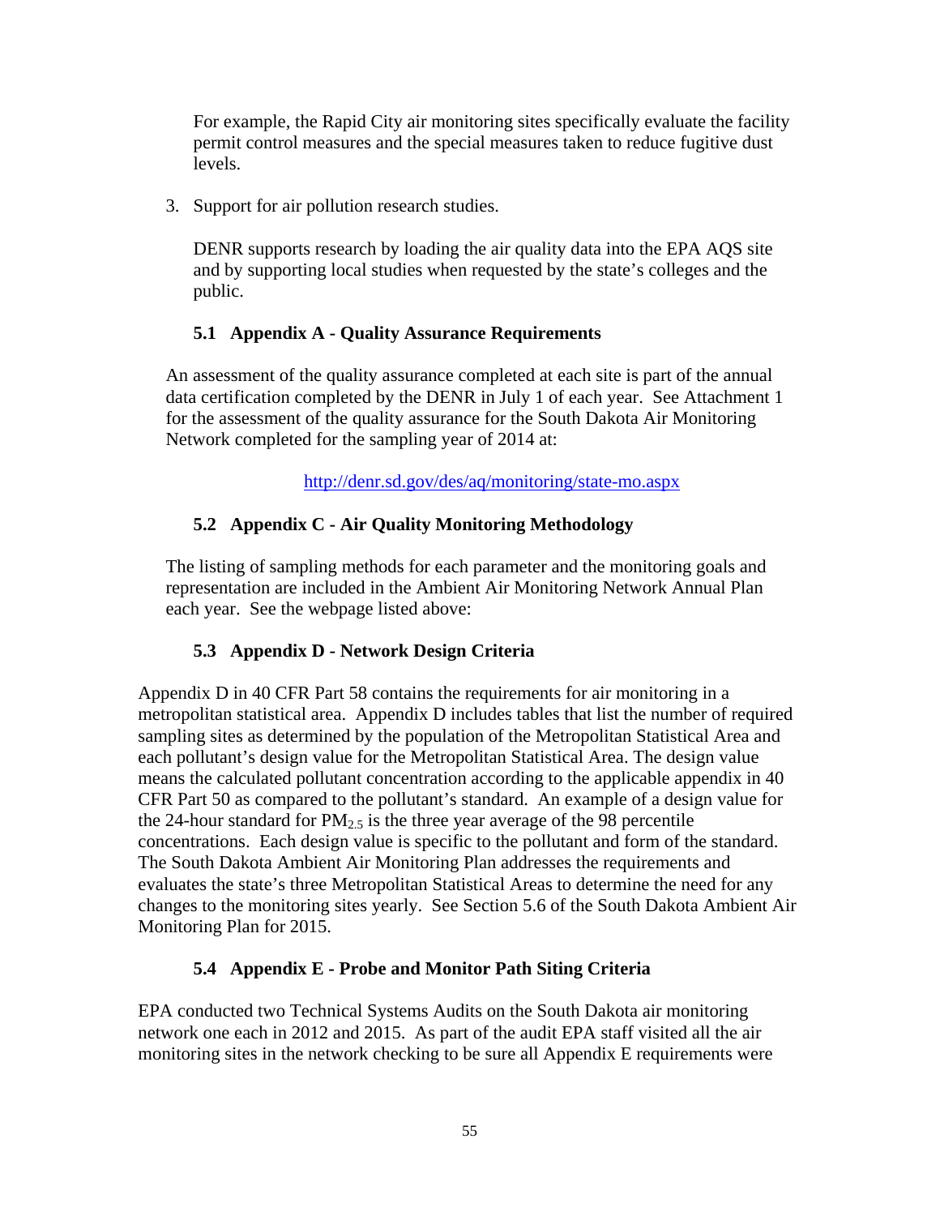For example, the Rapid City air monitoring sites specifically evaluate the facility permit control measures and the special measures taken to reduce fugitive dust levels.

3. Support for air pollution research studies.

   DENR supports research by loading the air quality data into the EPA AQS site and by supporting local studies when requested by the state's colleges and the public.

### 5.1 Appendix A - Quality Assurance Requirements

An assessment of the quality assurance completed at each site is part of the annual data certification completed by the DENR in July 1 of each year. See Attachment 1 for the assessment of the quality assurance for the South Dakota Air Monitoring Network completed for the sampling year of 2014 at:

http://denr.sd.gov/des/aq/monitoring/state-mo.aspx

### 5.2 Appendix C - Air Quality Monitoring Methodology

The listing of sampling methods for each parameter and the monitoring goals and representation are included in the Ambient Air Monitoring Network Annual Plan each year. See the webpage listed above:

### 5.3 Appendix D - Network Design Criteria

Appendix D in 40 CFR Part 58 contains the requirements for air monitoring in a metropolitan statistical area. Appendix D includes tables that list the number of required sampling sites as determined by the population of the Metropolitan Statistical Area and each pollutant's design value for the Metropolitan Statistical Area. The design value means the calculated pollutant concentration according to the applicable appendix in 40 CFR Part 50 as compared to the pollutant's standard. An example of a design value for the 24-hour standard for $PM_{2.5}$ is the three year average of the 98 percentile concentrations. Each design value is specific to the pollutant and form of the standard. The South Dakota Ambient Air Monitoring Plan addresses the requirements and evaluates the state's three Metropolitan Statistical Areas to determine the need for any changes to the monitoring sites yearly. See Section 5.6 of the South Dakota Ambient Air Monitoring Plan for 2015.

### 5.4 Appendix E - Probe and Monitor Path Siting Criteria

EPA conducted two Technical Systems Audits on the South Dakota air monitoring network one each in 2012 and 2015. As part of the audit EPA staff visited all the air monitoring sites in the network checking to be sure all Appendix E requirements were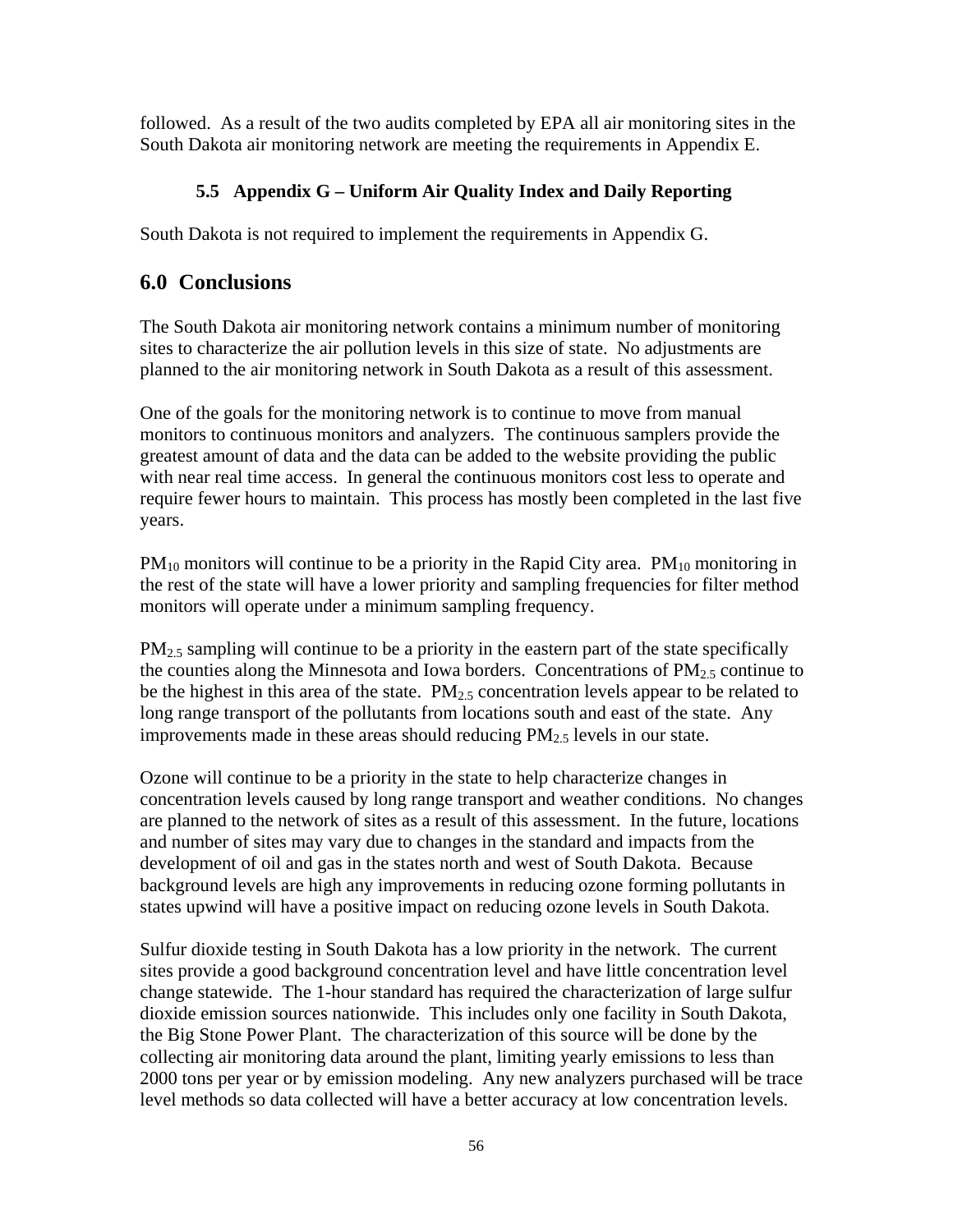followed. As a result of the two audits completed by EPA all air monitoring sites in the South Dakota air monitoring network are meeting the requirements in Appendix E.

### 5.5 Appendix G – Uniform Air Quality Index and Daily Reporting

South Dakota is not required to implement the requirements in Appendix G.

## 6.0 Conclusions

The South Dakota air monitoring network contains a minimum number of monitoring sites to characterize the air pollution levels in this size of state. No adjustments are planned to the air monitoring network in South Dakota as a result of this assessment.

One of the goals for the monitoring network is to continue to move from manual monitors to continuous monitors and analyzers. The continuous samplers provide the greatest amount of data and the data can be added to the website providing the public with near real time access. In general the continuous monitors cost less to operate and require fewer hours to maintain. This process has mostly been completed in the last five years.

$PM_{10}$ monitors will continue to be a priority in the Rapid City area. $PM_{10}$ monitoring in the rest of the state will have a lower priority and sampling frequencies for filter method monitors will operate under a minimum sampling frequency.

$PM_{2.5}$ sampling will continue to be a priority in the eastern part of the state specifically the counties along the Minnesota and Iowa borders. Concentrations of $PM_{2.5}$ continue to be the highest in this area of the state. $PM_{2.5}$ concentration levels appear to be related to long range transport of the pollutants from locations south and east of the state. Any improvements made in these areas should reducing $PM_{2.5}$ levels in our state.

Ozone will continue to be a priority in the state to help characterize changes in concentration levels caused by long range transport and weather conditions. No changes are planned to the network of sites as a result of this assessment. In the future, locations and number of sites may vary due to changes in the standard and impacts from the development of oil and gas in the states north and west of South Dakota. Because background levels are high any improvements in reducing ozone forming pollutants in states upwind will have a positive impact on reducing ozone levels in South Dakota.

Sulfur dioxide testing in South Dakota has a low priority in the network. The current sites provide a good background concentration level and have little concentration level change statewide. The 1-hour standard has required the characterization of large sulfur dioxide emission sources nationwide. This includes only one facility in South Dakota, the Big Stone Power Plant. The characterization of this source will be done by the collecting air monitoring data around the plant, limiting yearly emissions to less than 2000 tons per year or by emission modeling. Any new analyzers purchased will be trace level methods so data collected will have a better accuracy at low concentration levels.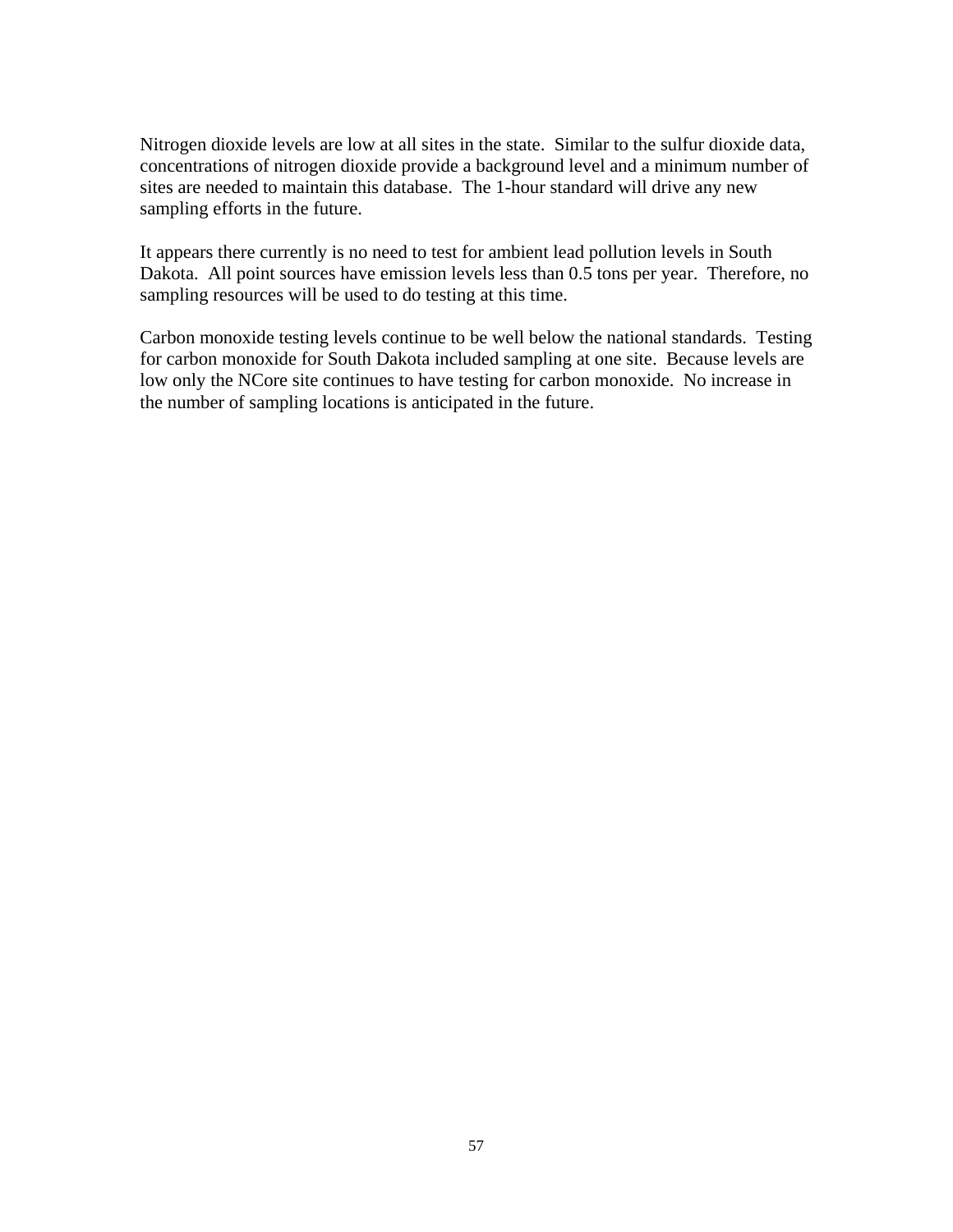Nitrogen dioxide levels are low at all sites in the state. Similar to the sulfur dioxide data, concentrations of nitrogen dioxide provide a background level and a minimum number of sites are needed to maintain this database. The 1-hour standard will drive any new sampling efforts in the future.

It appears there currently is no need to test for ambient lead pollution levels in South Dakota. All point sources have emission levels less than 0.5 tons per year. Therefore, no sampling resources will be used to do testing at this time.

Carbon monoxide testing levels continue to be well below the national standards. Testing for carbon monoxide for South Dakota included sampling at one site. Because levels are low only the NCore site continues to have testing for carbon monoxide. No increase in the number of sampling locations is anticipated in the future.